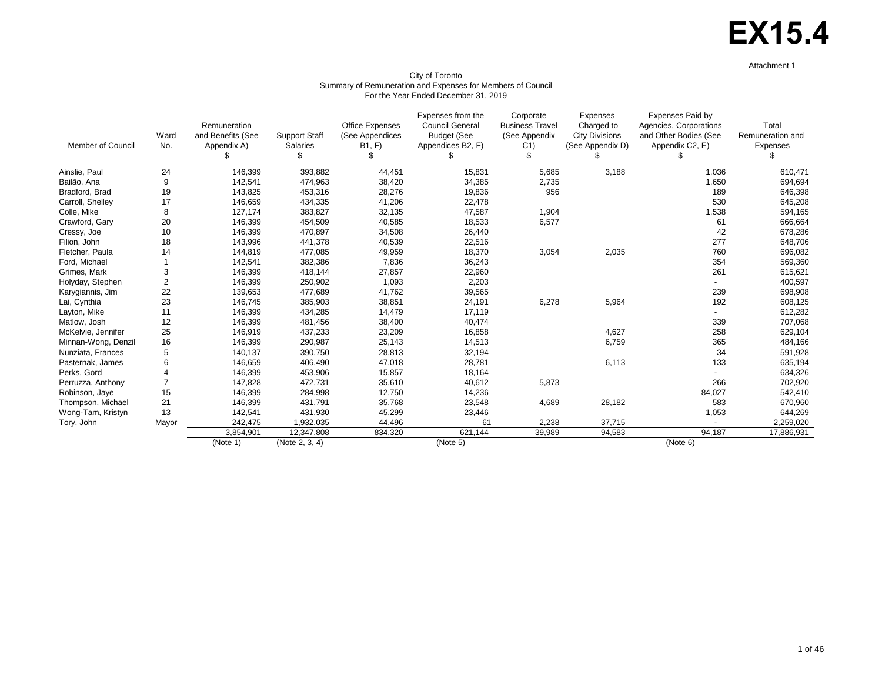# EX15.4

Attachment 1

City of Toronto
Summary of Remuneration and Expenses for Members of Council
For the Year Ended December 31, 2019

| Member of Council | Ward No. | Remuneration and Benefits (See Appendix A) | Support Staff Salaries | Office Expenses (See Appendices B1, F) | Expenses from the Council General Budget (See Appendices B2, F) | Corporate Business Travel (See Appendix C1) | Expenses Charged to City Divisions (See Appendix D) | Expenses Paid by Agencies, Corporations and Other Bodies (See Appendix C2, E) | Total Remuneration and Expenses |
|---|---|---|---|---|---|---|---|---|---|
| | | $ | $ | $ | $ | $ | $ | $ | $ |
| Ainslie, Paul | 24 | 146,399 | 393,882 | 44,451 | 15,831 | 5,685 | 3,188 | 1,036 | 610,471 |
| Bailão, Ana | 9 | 142,541 | 474,963 | 38,420 | 34,385 | 2,735 | | 1,650 | 694,694 |
| Bradford, Brad | 19 | 143,825 | 453,316 | 28,276 | 19,836 | 956 | | 189 | 646,398 |
| Carroll, Shelley | 17 | 146,659 | 434,335 | 41,206 | 22,478 | | | 530 | 645,208 |
| Colle, Mike | 8 | 127,174 | 383,827 | 32,135 | 47,587 | 1,904 | | 1,538 | 594,165 |
| Crawford, Gary | 20 | 146,399 | 454,509 | 40,585 | 18,533 | 6,577 | | 61 | 666,664 |
| Cressy, Joe | 10 | 146,399 | 470,897 | 34,508 | 26,440 | | | 42 | 678,286 |
| Filion, John | 18 | 143,996 | 441,378 | 40,539 | 22,516 | | | 277 | 648,706 |
| Fletcher, Paula | 14 | 144,819 | 477,085 | 49,959 | 18,370 | 3,054 | 2,035 | 760 | 696,082 |
| Ford, Michael | 1 | 142,541 | 382,386 | 7,836 | 36,243 | | | 354 | 569,360 |
| Grimes, Mark | 3 | 146,399 | 418,144 | 27,857 | 22,960 | | | 261 | 615,621 |
| Holyday, Stephen | 2 | 146,399 | 250,902 | 1,093 | 2,203 | | | - | 400,597 |
| Karygiannis, Jim | 22 | 139,653 | 477,689 | 41,762 | 39,565 | | | 239 | 698,908 |
| Lai, Cynthia | 23 | 146,745 | 385,903 | 38,851 | 24,191 | 6,278 | 5,964 | 192 | 608,125 |
| Layton, Mike | 11 | 146,399 | 434,285 | 14,479 | 17,119 | | | - | 612,282 |
| Matlow, Josh | 12 | 146,399 | 481,456 | 38,400 | 40,474 | | | 339 | 707,068 |
| McKelvie, Jennifer | 25 | 146,919 | 437,233 | 23,209 | 16,858 | | 4,627 | 258 | 629,104 |
| Minnan-Wong, Denzil | 16 | 146,399 | 290,987 | 25,143 | 14,513 | | 6,759 | 365 | 484,166 |
| Nunziata, Frances | 5 | 140,137 | 390,750 | 28,813 | 32,194 | | | 34 | 591,928 |
| Pasternak, James | 6 | 146,659 | 406,490 | 47,018 | 28,781 | | 6,113 | 133 | 635,194 |
| Perks, Gord | 4 | 146,399 | 453,906 | 15,857 | 18,164 | | | - | 634,326 |
| Perruzza, Anthony | 7 | 147,828 | 472,731 | 35,610 | 40,612 | 5,873 | | 266 | 702,920 |
| Robinson, Jaye | 15 | 146,399 | 284,998 | 12,750 | 14,236 | | | 84,027 | 542,410 |
| Thompson, Michael | 21 | 146,399 | 431,791 | 35,768 | 23,548 | 4,689 | 28,182 | 583 | 670,960 |
| Wong-Tam, Kristyn | 13 | 142,541 | 431,930 | 45,299 | 23,446 | | | 1,053 | 644,269 |
| Tory, John | Mayor | 242,475 | 1,932,035 | 44,496 | 61 | 2,238 | 37,715 | - | 2,259,020 |
| | | 3,854,901 | 12,347,808 | 834,320 | 621,144 | 39,989 | 94,583 | 94,187 | 17,886,931 |
| | | (Note 1) | (Note 2, 3, 4) | | (Note 5) | | | (Note 6) | |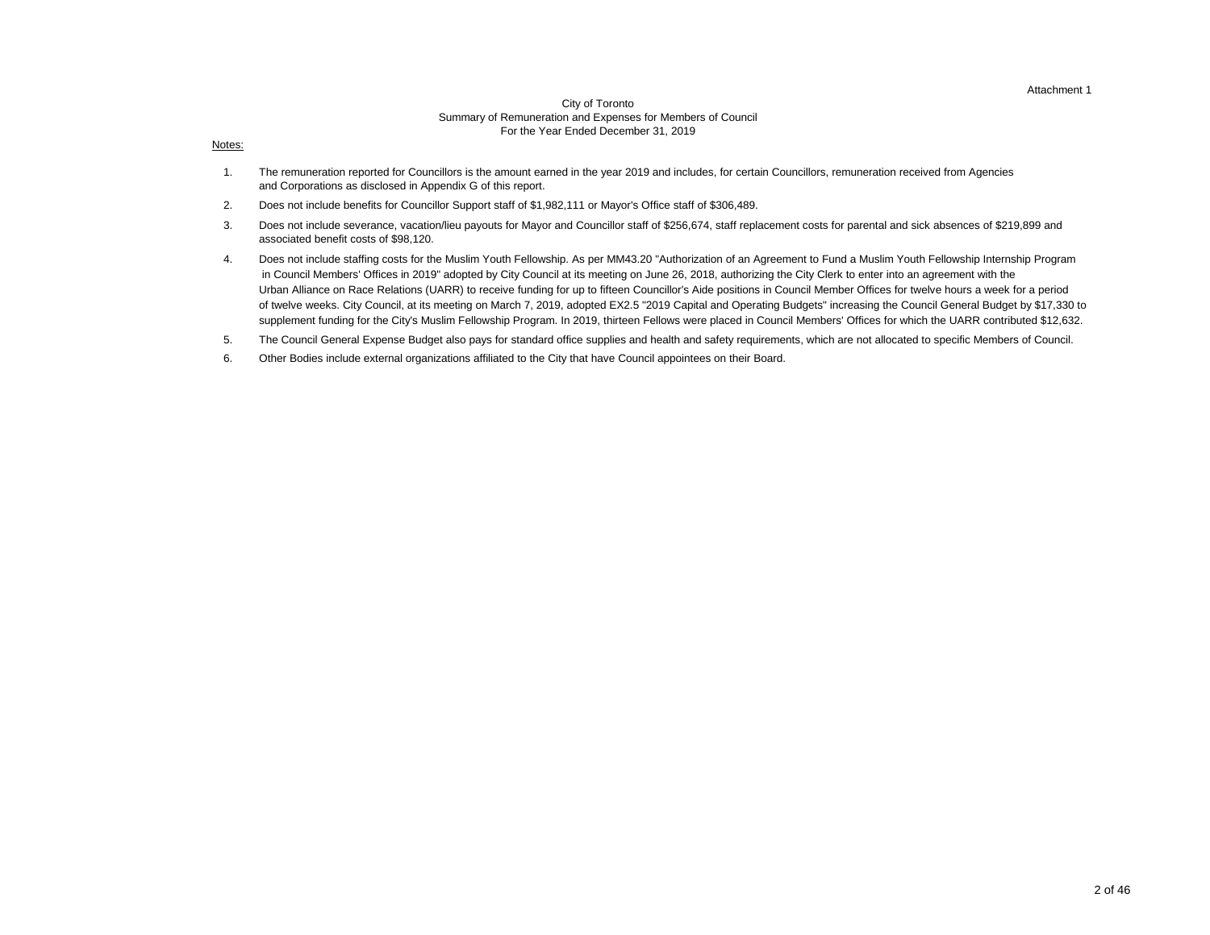Attachment 1

City of Toronto
Summary of Remuneration and Expenses for Members of Council
For the Year Ended December 31, 2019

Notes:

1. The remuneration reported for Councillors is the amount earned in the year 2019 and includes, for certain Councillors, remuneration received from Agencies and Corporations as disclosed in Appendix G of this report.
2. Does not include benefits for Councillor Support staff of $1,982,111 or Mayor's Office staff of $306,489.
3. Does not include severance, vacation/lieu payouts for Mayor and Councillor staff of $256,674, staff replacement costs for parental and sick absences of $219,899 and associated benefit costs of $98,120.
4. Does not include staffing costs for the Muslim Youth Fellowship. As per MM43.20 "Authorization of an Agreement to Fund a Muslim Youth Fellowship Internship Program in Council Members' Offices in 2019" adopted by City Council at its meeting on June 26, 2018, authorizing the City Clerk to enter into an agreement with the Urban Alliance on Race Relations (UARR) to receive funding for up to fifteen Councillor's Aide positions in Council Member Offices for twelve hours a week for a period of twelve weeks. City Council, at its meeting on March 7, 2019, adopted EX2.5 "2019 Capital and Operating Budgets" increasing the Council General Budget by $17,330 to supplement funding for the City's Muslim Fellowship Program. In 2019, thirteen Fellows were placed in Council Members' Offices for which the UARR contributed $12,632.
5. The Council General Expense Budget also pays for standard office supplies and health and safety requirements, which are not allocated to specific Members of Council.
6. Other Bodies include external organizations affiliated to the City that have Council appointees on their Board.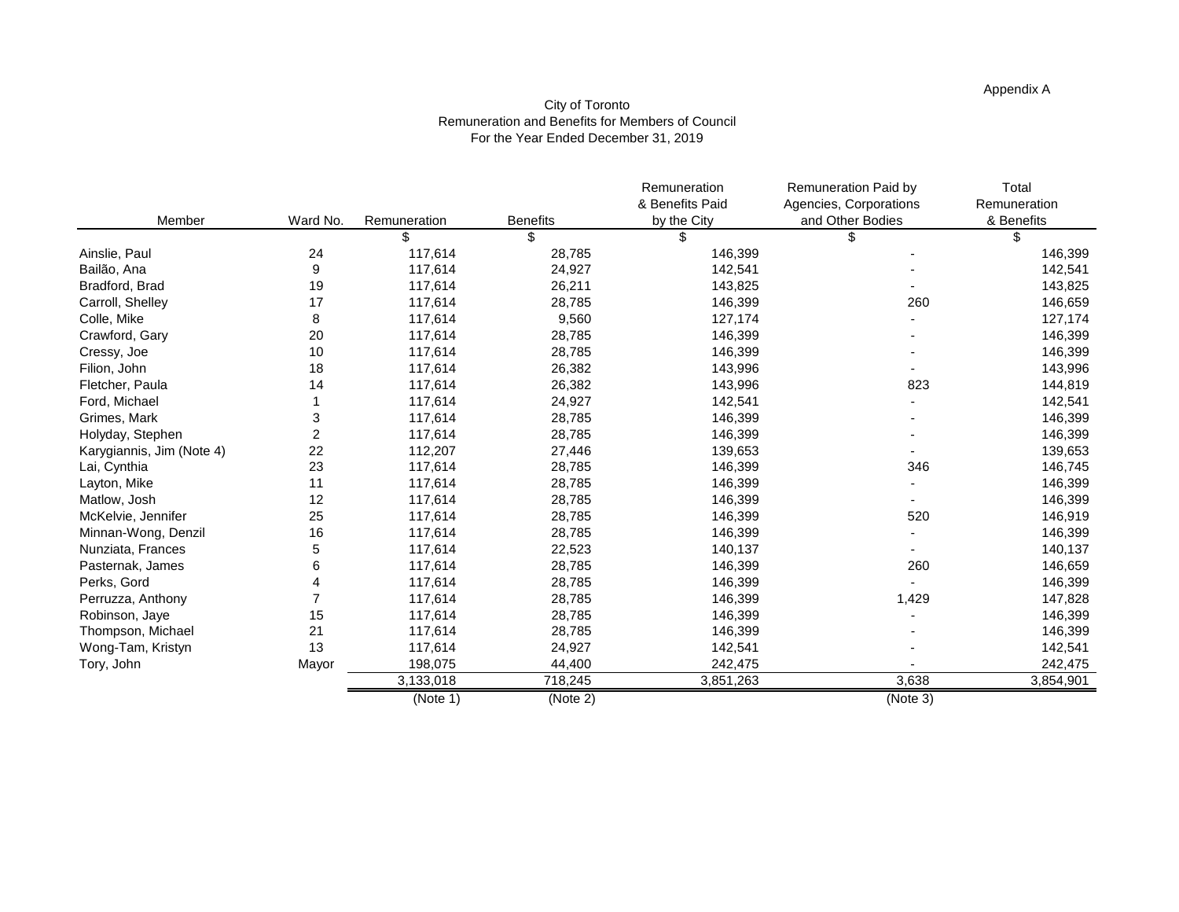Appendix A

City of Toronto
Remuneration and Benefits for Members of Council
For the Year Ended December 31, 2019

| Member | Ward No. | Remuneration | Benefits | Remuneration & Benefits Paid by the City | Remuneration Paid by Agencies, Corporations and Other Bodies | Total Remuneration & Benefits |
|---|---|---|---|---|---|---|
| | | $ | $ | $ | $ | $ |
| Ainslie, Paul | 24 | 117,614 | 28,785 | 146,399 | - | 146,399 |
| Bailão, Ana | 9 | 117,614 | 24,927 | 142,541 | - | 142,541 |
| Bradford, Brad | 19 | 117,614 | 26,211 | 143,825 | - | 143,825 |
| Carroll, Shelley | 17 | 117,614 | 28,785 | 146,399 | 260 | 146,659 |
| Colle, Mike | 8 | 117,614 | 9,560 | 127,174 | - | 127,174 |
| Crawford, Gary | 20 | 117,614 | 28,785 | 146,399 | - | 146,399 |
| Cressy, Joe | 10 | 117,614 | 28,785 | 146,399 | - | 146,399 |
| Filion, John | 18 | 117,614 | 26,382 | 143,996 | - | 143,996 |
| Fletcher, Paula | 14 | 117,614 | 26,382 | 143,996 | 823 | 144,819 |
| Ford, Michael | 1 | 117,614 | 24,927 | 142,541 | - | 142,541 |
| Grimes, Mark | 3 | 117,614 | 28,785 | 146,399 | - | 146,399 |
| Holyday, Stephen | 2 | 117,614 | 28,785 | 146,399 | - | 146,399 |
| Karygiannis, Jim (Note 4) | 22 | 112,207 | 27,446 | 139,653 | - | 139,653 |
| Lai, Cynthia | 23 | 117,614 | 28,785 | 146,399 | 346 | 146,745 |
| Layton, Mike | 11 | 117,614 | 28,785 | 146,399 | - | 146,399 |
| Matlow, Josh | 12 | 117,614 | 28,785 | 146,399 | - | 146,399 |
| McKelvie, Jennifer | 25 | 117,614 | 28,785 | 146,399 | 520 | 146,919 |
| Minnan-Wong, Denzil | 16 | 117,614 | 28,785 | 146,399 | - | 146,399 |
| Nunziata, Frances | 5 | 117,614 | 22,523 | 140,137 | - | 140,137 |
| Pasternak, James | 6 | 117,614 | 28,785 | 146,399 | 260 | 146,659 |
| Perks, Gord | 4 | 117,614 | 28,785 | 146,399 | - | 146,399 |
| Perruzza, Anthony | 7 | 117,614 | 28,785 | 146,399 | 1,429 | 147,828 |
| Robinson, Jaye | 15 | 117,614 | 28,785 | 146,399 | - | 146,399 |
| Thompson, Michael | 21 | 117,614 | 28,785 | 146,399 | - | 146,399 |
| Wong-Tam, Kristyn | 13 | 117,614 | 24,927 | 142,541 | - | 142,541 |
| Tory, John | Mayor | 198,075 | 44,400 | 242,475 | - | 242,475 |
| | | 3,133,018 | 718,245 | 3,851,263 | 3,638 | 3,854,901 |
| | | (Note 1) | (Note 2) | | (Note 3) | |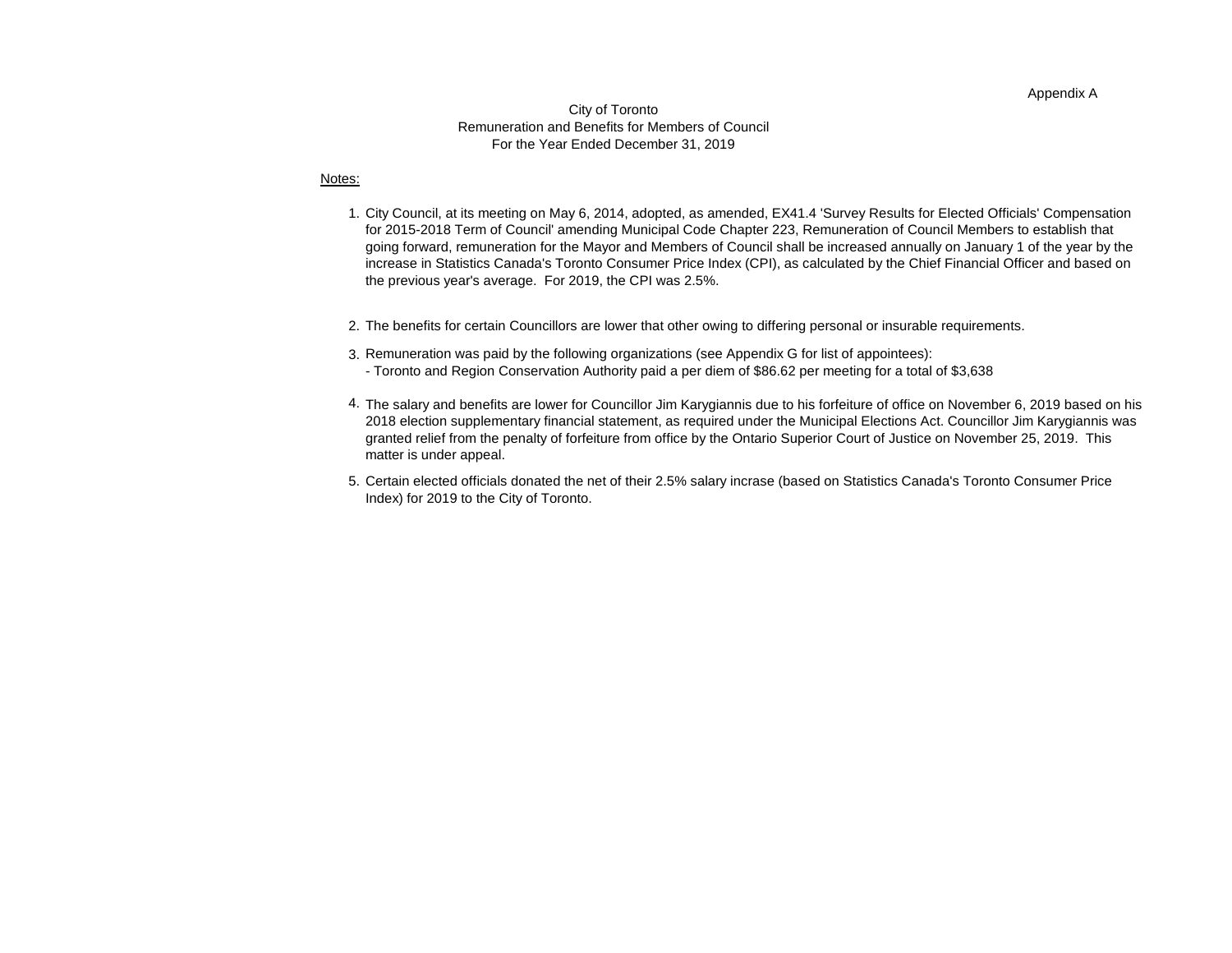Appendix A

City of Toronto
Remuneration and Benefits for Members of Council
For the Year Ended December 31, 2019

Notes:

1. City Council, at its meeting on May 6, 2014, adopted, as amended, EX41.4 'Survey Results for Elected Officials' Compensation for 2015-2018 Term of Council' amending Municipal Code Chapter 223, Remuneration of Council Members to establish that going forward, remuneration for the Mayor and Members of Council shall be increased annually on January 1 of the year by the increase in Statistics Canada's Toronto Consumer Price Index (CPI), as calculated by the Chief Financial Officer and based on the previous year's average. For 2019, the CPI was 2.5%.

2. The benefits for certain Councillors are lower that other owing to differing personal or insurable requirements.

3. Remuneration was paid by the following organizations (see Appendix G for list of appointees):
   - Toronto and Region Conservation Authority paid a per diem of $86.62 per meeting for a total of $3,638

4. The salary and benefits are lower for Councillor Jim Karygiannis due to his forfeiture of office on November 6, 2019 based on his 2018 election supplementary financial statement, as required under the Municipal Elections Act. Councillor Jim Karygiannis was granted relief from the penalty of forfeiture from office by the Ontario Superior Court of Justice on November 25, 2019. This matter is under appeal.

5. Certain elected officials donated the net of their 2.5% salary incrase (based on Statistics Canada's Toronto Consumer Price Index) for 2019 to the City of Toronto.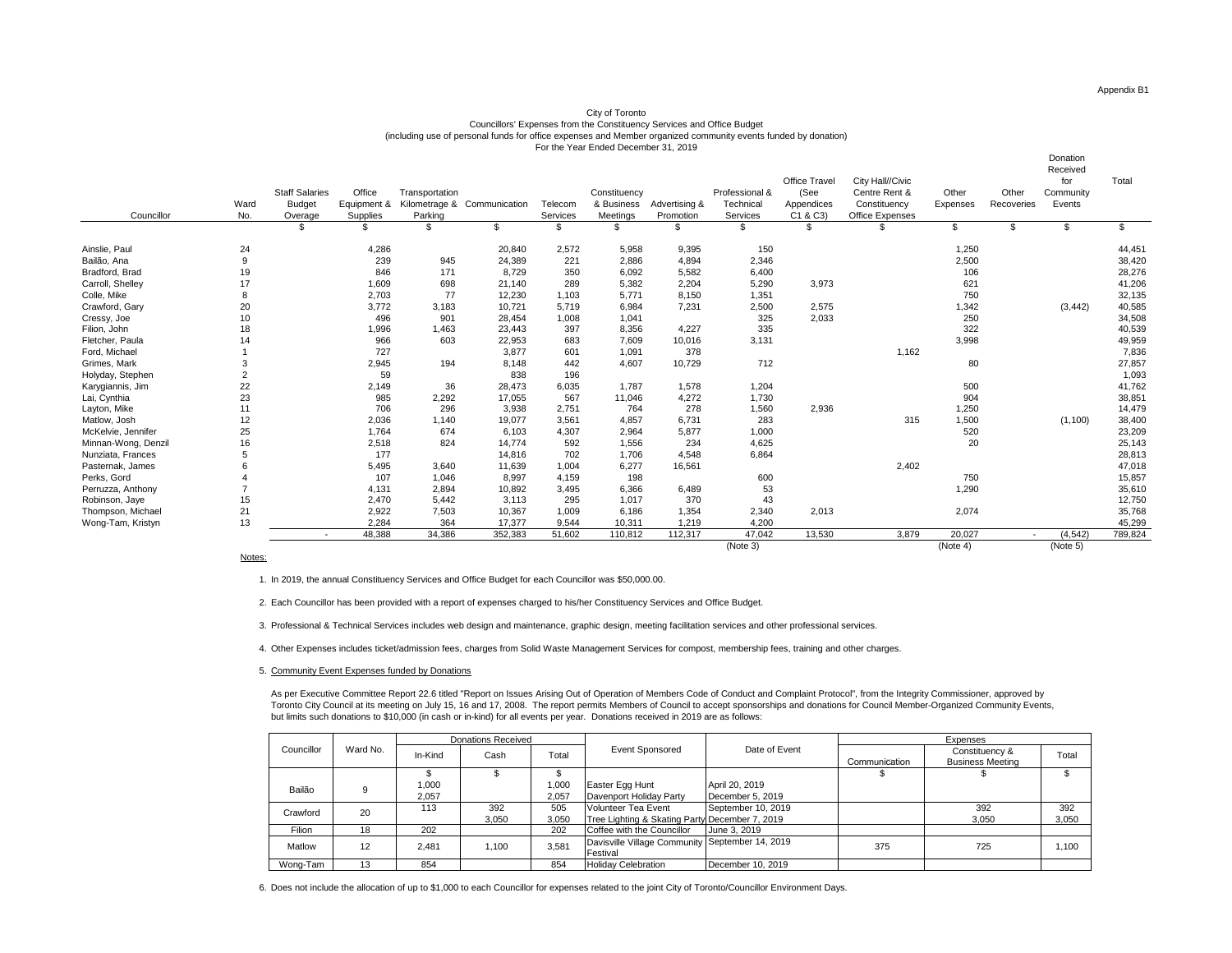Appendix B1

City of Toronto
Councillors' Expenses from the Constituency Services and Office Budget
(including use of personal funds for office expenses and Member organized community events funded by donation)
For the Year Ended December 31, 2019

| Councillor | Ward No. | Staff Salaries Budget Overage | Office Equipment & Supplies | Transportation Kilometrage & Parking | Communication | Telecom Services | Constituency & Business Meetings | Advertising & Promotion | Professional & Technical Services | Office Travel (See Appendices C1 & C3) | City Hall//Civic Centre Rent & Constituency Office Expenses | Other Expenses | Other Recoveries | Donation Received for Community Events | Total |
|---|---|---|---|---|---|---|---|---|---|---|---|---|---|---|---|
| | | $ | $ | $ | $ | $ | $ | $ | $ | $ | $ | $ | $ | $ | $ |
| Ainslie, Paul | 24 | | 4,286 | | 20,840 | 2,572 | 5,958 | 9,395 | 150 | | | 1,250 | | | 44,451 |
| Bailão, Ana | 9 | | 239 | 945 | 24,389 | 221 | 2,886 | 4,894 | 2,346 | | | 2,500 | | | 38,420 |
| Bradford, Brad | 19 | | 846 | 171 | 8,729 | 350 | 6,092 | 5,582 | 6,400 | | | 106 | | | 28,276 |
| Carroll, Shelley | 17 | | 1,609 | 698 | 21,140 | 289 | 5,382 | 2,204 | 5,290 | 3,973 | | 621 | | | 41,206 |
| Colle, Mike | 8 | | 2,703 | 77 | 12,230 | 1,103 | 5,771 | 8,150 | 1,351 | | | 750 | | | 32,135 |
| Crawford, Gary | 20 | | 3,772 | 3,183 | 10,721 | 5,719 | 6,984 | 7,231 | 2,500 | 2,575 | | 1,342 | | (3,442) | 40,585 |
| Cressy, Joe | 10 | | 496 | 901 | 28,454 | 1,008 | 1,041 | | 325 | 2,033 | | 250 | | | 34,508 |
| Filion, John | 18 | | 1,996 | 1,463 | 23,443 | 397 | 8,356 | 4,227 | 335 | | | 322 | | | 40,539 |
| Fletcher, Paula | 14 | | 966 | 603 | 22,953 | 683 | 7,609 | 10,016 | 3,131 | | | 3,998 | | | 49,959 |
| Ford, Michael | 1 | | 727 | | 3,877 | 601 | 1,091 | 378 | | | 1,162 | | | | 7,836 |
| Grimes, Mark | 3 | | 2,945 | 194 | 8,148 | 442 | 4,607 | 10,729 | 712 | | | 80 | | | 27,857 |
| Holyday, Stephen | 2 | | 59 | | 838 | 196 | | | | | | | | | 1,093 |
| Karygiannis, Jim | 22 | | 2,149 | 36 | 28,473 | 6,035 | 1,787 | 1,578 | 1,204 | | | 500 | | | 41,762 |
| Lai, Cynthia | 23 | | 985 | 2,292 | 17,055 | 567 | 11,046 | 4,272 | 1,730 | | | 904 | | | 38,851 |
| Layton, Mike | 11 | | 706 | 296 | 3,938 | 2,751 | 764 | 278 | 1,560 | 2,936 | | 1,250 | | | 14,479 |
| Matlow, Josh | 12 | | 2,036 | 1,140 | 19,077 | 3,561 | 4,857 | 6,731 | 283 | | 315 | 1,500 | | (1,100) | 38,400 |
| McKelvie, Jennifer | 25 | | 1,764 | 674 | 6,103 | 4,307 | 2,964 | 5,877 | 1,000 | | | 520 | | | 23,209 |
| Minnan-Wong, Denzil | 16 | | 2,518 | 824 | 14,774 | 592 | 1,556 | 234 | 4,625 | | | 20 | | | 25,143 |
| Nunziata, Frances | 5 | | 177 | | 14,816 | 702 | 1,706 | 4,548 | 6,864 | | | | | | 28,813 |
| Pasternak, James | 6 | | 5,495 | 3,640 | 11,639 | 1,004 | 6,277 | 16,561 | | | 2,402 | | | | 47,018 |
| Perks, Gord | 4 | | 107 | 1,046 | 8,997 | 4,159 | 198 | | 600 | | | 750 | | | 15,857 |
| Perruzza, Anthony | 7 | | 4,131 | 2,894 | 10,892 | 3,495 | 6,366 | 6,489 | 53 | | | 1,290 | | | 35,610 |
| Robinson, Jaye | 15 | | 2,470 | 5,442 | 3,113 | 295 | 1,017 | 370 | 43 | | | | | | 12,750 |
| Thompson, Michael | 21 | | 2,922 | 7,503 | 10,367 | 1,009 | 6,186 | 1,354 | 2,340 | 2,013 | | 2,074 | | | 35,768 |
| Wong-Tam, Kristyn | 13 | | 2,284 | 364 | 17,377 | 9,544 | 10,311 | 1,219 | 4,200 | | | | | | 45,299 |
| | | - | 48,388 | 34,386 | 352,383 | 51,602 | 110,812 | 112,317 | 47,042 | 13,530 | 3,879 | 20,027 | - | (4,542) | 789,824 |
| | | | | | | | | | (Note 3) | | | (Note 4) | | (Note 5) | |

Notes:

1. In 2019, the annual Constituency Services and Office Budget for each Councillor was $50,000.00.

2. Each Councillor has been provided with a report of expenses charged to his/her Constituency Services and Office Budget.

3. Professional & Technical Services includes web design and maintenance, graphic design, meeting facilitation services and other professional services.

4. Other Expenses includes ticket/admission fees, charges from Solid Waste Management Services for compost, membership fees, training and other charges.

5. Community Event Expenses funded by Donations

As per Executive Committee Report 22.6 titled "Report on Issues Arising Out of Operation of Members Code of Conduct and Complaint Protocol", from the Integrity Commissioner, approved by Toronto City Council at its meeting on July 15, 16 and 17, 2008. The report permits Members of Council to accept sponsorships and donations for Council Member-Organized Community Events, but limits such donations to $10,000 (in cash or in-kind) for all events per year. Donations received in 2019 are as follows:

| Councillor | Ward No. | Donations Received | | | Event Sponsored | Date of Event | Expenses | | |
|---|---|---|---|---|---|---|---|---|---|
| | | In-Kind | Cash | Total | | | Communication | Constituency & Business Meeting | Total |
| | | $ | $ | $ | | | $ | $ | $ |
| Bailão | 9 | 1,000 | | 1,000 | Easter Egg Hunt | April 20, 2019 | | | |
| | | 2,057 | | 2,057 | Davenport Holiday Party | December 5, 2019 | | | |
| Crawford | 20 | 113 | 392 | 505 | Volunteer Tea Event | September 10, 2019 | | 392 | 392 |
| | | | 3,050 | 3,050 | Tree Lighting & Skating Party | December 7, 2019 | | 3,050 | 3,050 |
| Filion | 18 | 202 | | 202 | Coffee with the Councillor | June 3, 2019 | | | |
| Matlow | 12 | 2,481 | 1,100 | 3,581 | Davisville Village Community Festival | September 14, 2019 | 375 | 725 | 1,100 |
| Wong-Tam | 13 | 854 | | 854 | Holiday Celebration | December 10, 2019 | | | |

6. Does not include the allocation of up to $1,000 to each Councillor for expenses related to the joint City of Toronto/Councillor Environment Days.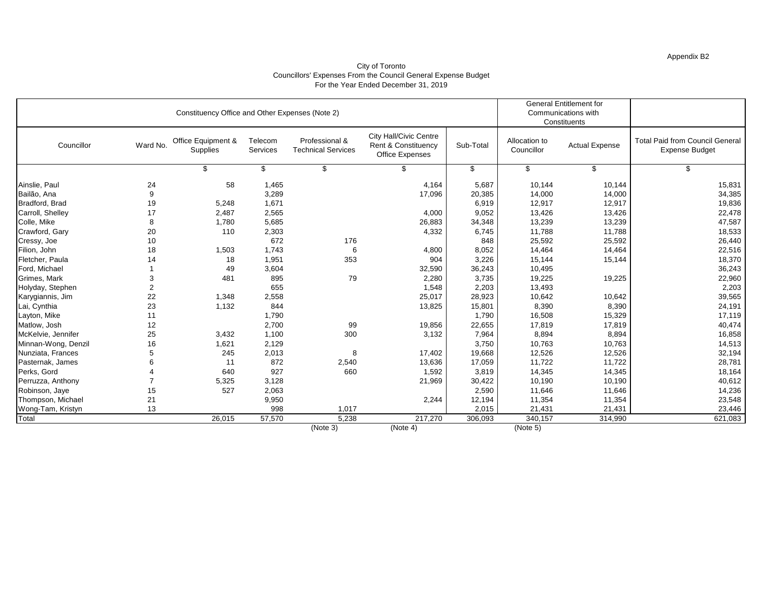Appendix B2

City of Toronto
Councillors' Expenses From the Council General Expense Budget
For the Year Ended December 31, 2019

| Constituency Office and Other Expenses (Note 2) | | | | | | | General Entitlement for Communications with Constituents | | |
|---|---|---|---|---|---|---|---|---|---|
| Councillor | Ward No. | Office Equipment & Supplies | Telecom Services | Professional & Technical Services | City Hall/Civic Centre Rent & Constituency Office Expenses | Sub-Total | Allocation to Councillor | Actual Expense | Total Paid from Council General Expense Budget |
| | | $ | $ | $ | $ | $ | $ | $ | $ |
| Ainslie, Paul | 24 | 58 | 1,465 | | 4,164 | 5,687 | 10,144 | 10,144 | 15,831 |
| Bailão, Ana | 9 | | 3,289 | | 17,096 | 20,385 | 14,000 | 14,000 | 34,385 |
| Bradford, Brad | 19 | 5,248 | 1,671 | | | 6,919 | 12,917 | 12,917 | 19,836 |
| Carroll, Shelley | 17 | 2,487 | 2,565 | | 4,000 | 9,052 | 13,426 | 13,426 | 22,478 |
| Colle, Mike | 8 | 1,780 | 5,685 | | 26,883 | 34,348 | 13,239 | 13,239 | 47,587 |
| Crawford, Gary | 20 | 110 | 2,303 | | 4,332 | 6,745 | 11,788 | 11,788 | 18,533 |
| Cressy, Joe | 10 | | 672 | 176 | | 848 | 25,592 | 25,592 | 26,440 |
| Filion, John | 18 | 1,503 | 1,743 | 6 | 4,800 | 8,052 | 14,464 | 14,464 | 22,516 |
| Fletcher, Paula | 14 | 18 | 1,951 | 353 | 904 | 3,226 | 15,144 | 15,144 | 18,370 |
| Ford, Michael | 1 | 49 | 3,604 | | 32,590 | 36,243 | 10,495 | | 36,243 |
| Grimes, Mark | 3 | 481 | 895 | 79 | 2,280 | 3,735 | 19,225 | 19,225 | 22,960 |
| Holyday, Stephen | 2 | | 655 | | 1,548 | 2,203 | 13,493 | | 2,203 |
| Karygiannis, Jim | 22 | 1,348 | 2,558 | | 25,017 | 28,923 | 10,642 | 10,642 | 39,565 |
| Lai, Cynthia | 23 | 1,132 | 844 | | 13,825 | 15,801 | 8,390 | 8,390 | 24,191 |
| Layton, Mike | 11 | | 1,790 | | | 1,790 | 16,508 | 15,329 | 17,119 |
| Matlow, Josh | 12 | | 2,700 | 99 | 19,856 | 22,655 | 17,819 | 17,819 | 40,474 |
| McKelvie, Jennifer | 25 | 3,432 | 1,100 | 300 | 3,132 | 7,964 | 8,894 | 8,894 | 16,858 |
| Minnan-Wong, Denzil | 16 | 1,621 | 2,129 | | | 3,750 | 10,763 | 10,763 | 14,513 |
| Nunziata, Frances | 5 | 245 | 2,013 | 8 | 17,402 | 19,668 | 12,526 | 12,526 | 32,194 |
| Pasternak, James | 6 | 11 | 872 | 2,540 | 13,636 | 17,059 | 11,722 | 11,722 | 28,781 |
| Perks, Gord | 4 | 640 | 927 | 660 | 1,592 | 3,819 | 14,345 | 14,345 | 18,164 |
| Perruzza, Anthony | 7 | 5,325 | 3,128 | | 21,969 | 30,422 | 10,190 | 10,190 | 40,612 |
| Robinson, Jaye | 15 | 527 | 2,063 | | | 2,590 | 11,646 | 11,646 | 14,236 |
| Thompson, Michael | 21 | | 9,950 | | 2,244 | 12,194 | 11,354 | 11,354 | 23,548 |
| Wong-Tam, Kristyn | 13 | | 998 | 1,017 | | 2,015 | 21,431 | 21,431 | 23,446 |
| Total | | 26,015 | 57,570 | 5,238 | 217,270 | 306,093 | 340,157 | 314,990 | 621,083 |
| | | | | (Note 3) | (Note 4) | | (Note 5) | | |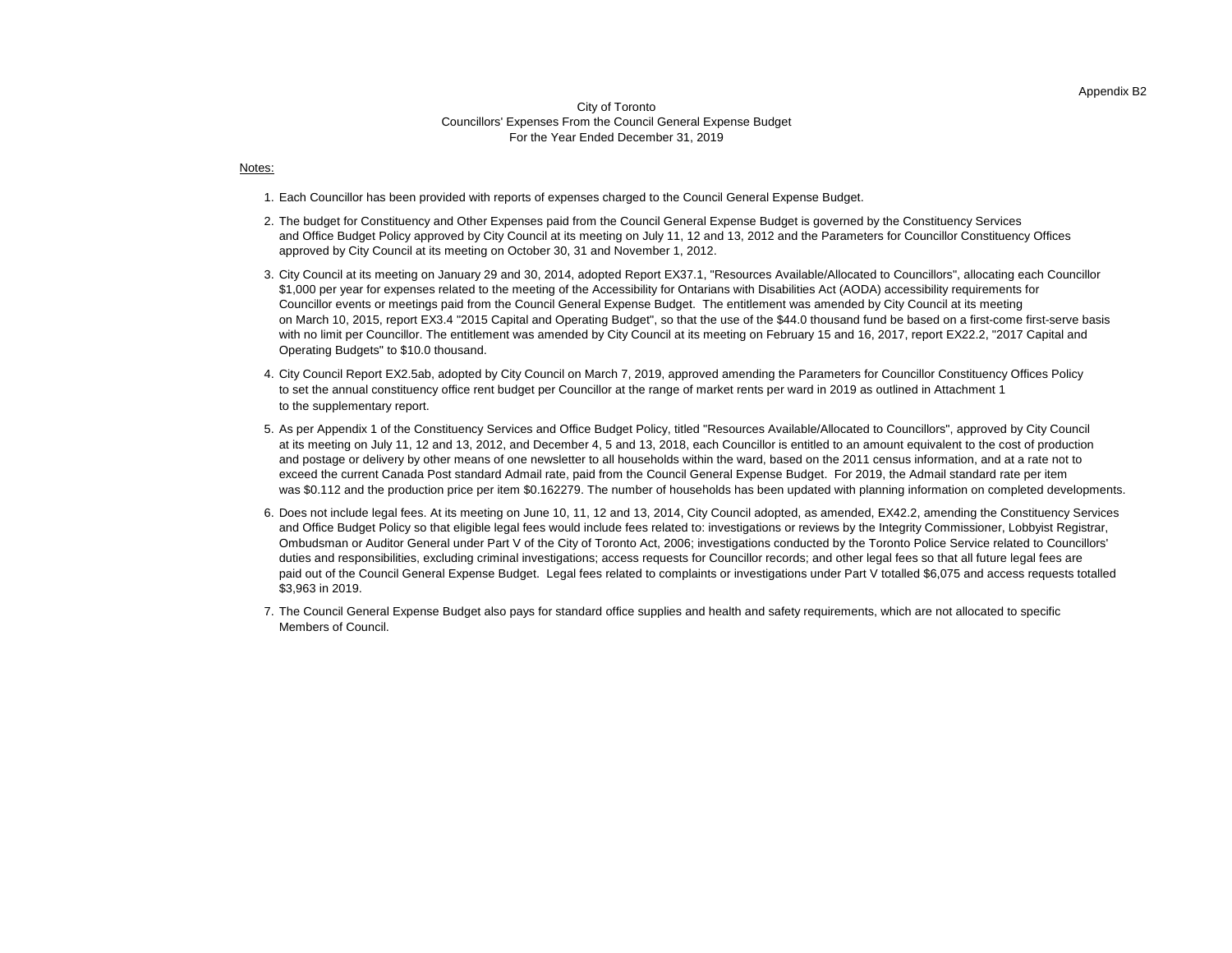Appendix B2

City of Toronto
Councillors' Expenses From the Council General Expense Budget
For the Year Ended December 31, 2019

Notes:

1. Each Councillor has been provided with reports of expenses charged to the Council General Expense Budget.
2. The budget for Constituency and Other Expenses paid from the Council General Expense Budget is governed by the Constituency Services and Office Budget Policy approved by City Council at its meeting on July 11, 12 and 13, 2012 and the Parameters for Councillor Constituency Offices approved by City Council at its meeting on October 30, 31 and November 1, 2012.
3. City Council at its meeting on January 29 and 30, 2014, adopted Report EX37.1, "Resources Available/Allocated to Councillors", allocating each Councillor $1,000 per year for expenses related to the meeting of the Accessibility for Ontarians with Disabilities Act (AODA) accessibility requirements for Councillor events or meetings paid from the Council General Expense Budget. The entitlement was amended by City Council at its meeting on March 10, 2015, report EX3.4 "2015 Capital and Operating Budget", so that the use of the $44.0 thousand fund be based on a first-come first-serve basis with no limit per Councillor. The entitlement was amended by City Council at its meeting on February 15 and 16, 2017, report EX22.2, "2017 Capital and Operating Budgets" to $10.0 thousand.
4. City Council Report EX2.5ab, adopted by City Council on March 7, 2019, approved amending the Parameters for Councillor Constituency Offices Policy to set the annual constituency office rent budget per Councillor at the range of market rents per ward in 2019 as outlined in Attachment 1 to the supplementary report.
5. As per Appendix 1 of the Constituency Services and Office Budget Policy, titled "Resources Available/Allocated to Councillors", approved by City Council at its meeting on July 11, 12 and 13, 2012, and December 4, 5 and 13, 2018, each Councillor is entitled to an amount equivalent to the cost of production and postage or delivery by other means of one newsletter to all households within the ward, based on the 2011 census information, and at a rate not to exceed the current Canada Post standard Admail rate, paid from the Council General Expense Budget. For 2019, the Admail standard rate per item was $0.112 and the production price per item $0.162279. The number of households has been updated with planning information on completed developments.
6. Does not include legal fees. At its meeting on June 10, 11, 12 and 13, 2014, City Council adopted, as amended, EX42.2, amending the Constituency Services and Office Budget Policy so that eligible legal fees would include fees related to: investigations or reviews by the Integrity Commissioner, Lobbyist Registrar, Ombudsman or Auditor General under Part V of the City of Toronto Act, 2006; investigations conducted by the Toronto Police Service related to Councillors' duties and responsibilities, excluding criminal investigations; access requests for Councillor records; and other legal fees so that all future legal fees are paid out of the Council General Expense Budget. Legal fees related to complaints or investigations under Part V totalled $6,075 and access requests totalled $3,963 in 2019.
7. The Council General Expense Budget also pays for standard office supplies and health and safety requirements, which are not allocated to specific Members of Council.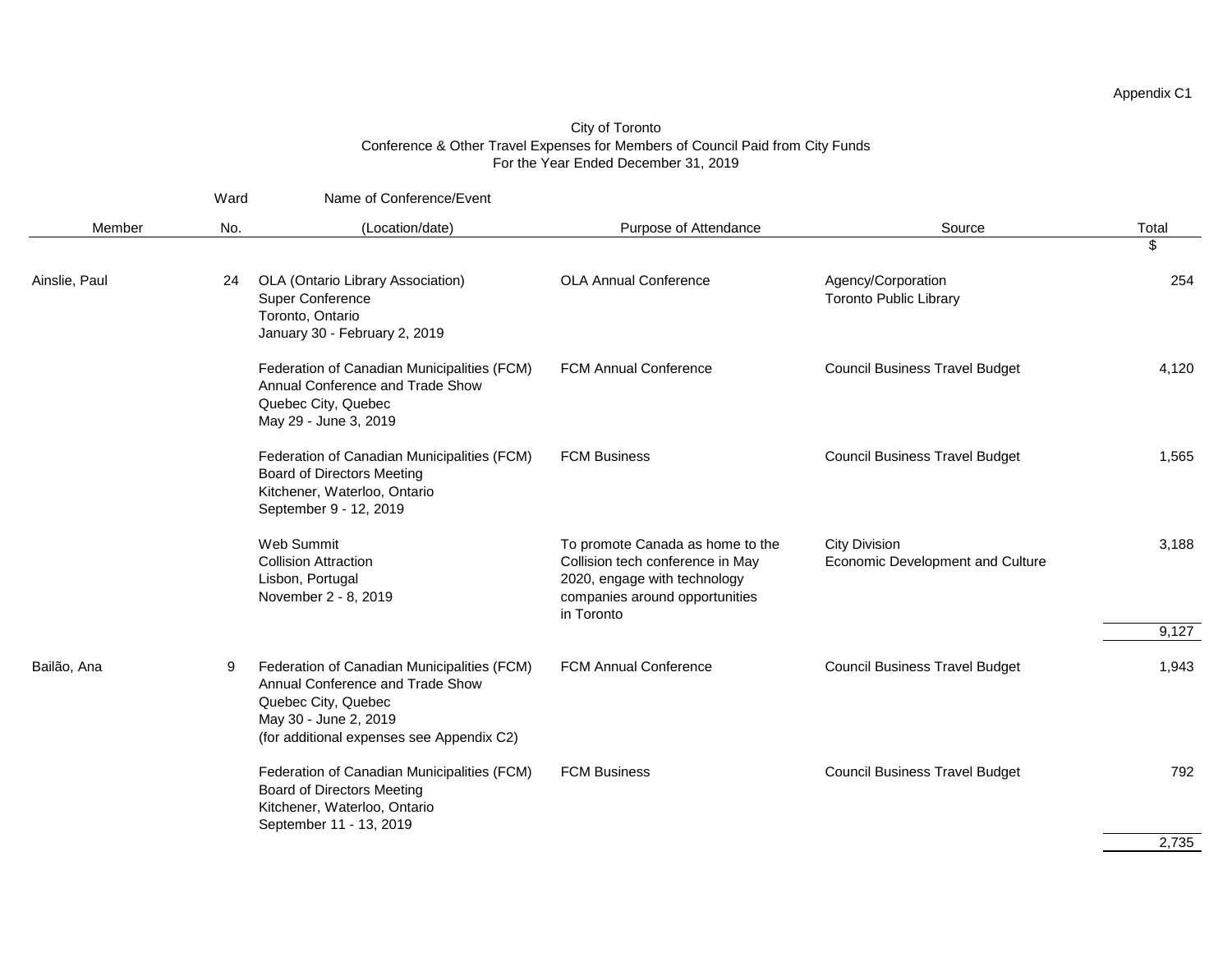Appendix C1

City of Toronto
Conference & Other Travel Expenses for Members of Council Paid from City Funds
For the Year Ended December 31, 2019

| Member | Ward No. | Name of Conference/Event (Location/date) | Purpose of Attendance | Source | Total $ |
|---|---|---|---|---|---|
| Ainslie, Paul | 24 | OLA (Ontario Library Association) Super Conference Toronto, Ontario January 30 - February 2, 2019 | OLA Annual Conference | Agency/Corporation Toronto Public Library | 254 |
| | | Federation of Canadian Municipalities (FCM) Annual Conference and Trade Show Quebec City, Quebec May 29 - June 3, 2019 | FCM Annual Conference | Council Business Travel Budget | 4,120 |
| | | Federation of Canadian Municipalities (FCM) Board of Directors Meeting Kitchener, Waterloo, Ontario September 9 - 12, 2019 | FCM Business | Council Business Travel Budget | 1,565 |
| | | Web Summit Collision Attraction Lisbon, Portugal November 2 - 8, 2019 | To promote Canada as home to the Collision tech conference in May 2020, engage with technology companies around opportunities in Toronto | City Division Economic Development and Culture | 3,188 |
| | | | | | 9,127 |
| Bailão, Ana | 9 | Federation of Canadian Municipalities (FCM) Annual Conference and Trade Show Quebec City, Quebec May 30 - June 2, 2019 (for additional expenses see Appendix C2) | FCM Annual Conference | Council Business Travel Budget | 1,943 |
| | | Federation of Canadian Municipalities (FCM) Board of Directors Meeting Kitchener, Waterloo, Ontario September 11 - 13, 2019 | FCM Business | Council Business Travel Budget | 792 |
| | | | | | 2,735 |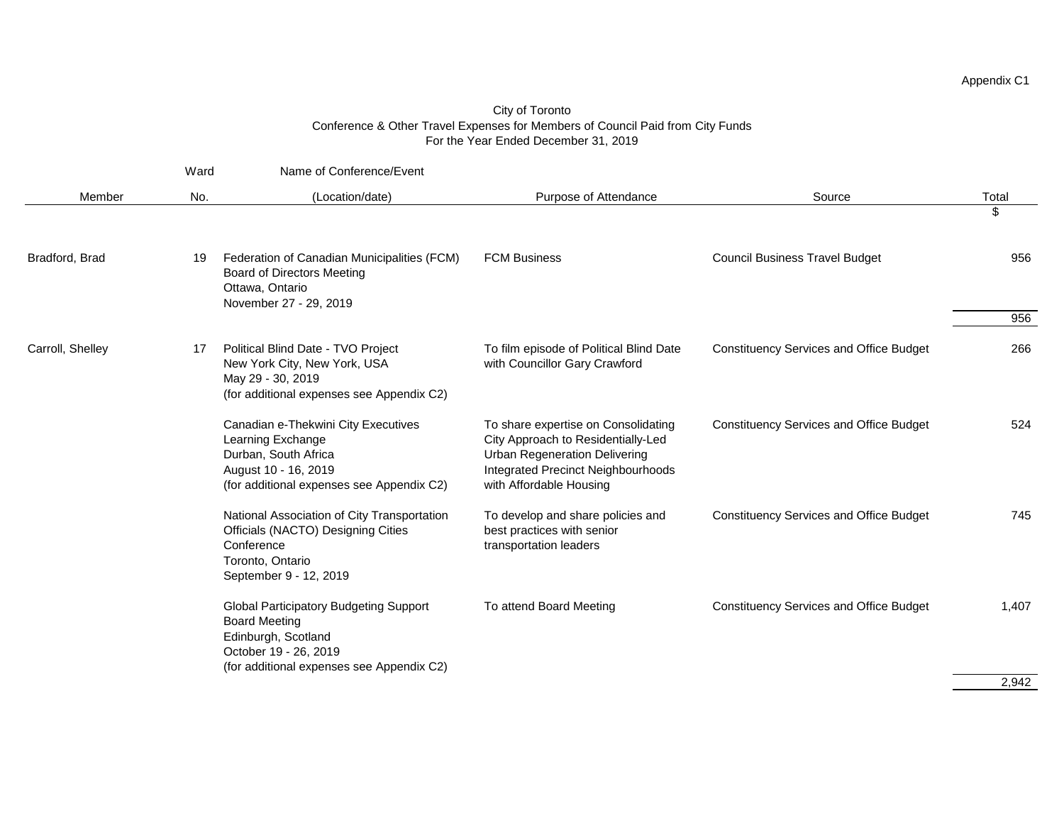Appendix C1

City of Toronto
Conference & Other Travel Expenses for Members of Council Paid from City Funds
For the Year Ended December 31, 2019

| Member | Ward No. | Name of Conference/Event (Location/date) | Purpose of Attendance | Source | Total $ |
|---|---|---|---|---|---|
| Bradford, Brad | 19 | Federation of Canadian Municipalities (FCM) Board of Directors Meeting<br>Ottawa, Ontario<br>November 27 - 29, 2019 | FCM Business | Council Business Travel Budget | 956 |
| | | | | | 956 |
| Carroll, Shelley | 17 | Political Blind Date - TVO Project<br>New York City, New York, USA<br>May 29 - 30, 2019<br>(for additional expenses see Appendix C2) | To film episode of Political Blind Date with Councillor Gary Crawford | Constituency Services and Office Budget | 266 |
| | | Canadian e-Thekwini City Executives Learning Exchange<br>Durban, South Africa<br>August 10 - 16, 2019<br>(for additional expenses see Appendix C2) | To share expertise on Consolidating City Approach to Residentially-Led Urban Regeneration Delivering Integrated Precinct Neighbourhoods with Affordable Housing | Constituency Services and Office Budget | 524 |
| | | National Association of City Transportation Officials (NACTO) Designing Cities Conference<br>Toronto, Ontario<br>September 9 - 12, 2019 | To develop and share policies and best practices with senior transportation leaders | Constituency Services and Office Budget | 745 |
| | | Global Participatory Budgeting Support Board Meeting<br>Edinburgh, Scotland<br>October 19 - 26, 2019<br>(for additional expenses see Appendix C2) | To attend Board Meeting | Constituency Services and Office Budget | 1,407 |
| | | | | | 2,942 |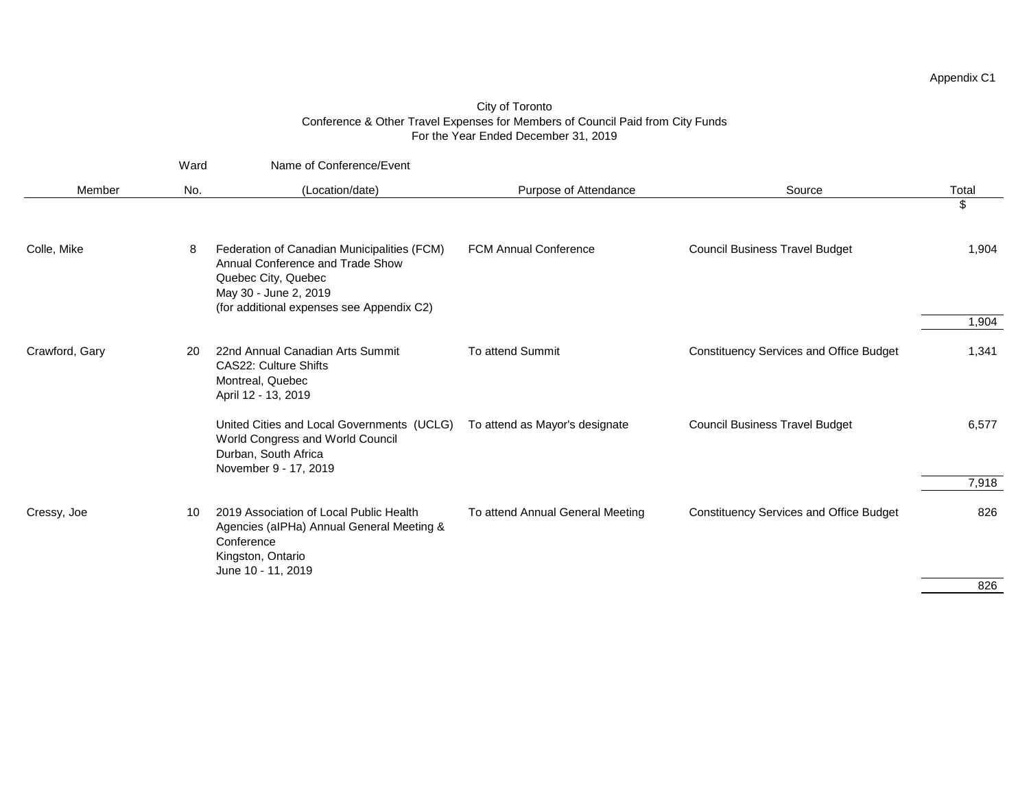Appendix C1

City of Toronto
Conference & Other Travel Expenses for Members of Council Paid from City Funds
For the Year Ended December 31, 2019

| Member | Ward No. | Name of Conference/Event (Location/date) | Purpose of Attendance | Source | Total $ |
|---|---|---|---|---|---|
| Colle, Mike | 8 | Federation of Canadian Municipalities (FCM) Annual Conference and Trade Show Quebec City, Quebec May 30 - June 2, 2019 (for additional expenses see Appendix C2) | FCM Annual Conference | Council Business Travel Budget | 1,904 |
| | | | | | 1,904 |
| Crawford, Gary | 20 | 22nd Annual Canadian Arts Summit CAS22: Culture Shifts Montreal, Quebec April 12 - 13, 2019 | To attend Summit | Constituency Services and Office Budget | 1,341 |
| | | United Cities and Local Governments (UCLG) World Congress and World Council Durban, South Africa November 9 - 17, 2019 | To attend as Mayor's designate | Council Business Travel Budget | 6,577 |
| | | | | | 7,918 |
| Cressy, Joe | 10 | 2019 Association of Local Public Health Agencies (alPHa) Annual General Meeting & Conference Kingston, Ontario June 10 - 11, 2019 | To attend Annual General Meeting | Constituency Services and Office Budget | 826 |
| | | | | | 826 |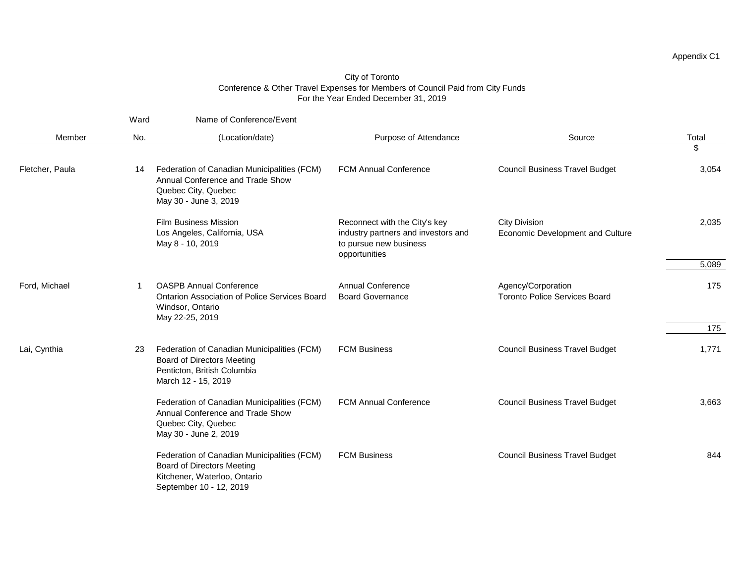Appendix C1

City of Toronto
Conference & Other Travel Expenses for Members of Council Paid from City Funds
For the Year Ended December 31, 2019

| Member | Ward No. | Name of Conference/Event (Location/date) | Purpose of Attendance | Source | Total $ |
|---|---|---|---|---|---|
| Fletcher, Paula | 14 | Federation of Canadian Municipalities (FCM) Annual Conference and Trade Show Quebec City, Quebec May 30 - June 3, 2019 | FCM Annual Conference | Council Business Travel Budget | 3,054 |
| | | Film Business Mission Los Angeles, California, USA May 8 - 10, 2019 | Reconnect with the City's key industry partners and investors and to pursue new business opportunities | City Division Economic Development and Culture | 2,035 |
| | | | | | 5,089 |
| Ford, Michael | 1 | OASPB Annual Conference Ontarion Association of Police Services Board Windsor, Ontario May 22-25, 2019 | Annual Conference Board Governance | Agency/Corporation Toronto Police Services Board | 175 |
| | | | | | 175 |
| Lai, Cynthia | 23 | Federation of Canadian Municipalities (FCM) Board of Directors Meeting Penticton, British Columbia March 12 - 15, 2019 | FCM Business | Council Business Travel Budget | 1,771 |
| | | Federation of Canadian Municipalities (FCM) Annual Conference and Trade Show Quebec City, Quebec May 30 - June 2, 2019 | FCM Annual Conference | Council Business Travel Budget | 3,663 |
| | | Federation of Canadian Municipalities (FCM) Board of Directors Meeting Kitchener, Waterloo, Ontario September 10 - 12, 2019 | FCM Business | Council Business Travel Budget | 844 |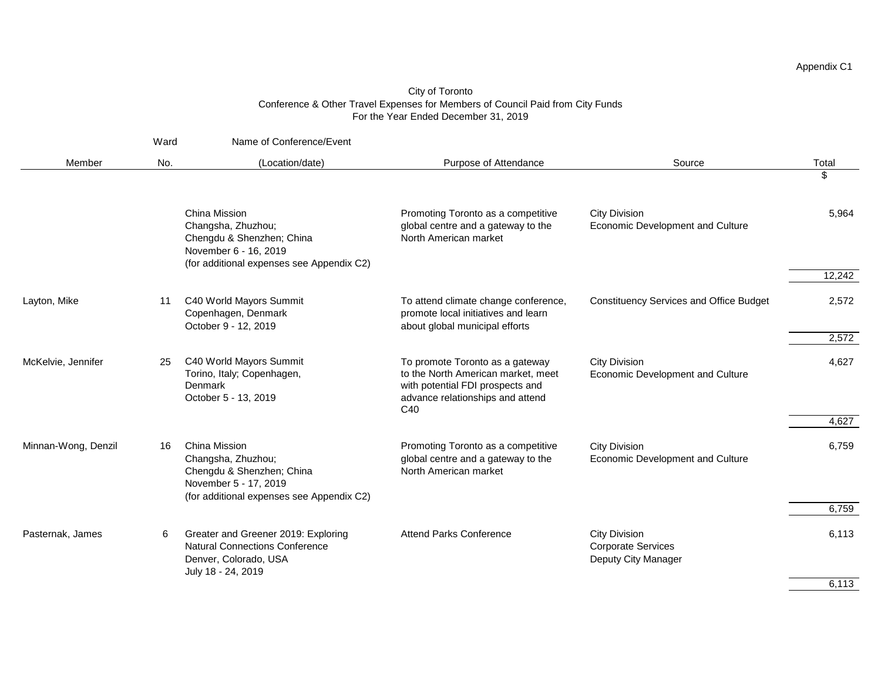Appendix C1

City of Toronto
Conference & Other Travel Expenses for Members of Council Paid from City Funds
For the Year Ended December 31, 2019

| Member | Ward No. | Name of Conference/Event (Location/date) | Purpose of Attendance | Source | Total $ |
|---|---|---|---|---|---|
| | | China Mission Changsha, Zhuzhou; Chengdu & Shenzhen; China November 6 - 16, 2019 (for additional expenses see Appendix C2) | Promoting Toronto as a competitive global centre and a gateway to the North American market | City Division Economic Development and Culture | 5,964 |
| | | | | | 12,242 |
| Layton, Mike | 11 | C40 World Mayors Summit Copenhagen, Denmark October 9 - 12, 2019 | To attend climate change conference, promote local initiatives and learn about global municipal efforts | Constituency Services and Office Budget | 2,572 |
| | | | | | 2,572 |
| McKelvie, Jennifer | 25 | C40 World Mayors Summit Torino, Italy; Copenhagen, Denmark October 5 - 13, 2019 | To promote Toronto as a gateway to the North American market, meet with potential FDI prospects and advance relationships and attend C40 | City Division Economic Development and Culture | 4,627 |
| | | | | | 4,627 |
| Minnan-Wong, Denzil | 16 | China Mission Changsha, Zhuzhou; Chengdu & Shenzhen; China November 5 - 17, 2019 (for additional expenses see Appendix C2) | Promoting Toronto as a competitive global centre and a gateway to the North American market | City Division Economic Development and Culture | 6,759 |
| | | | | | 6,759 |
| Pasternak, James | 6 | Greater and Greener 2019: Exploring Natural Connections Conference Denver, Colorado, USA July 18 - 24, 2019 | Attend Parks Conference | City Division Corporate Services Deputy City Manager | 6,113 |
| | | | | | 6,113 |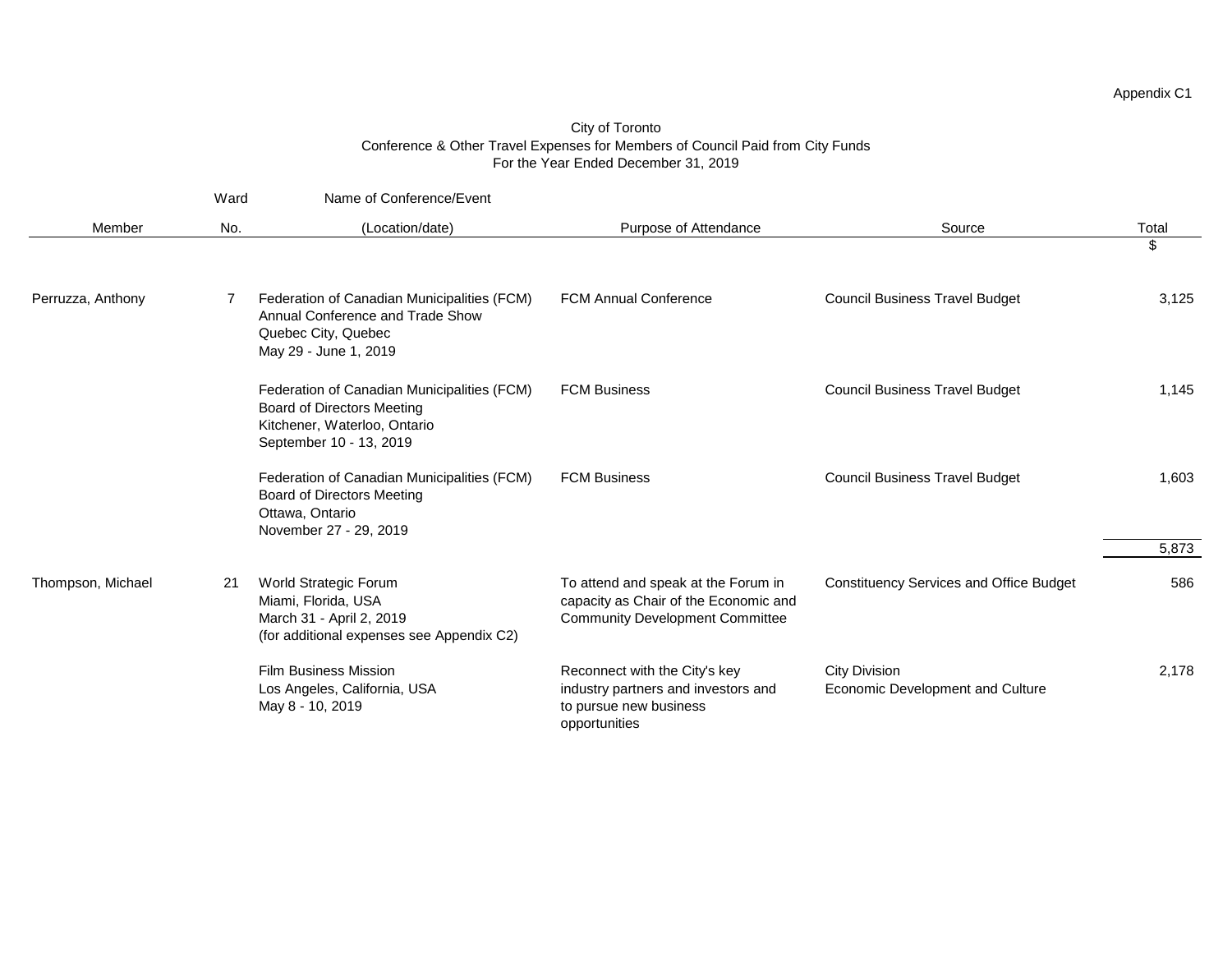Appendix C1

City of Toronto
Conference & Other Travel Expenses for Members of Council Paid from City Funds
For the Year Ended December 31, 2019

| Member | Ward No. | Name of Conference/Event (Location/date) | Purpose of Attendance | Source | Total $ |
|---|---|---|---|---|---|
| Perruzza, Anthony | 7 | Federation of Canadian Municipalities (FCM) Annual Conference and Trade Show Quebec City, Quebec May 29 - June 1, 2019 | FCM Annual Conference | Council Business Travel Budget | 3,125 |
| | | Federation of Canadian Municipalities (FCM) Board of Directors Meeting Kitchener, Waterloo, Ontario September 10 - 13, 2019 | FCM Business | Council Business Travel Budget | 1,145 |
| | | Federation of Canadian Municipalities (FCM) Board of Directors Meeting Ottawa, Ontario November 27 - 29, 2019 | FCM Business | Council Business Travel Budget | 1,603 |
| | | | | | 5,873 |
| Thompson, Michael | 21 | World Strategic Forum Miami, Florida, USA March 31 - April 2, 2019 (for additional expenses see Appendix C2) | To attend and speak at the Forum in capacity as Chair of the Economic and Community Development Committee | Constituency Services and Office Budget | 586 |
| | | Film Business Mission Los Angeles, California, USA May 8 - 10, 2019 | Reconnect with the City's key industry partners and investors and to pursue new business opportunities | City Division Economic Development and Culture | 2,178 |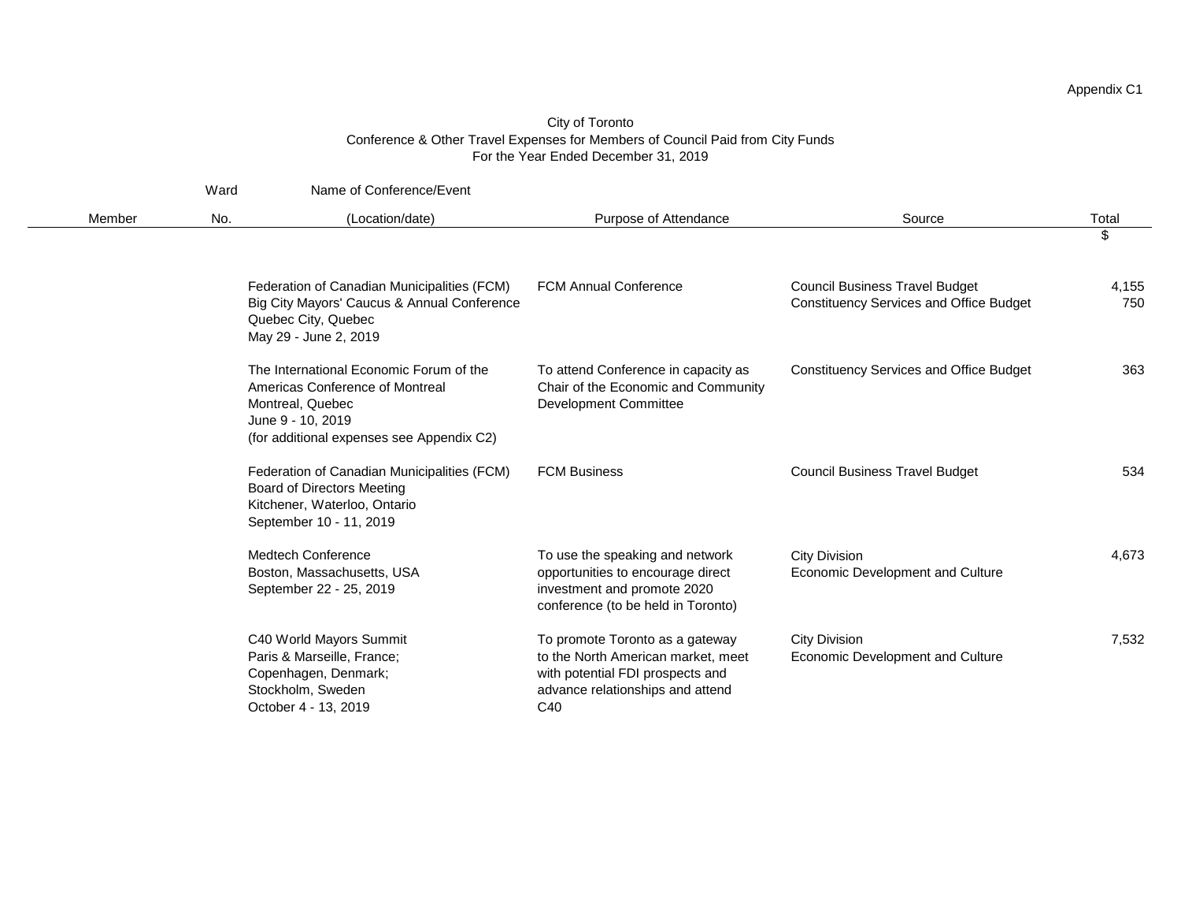Appendix C1

City of Toronto
Conference & Other Travel Expenses for Members of Council Paid from City Funds
For the Year Ended December 31, 2019

| Member | Ward No. | Name of Conference/Event (Location/date) | Purpose of Attendance | Source | Total $ |
|---|---|---|---|---|---|
| | | Federation of Canadian Municipalities (FCM) Big City Mayors' Caucus & Annual Conference Quebec City, Quebec May 29 - June 2, 2019 | FCM Annual Conference | Council Business Travel Budget | 4,155 |
| | | | | Constituency Services and Office Budget | 750 |
| | | The International Economic Forum of the Americas Conference of Montreal Montreal, Quebec June 9 - 10, 2019 (for additional expenses see Appendix C2) | To attend Conference in capacity as Chair of the Economic and Community Development Committee | Constituency Services and Office Budget | 363 |
| | | Federation of Canadian Municipalities (FCM) Board of Directors Meeting Kitchener, Waterloo, Ontario September 10 - 11, 2019 | FCM Business | Council Business Travel Budget | 534 |
| | | Medtech Conference Boston, Massachusetts, USA September 22 - 25, 2019 | To use the speaking and network opportunities to encourage direct investment and promote 2020 conference (to be held in Toronto) | City Division Economic Development and Culture | 4,673 |
| | | C40 World Mayors Summit Paris & Marseille, France; Copenhagen, Denmark; Stockholm, Sweden October 4 - 13, 2019 | To promote Toronto as a gateway to the North American market, meet with potential FDI prospects and advance relationships and attend C40 | City Division Economic Development and Culture | 7,532 |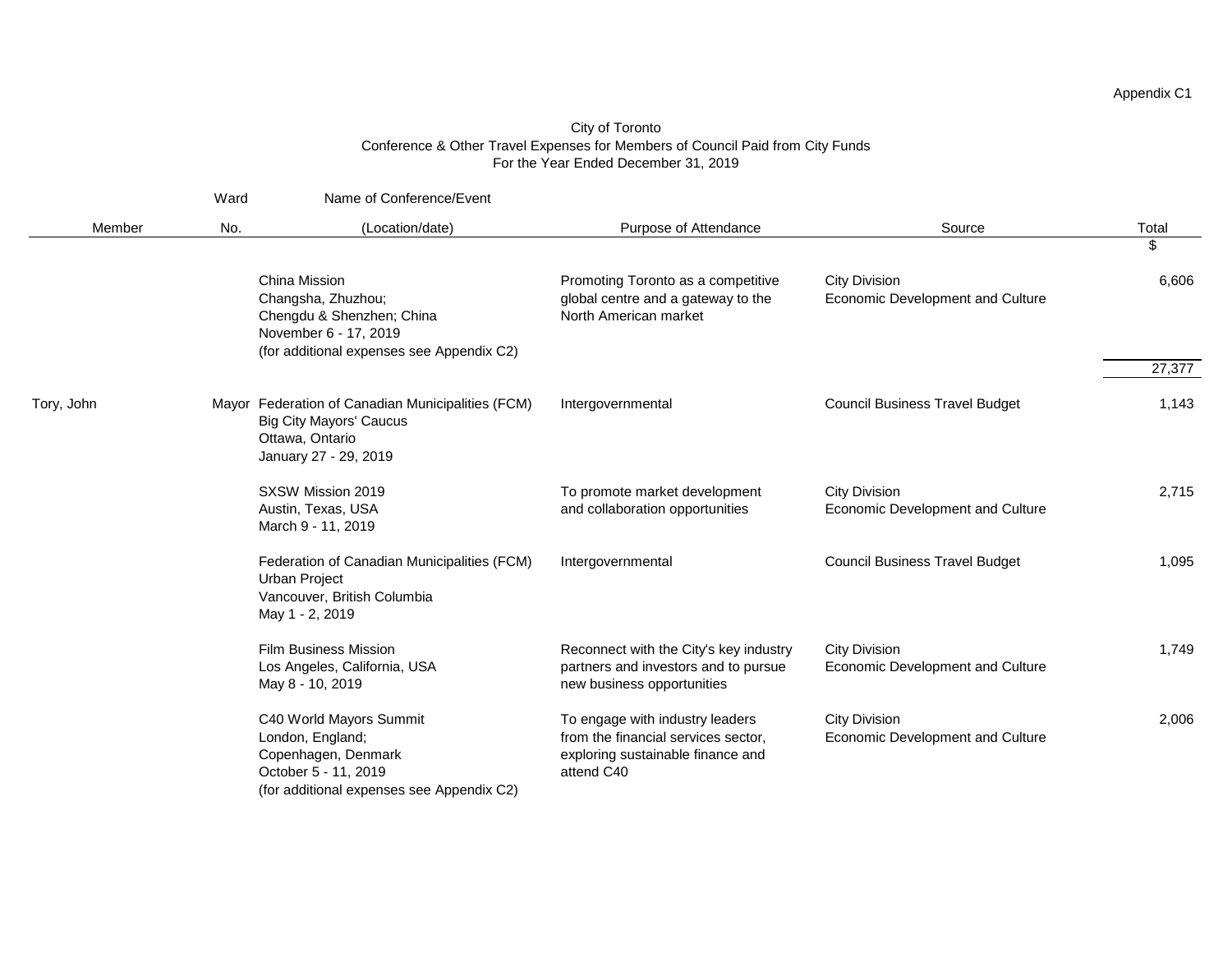Appendix C1

City of Toronto
Conference & Other Travel Expenses for Members of Council Paid from City Funds
For the Year Ended December 31, 2019

| Member | Ward No. | Name of Conference/Event (Location/date) | Purpose of Attendance | Source | Total $ |
|---|---|---|---|---|---|
| | | China Mission<br>Changsha, Zhuzhou;<br>Chengdu & Shenzhen; China<br>November 6 - 17, 2019<br>(for additional expenses see Appendix C2) | Promoting Toronto as a competitive global centre and a gateway to the North American market | City Division<br>Economic Development and Culture | 6,606 |
| | | | | | 27,377 |
| Tory, John | Mayor | Federation of Canadian Municipalities (FCM)<br>Big City Mayors' Caucus<br>Ottawa, Ontario<br>January 27 - 29, 2019 | Intergovernmental | Council Business Travel Budget | 1,143 |
| | | SXSW Mission 2019<br>Austin, Texas, USA<br>March 9 - 11, 2019 | To promote market development and collaboration opportunities | City Division<br>Economic Development and Culture | 2,715 |
| | | Federation of Canadian Municipalities (FCM)<br>Urban Project<br>Vancouver, British Columbia<br>May 1 - 2, 2019 | Intergovernmental | Council Business Travel Budget | 1,095 |
| | | Film Business Mission<br>Los Angeles, California, USA<br>May 8 - 10, 2019 | Reconnect with the City's key industry partners and investors and to pursue new business opportunities | City Division<br>Economic Development and Culture | 1,749 |
| | | C40 World Mayors Summit<br>London, England;<br>Copenhagen, Denmark<br>October 5 - 11, 2019<br>(for additional expenses see Appendix C2) | To engage with industry leaders from the financial services sector, exploring sustainable finance and attend C40 | City Division<br>Economic Development and Culture | 2,006 |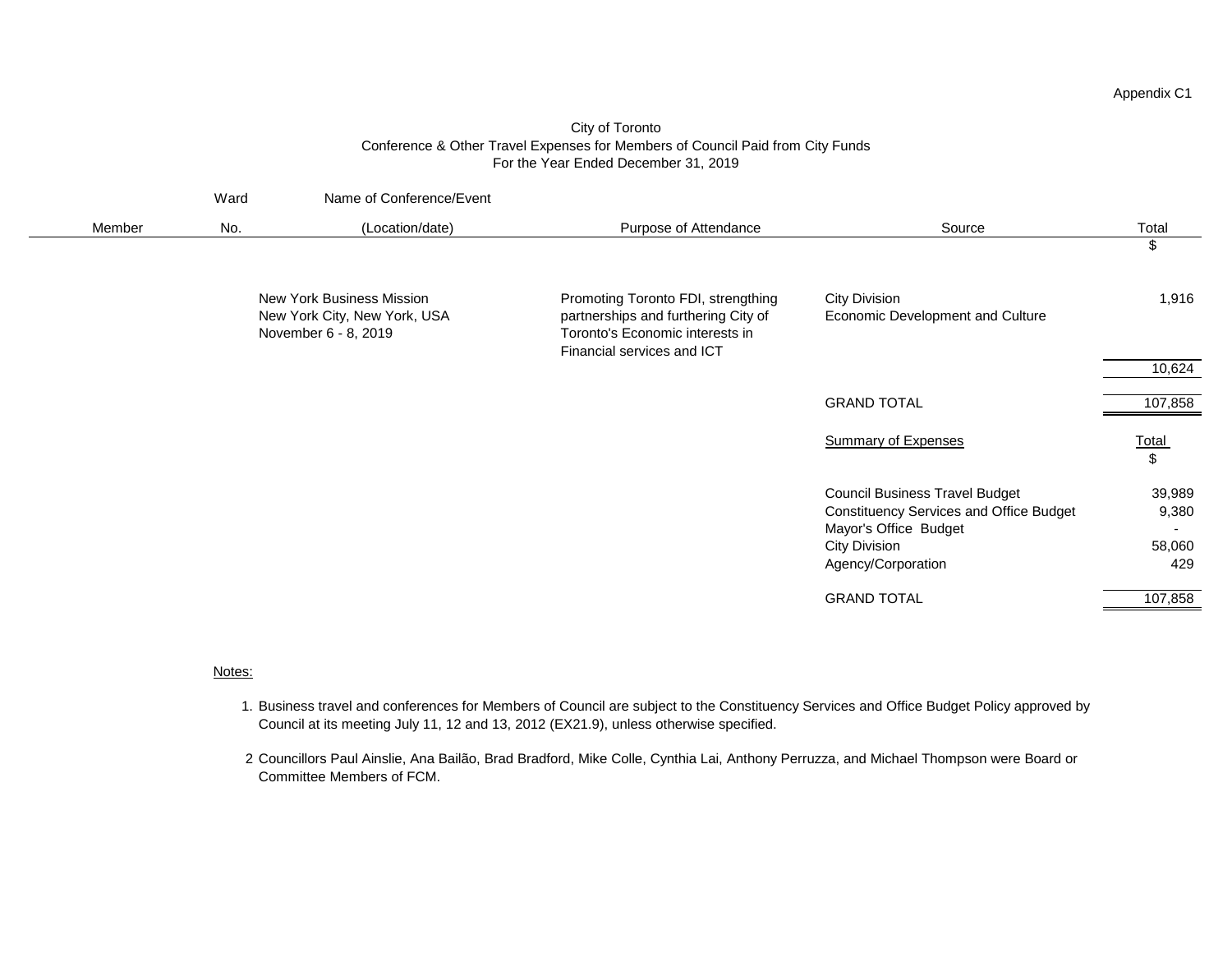Appendix C1

City of Toronto
Conference & Other Travel Expenses for Members of Council Paid from City Funds
For the Year Ended December 31, 2019

| Member | Ward No. | Name of Conference/Event (Location/date) | Purpose of Attendance | Source | Total $ |
|---|---|---|---|---|---|
| | | New York Business Mission New York City, New York, USA November 6 - 8, 2019 | Promoting Toronto FDI, strengthing partnerships and furthering City of Toronto's Economic interests in Financial services and ICT | City Division Economic Development and Culture | 1,916 |
| | | | | | 10,624 |
| | | | | GRAND TOTAL | 107,858 |

| Summary of Expenses | Total $ |
|---|---|
| Council Business Travel Budget | 39,989 |
| Constituency Services and Office Budget | 9,380 |
| Mayor's Office Budget | - |
| City Division | 58,060 |
| Agency/Corporation | 429 |
| GRAND TOTAL | 107,858 |

Notes:

1. Business travel and conferences for Members of Council are subject to the Constituency Services and Office Budget Policy approved by Council at its meeting July 11, 12 and 13, 2012 (EX21.9), unless otherwise specified.

2 Councillors Paul Ainslie, Ana Bailão, Brad Bradford, Mike Colle, Cynthia Lai, Anthony Perruzza, and Michael Thompson were Board or Committee Members of FCM.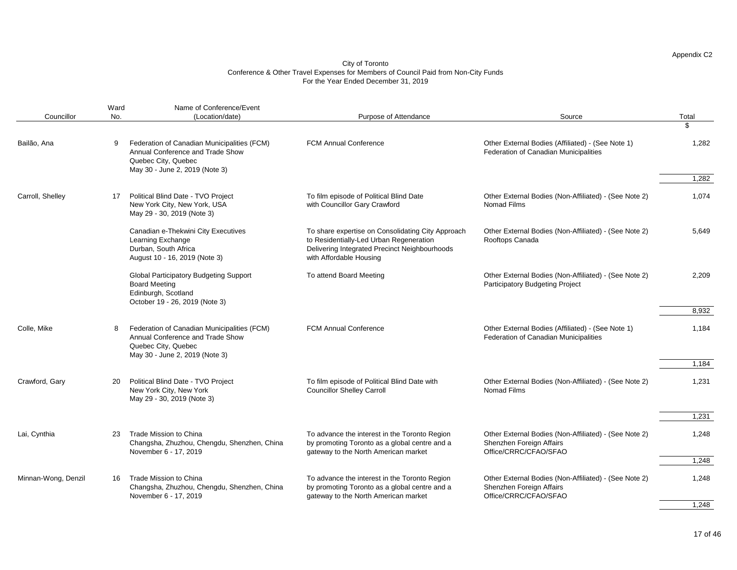Appendix C2

City of Toronto
Conference & Other Travel Expenses for Members of Council Paid from Non-City Funds
For the Year Ended December 31, 2019

| Councillor | Ward No. | Name of Conference/Event (Location/date) | Purpose of Attendance | Source | Total |
|---|---|---|---|---|---|
| | | | | | $ |
| Bailão, Ana | 9 | Federation of Canadian Municipalities (FCM) Annual Conference and Trade Show Quebec City, Quebec May 30 - June 2, 2019 (Note 3) | FCM Annual Conference | Other External Bodies (Affiliated) - (See Note 1) Federation of Canadian Municipalities | 1,282 |
| | | | | | 1,282 |
| Carroll, Shelley | 17 | Political Blind Date - TVO Project New York City, New York, USA May 29 - 30, 2019 (Note 3) | To film episode of Political Blind Date with Councillor Gary Crawford | Other External Bodies (Non-Affiliated) - (See Note 2) Nomad Films | 1,074 |
| | | Canadian e-Thekwini City Executives Learning Exchange Durban, South Africa August 10 - 16, 2019 (Note 3) | To share expertise on Consolidating City Approach to Residentially-Led Urban Regeneration Delivering Integrated Precinct Neighbourhoods with Affordable Housing | Other External Bodies (Non-Affiliated) - (See Note 2) Rooftops Canada | 5,649 |
| | | Global Participatory Budgeting Support Board Meeting Edinburgh, Scotland October 19 - 26, 2019 (Note 3) | To attend Board Meeting | Other External Bodies (Non-Affiliated) - (See Note 2) Participatory Budgeting Project | 2,209 |
| | | | | | 8,932 |
| Colle, Mike | 8 | Federation of Canadian Municipalities (FCM) Annual Conference and Trade Show Quebec City, Quebec May 30 - June 2, 2019 (Note 3) | FCM Annual Conference | Other External Bodies (Affiliated) - (See Note 1) Federation of Canadian Municipalities | 1,184 |
| | | | | | 1,184 |
| Crawford, Gary | 20 | Political Blind Date - TVO Project New York City, New York May 29 - 30, 2019 (Note 3) | To film episode of Political Blind Date with Councillor Shelley Carroll | Other External Bodies (Non-Affiliated) - (See Note 2) Nomad Films | 1,231 |
| | | | | | 1,231 |
| Lai, Cynthia | 23 | Trade Mission to China Changsha, Zhuzhou, Chengdu, Shenzhen, China November 6 - 17, 2019 | To advance the interest in the Toronto Region by promoting Toronto as a global centre and a gateway to the North American market | Other External Bodies (Non-Affiliated) - (See Note 2) Shenzhen Foreign Affairs Office/CRRC/CFAO/SFAO | 1,248 |
| | | | | | 1,248 |
| Minnan-Wong, Denzil | 16 | Trade Mission to China Changsha, Zhuzhou, Chengdu, Shenzhen, China November 6 - 17, 2019 | To advance the interest in the Toronto Region by promoting Toronto as a global centre and a gateway to the North American market | Other External Bodies (Non-Affiliated) - (See Note 2) Shenzhen Foreign Affairs Office/CRRC/CFAO/SFAO | 1,248 |
| | | | | | 1,248 |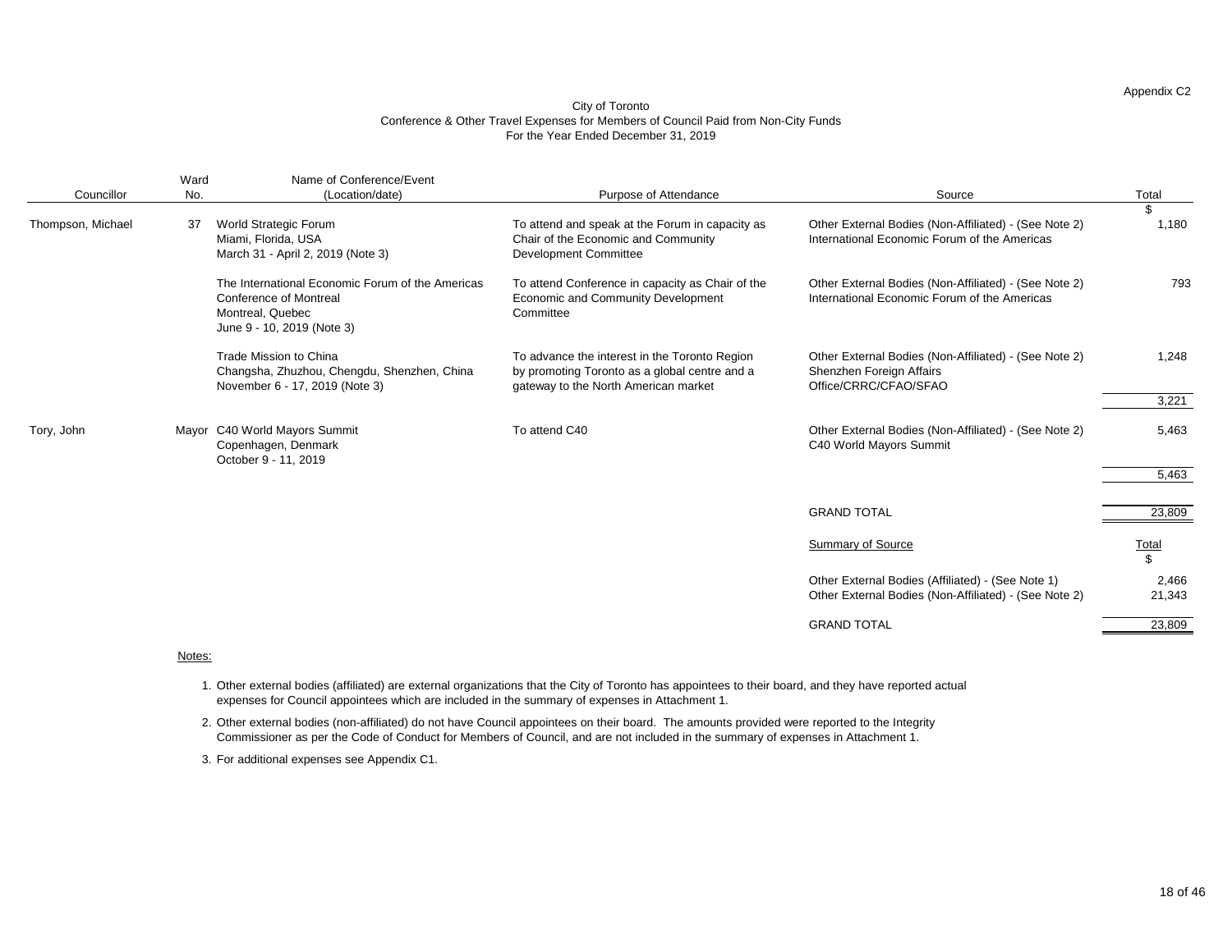Appendix C2

# City of Toronto
## Conference & Other Travel Expenses for Members of Council Paid from Non-City Funds
### For the Year Ended December 31, 2019

| Councillor | Ward No. | Name of Conference/Event (Location/date) | Purpose of Attendance | Source | Total $ |
|---|---|---|---|---|---|
| Thompson, Michael | 37 | World Strategic Forum<br>Miami, Florida, USA<br>March 31 - April 2, 2019 (Note 3) | To attend and speak at the Forum in capacity as Chair of the Economic and Community Development Committee | Other External Bodies (Non-Affiliated) - (See Note 2)<br>International Economic Forum of the Americas | 1,180 |
| | | The International Economic Forum of the Americas Conference of Montreal<br>Montreal, Quebec<br>June 9 - 10, 2019 (Note 3) | To attend Conference in capacity as Chair of the Economic and Community Development Committee | Other External Bodies (Non-Affiliated) - (See Note 2)<br>International Economic Forum of the Americas | 793 |
| | | Trade Mission to China<br>Changsha, Zhuzhou, Chengdu, Shenzhen, China<br>November 6 - 17, 2019 (Note 3) | To advance the interest in the Toronto Region by promoting Toronto as a global centre and a gateway to the North American market | Other External Bodies (Non-Affiliated) - (See Note 2)<br>Shenzhen Foreign Affairs Office/CRRC/CFAO/SFAO | 1,248 |
| | | | | | 3,221 |
| Tory, John | Mayor | C40 World Mayors Summit<br>Copenhagen, Denmark<br>October 9 - 11, 2019 | To attend C40 | Other External Bodies (Non-Affiliated) - (See Note 2)<br>C40 World Mayors Summit | 5,463 |
| | | | | | 5,463 |
| | | | | GRAND TOTAL | 23,809 |

| Summary of Source | Total $ |
|---|---|
| Other External Bodies (Affiliated) - (See Note 1) | 2,466 |
| Other External Bodies (Non-Affiliated) - (See Note 2) | 21,343 |
| GRAND TOTAL | 23,809 |

Notes:

1. Other external bodies (affiliated) are external organizations that the City of Toronto has appointees to their board, and they have reported actual expenses for Council appointees which are included in the summary of expenses in Attachment 1.
2. Other external bodies (non-affiliated) do not have Council appointees on their board. The amounts provided were reported to the Integrity Commissioner as per the Code of Conduct for Members of Council, and are not included in the summary of expenses in Attachment 1.
3. For additional expenses see Appendix C1.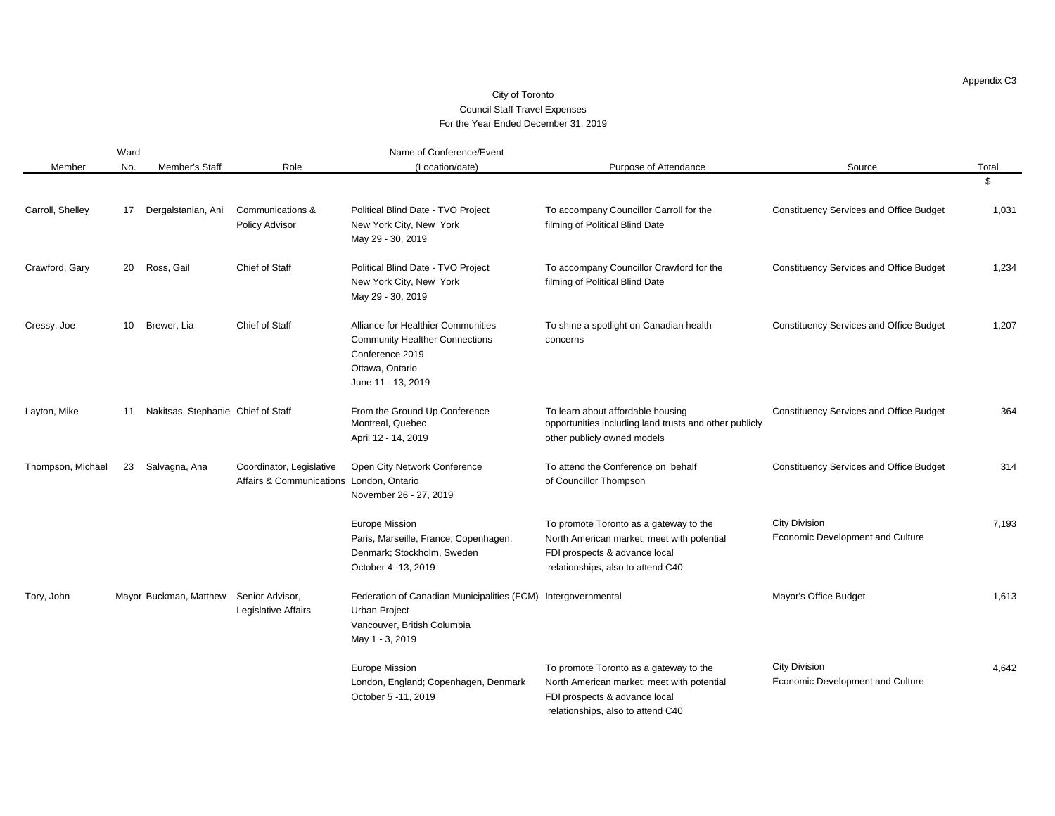Appendix C3

City of Toronto
Council Staff Travel Expenses
For the Year Ended December 31, 2019

| Member | Ward No. | Member's Staff | Role | Name of Conference/Event (Location/date) | Purpose of Attendance | Source | Total |
|---|---|---|---|---|---|---|---|
| | | | | | | | $ |
| Carroll, Shelley | 17 | Dergalstanian, Ani | Communications & Policy Advisor | Political Blind Date - TVO Project New York City, New York May 29 - 30, 2019 | To accompany Councillor Carroll for the filming of Political Blind Date | Constituency Services and Office Budget | 1,031 |
| Crawford, Gary | 20 | Ross, Gail | Chief of Staff | Political Blind Date - TVO Project New York City, New York May 29 - 30, 2019 | To accompany Councillor Crawford for the filming of Political Blind Date | Constituency Services and Office Budget | 1,234 |
| Cressy, Joe | 10 | Brewer, Lia | Chief of Staff | Alliance for Healthier Communities Community Healther Connections Conference 2019 Ottawa, Ontario June 11 - 13, 2019 | To shine a spotlight on Canadian health concerns | Constituency Services and Office Budget | 1,207 |
| Layton, Mike | 11 | Nakitsas, Stephanie | Chief of Staff | From the Ground Up Conference Montreal, Quebec April 12 - 14, 2019 | To learn about affordable housing opportunities including land trusts and other publicly other publicly owned models | Constituency Services and Office Budget | 364 |
| Thompson, Michael | 23 | Salvagna, Ana | Coordinator, Legislative Affairs & Communications | Open City Network Conference London, Ontario November 26 - 27, 2019 | To attend the Conference on behalf of Councillor Thompson | Constituency Services and Office Budget | 314 |
| | | | | Europe Mission Paris, Marseille, France; Copenhagen, Denmark; Stockholm, Sweden October 4 -13, 2019 | To promote Toronto as a gateway to the North American market; meet with potential FDI prospects & advance local relationships, also to attend C40 | City Division Economic Development and Culture | 7,193 |
| Tory, John | Mayor | Buckman, Matthew | Senior Advisor, Legislative Affairs | Federation of Canadian Municipalities (FCM) Urban Project Vancouver, British Columbia May 1 - 3, 2019 | Intergovernmental | Mayor's Office Budget | 1,613 |
| | | | | Europe Mission London, England; Copenhagen, Denmark October 5 -11, 2019 | To promote Toronto as a gateway to the North American market; meet with potential FDI prospects & advance local relationships, also to attend C40 | City Division Economic Development and Culture | 4,642 |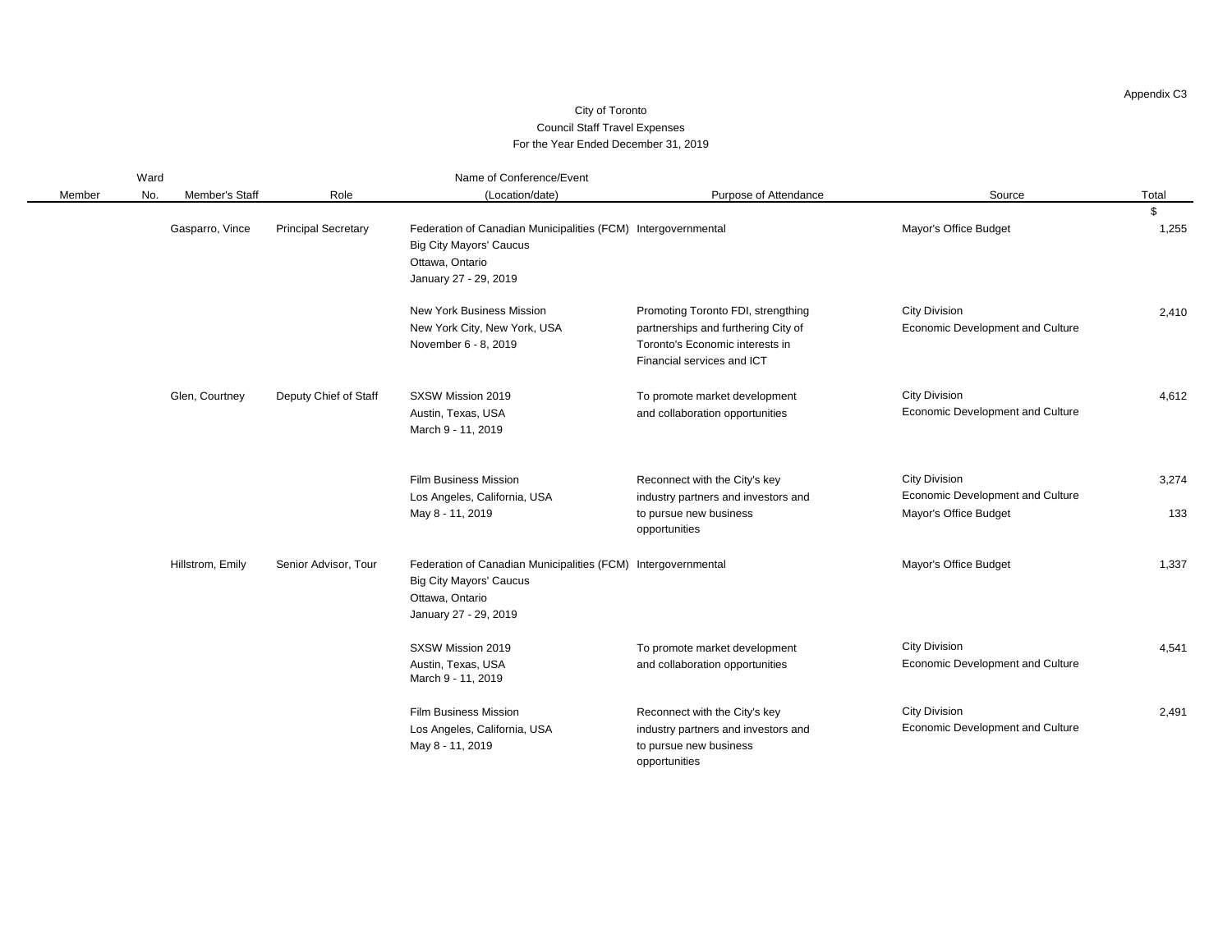Appendix C3

# City of Toronto
## Council Staff Travel Expenses
### For the Year Ended December 31, 2019

| Member | Ward No. | Member's Staff | Role | Name of Conference/Event (Location/date) | Purpose of Attendance | Source | Total |
|---|---|---|---|---|---|---|---|
| | | | | | | | $ |
| | | Gasparro, Vince | Principal Secretary | Federation of Canadian Municipalities (FCM) Big City Mayors' Caucus<br>Ottawa, Ontario<br>January 27 - 29, 2019 | Intergovernmental | Mayor's Office Budget | 1,255 |
| | | | | New York Business Mission<br>New York City, New York, USA<br>November 6 - 8, 2019 | Promoting Toronto FDI, strengthing partnerships and furthering City of Toronto's Economic interests in Financial services and ICT | City Division<br>Economic Development and Culture | 2,410 |
| | | Glen, Courtney | Deputy Chief of Staff | SXSW Mission 2019<br>Austin, Texas, USA<br>March 9 - 11, 2019 | To promote market development and collaboration opportunities | City Division<br>Economic Development and Culture | 4,612 |
| | | | | Film Business Mission<br>Los Angeles, California, USA<br>May 8 - 11, 2019 | Reconnect with the City's key industry partners and investors and to pursue new business opportunities | City Division<br>Economic Development and Culture | 3,274 |
| | | | | | | Mayor's Office Budget | 133 |
| | | Hillstrom, Emily | Senior Advisor, Tour | Federation of Canadian Municipalities (FCM) Big City Mayors' Caucus<br>Ottawa, Ontario<br>January 27 - 29, 2019 | Intergovernmental | Mayor's Office Budget | 1,337 |
| | | | | SXSW Mission 2019<br>Austin, Texas, USA<br>March 9 - 11, 2019 | To promote market development and collaboration opportunities | City Division<br>Economic Development and Culture | 4,541 |
| | | | | Film Business Mission<br>Los Angeles, California, USA<br>May 8 - 11, 2019 | Reconnect with the City's key industry partners and investors and to pursue new business opportunities | City Division<br>Economic Development and Culture | 2,491 |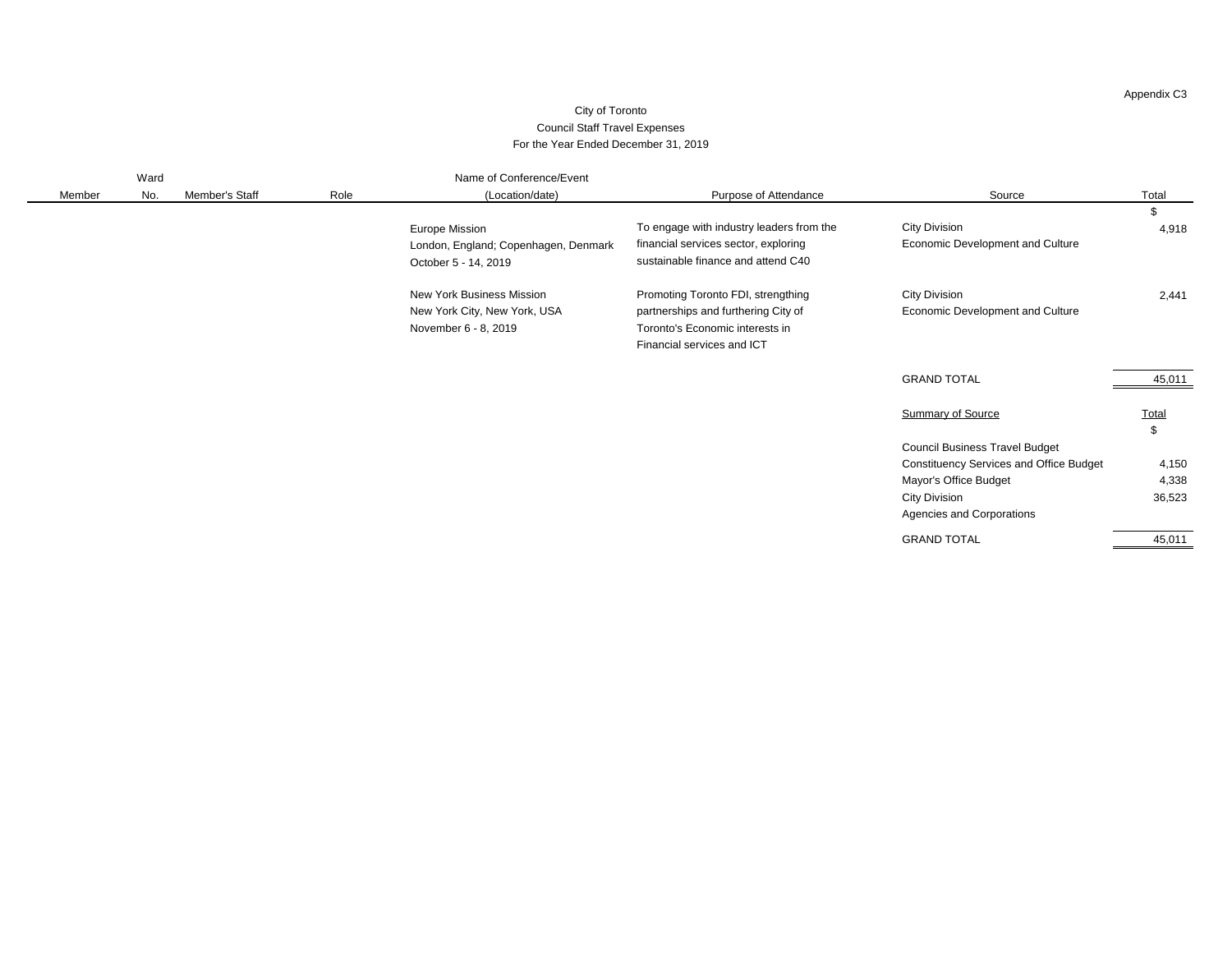Appendix C3

City of Toronto
Council Staff Travel Expenses
For the Year Ended December 31, 2019

| Member | Ward No. | Member's Staff | Role | Name of Conference/Event (Location/date) | Purpose of Attendance | Source | Total |
|---|---|---|---|---|---|---|---|
| | | | | | | | $ |
| | | | | Europe Mission<br>London, England; Copenhagen, Denmark<br>October 5 - 14, 2019 | To engage with industry leaders from the financial services sector, exploring sustainable finance and attend C40 | City Division<br>Economic Development and Culture | 4,918 |
| | | | | New York Business Mission<br>New York City, New York, USA<br>November 6 - 8, 2019 | Promoting Toronto FDI, strengthing partnerships and furthering City of Toronto's Economic interests in Financial services and ICT | City Division<br>Economic Development and Culture | 2,441 |
| | | | | | | GRAND TOTAL | 45,011 |

| Summary of Source | Total |
|---|---|
| | $ |
| Council Business Travel Budget | |
| Constituency Services and Office Budget | 4,150 |
| Mayor's Office Budget | 4,338 |
| City Division | 36,523 |
| Agencies and Corporations | |
| GRAND TOTAL | 45,011 |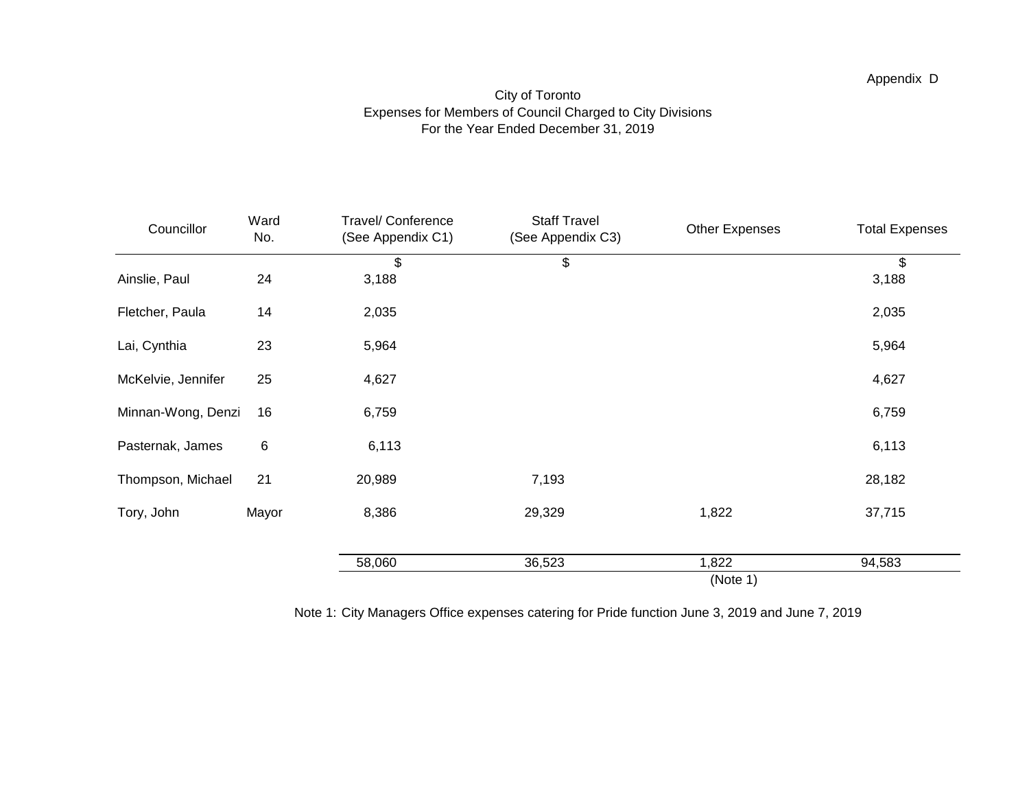Appendix D

# City of Toronto
## Expenses for Members of Council Charged to City Divisions
### For the Year Ended December 31, 2019

| Councillor | Ward No. | Travel/ Conference (See Appendix C1) | Staff Travel (See Appendix C3) | Other Expenses | Total Expenses |
|---|---|---|---|---|---|
| | | $ | $ | | $ |
| Ainslie, Paul | 24 | 3,188 | | | 3,188 |
| Fletcher, Paula | 14 | 2,035 | | | 2,035 |
| Lai, Cynthia | 23 | 5,964 | | | 5,964 |
| McKelvie, Jennifer | 25 | 4,627 | | | 4,627 |
| Minnan-Wong, Denzi | 16 | 6,759 | | | 6,759 |
| Pasternak, James | 6 | 6,113 | | | 6,113 |
| Thompson, Michael | 21 | 20,989 | 7,193 | | 28,182 |
| Tory, John | Mayor | 8,386 | 29,329 | 1,822 | 37,715 |
| | | 58,060 | 36,523 | 1,822 (Note 1) | 94,583 |

Note 1: City Managers Office expenses catering for Pride function June 3, 2019 and June 7, 2019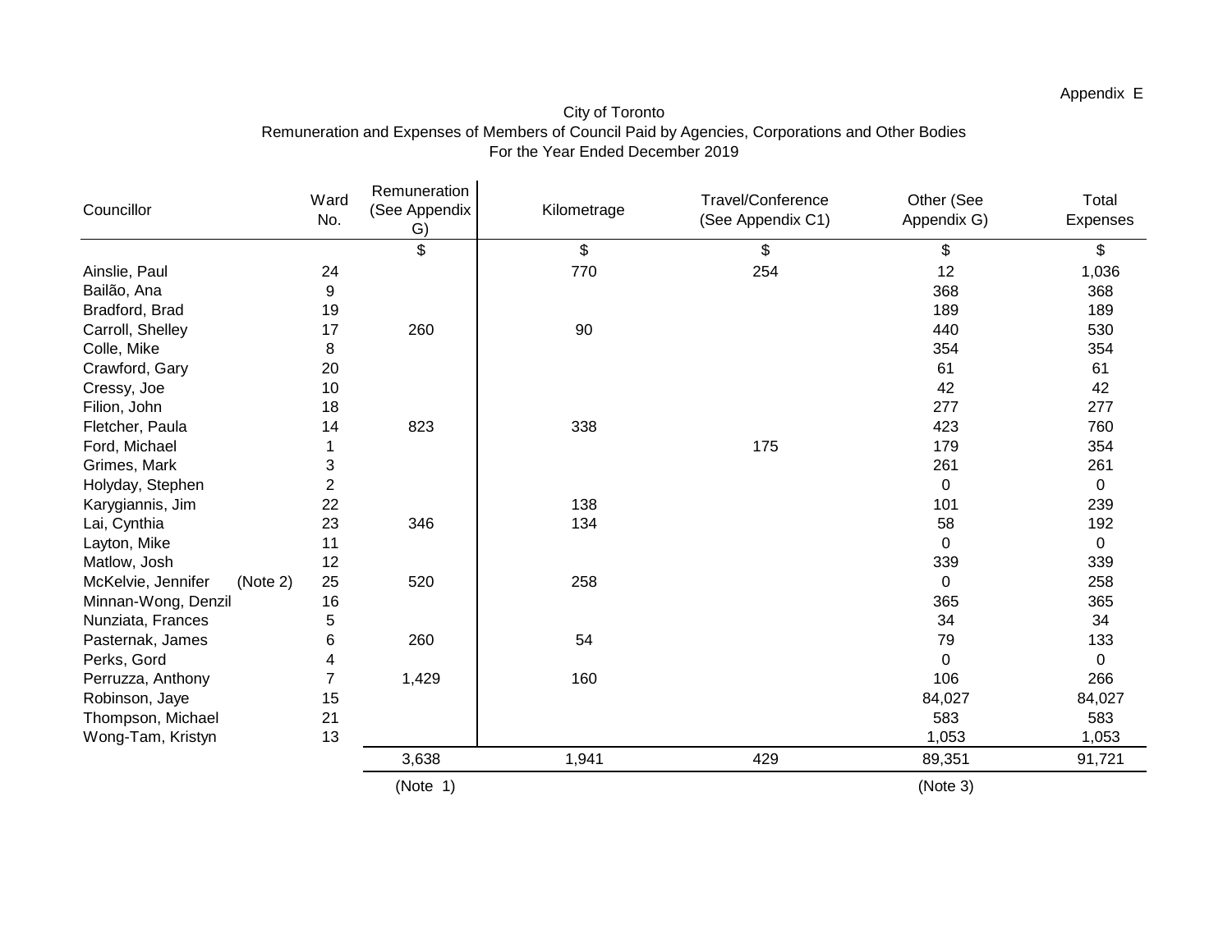Appendix E

City of Toronto
Remuneration and Expenses of Members of Council Paid by Agencies, Corporations and Other Bodies
For the Year Ended December 2019

| Councillor | Ward No. | Remuneration (See Appendix G) | Kilometrage | Travel/Conference (See Appendix C1) | Other (See Appendix G) | Total Expenses |
|---|---|---|---|---|---|---|
| | | $ | $ | $ | $ | $ |
| Ainslie, Paul | 24 | | 770 | 254 | 12 | 1,036 |
| Bailão, Ana | 9 | | | | 368 | 368 |
| Bradford, Brad | 19 | | | | 189 | 189 |
| Carroll, Shelley | 17 | 260 | 90 | | 440 | 530 |
| Colle, Mike | 8 | | | | 354 | 354 |
| Crawford, Gary | 20 | | | | 61 | 61 |
| Cressy, Joe | 10 | | | | 42 | 42 |
| Filion, John | 18 | | | | 277 | 277 |
| Fletcher, Paula | 14 | 823 | 338 | | 423 | 760 |
| Ford, Michael | 1 | | | 175 | 179 | 354 |
| Grimes, Mark | 3 | | | | 261 | 261 |
| Holyday, Stephen | 2 | | | | 0 | 0 |
| Karygiannis, Jim | 22 | | 138 | | 101 | 239 |
| Lai, Cynthia | 23 | 346 | 134 | | 58 | 192 |
| Layton, Mike | 11 | | | | 0 | 0 |
| Matlow, Josh | 12 | | | | 339 | 339 |
| McKelvie, Jennifer (Note 2) | 25 | 520 | 258 | | 0 | 258 |
| Minnan-Wong, Denzil | 16 | | | | 365 | 365 |
| Nunziata, Frances | 5 | | | | 34 | 34 |
| Pasternak, James | 6 | 260 | 54 | | 79 | 133 |
| Perks, Gord | 4 | | | | 0 | 0 |
| Perruzza, Anthony | 7 | 1,429 | 160 | | 106 | 266 |
| Robinson, Jaye | 15 | | | | 84,027 | 84,027 |
| Thompson, Michael | 21 | | | | 583 | 583 |
| Wong-Tam, Kristyn | 13 | | | | 1,053 | 1,053 |
| | | 3,638 | 1,941 | 429 | 89,351 | 91,721 |
| | | (Note 1) | | | (Note 3) | |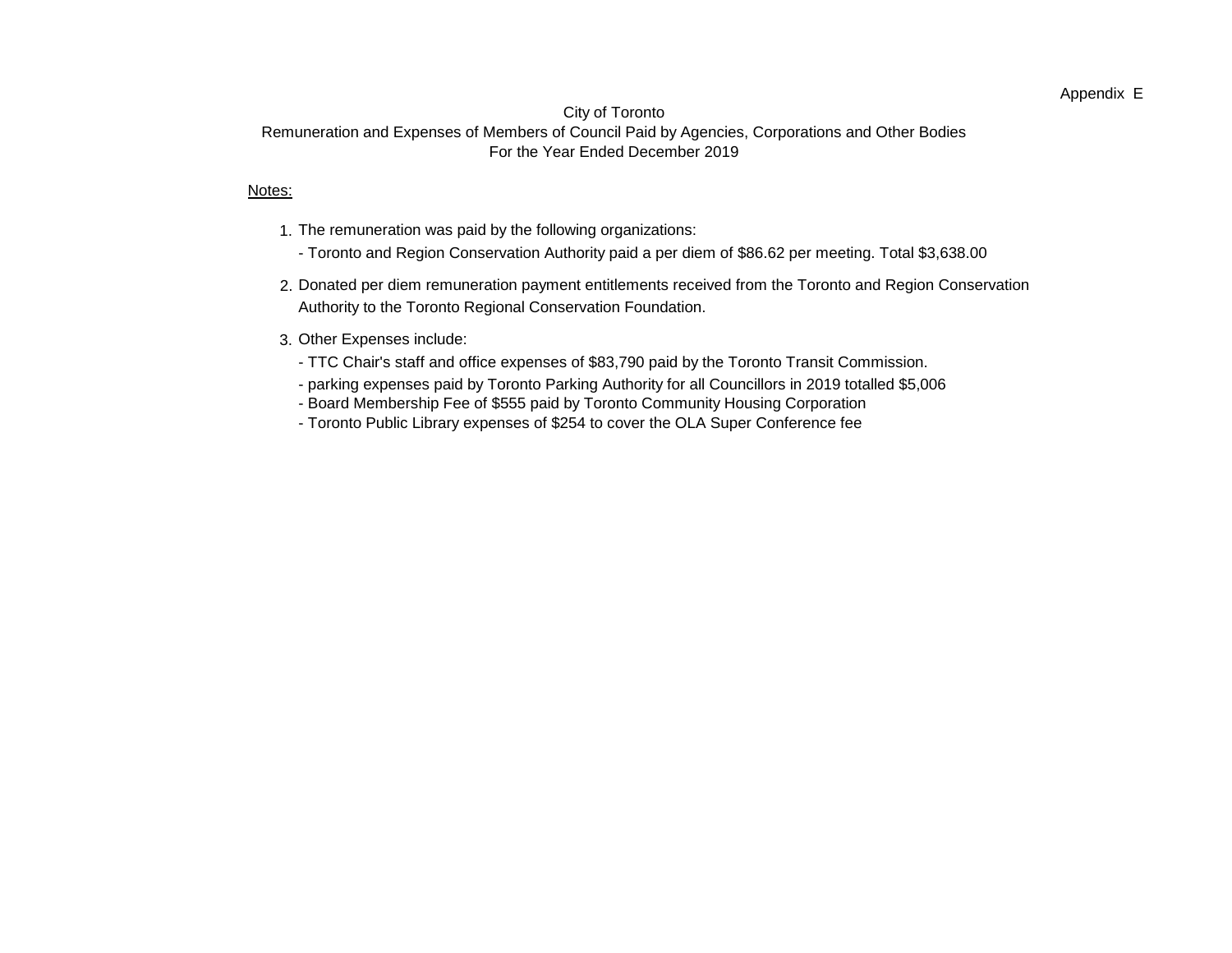Appendix E

City of Toronto
Remuneration and Expenses of Members of Council Paid by Agencies, Corporations and Other Bodies
For the Year Ended December 2019

Notes:

1. The remuneration was paid by the following organizations:
   - Toronto and Region Conservation Authority paid a per diem of $86.62 per meeting. Total $3,638.00
2. Donated per diem remuneration payment entitlements received from the Toronto and Region Conservation Authority to the Toronto Regional Conservation Foundation.
3. Other Expenses include:
   - TTC Chair's staff and office expenses of $83,790 paid by the Toronto Transit Commission.
   - parking expenses paid by Toronto Parking Authority for all Councillors in 2019 totalled $5,006
   - Board Membership Fee of $555 paid by Toronto Community Housing Corporation
   - Toronto Public Library expenses of $254 to cover the OLA Super Conference fee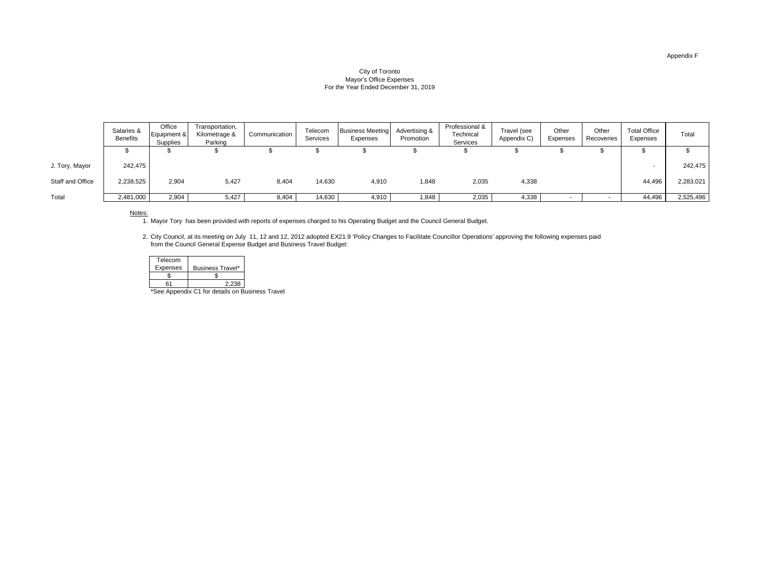Appendix F

City of Toronto
Mayor's Office Expenses
For the Year Ended December 31, 2019

| | Salaries & Benefits | Office Equipment & Supplies | Transportation, Kilometrage & Parking | Communication | Telecom Services | Business Meeting Expenses | Advertising & Promotion | Professional & Technical Services | Travel (see Appendix C) | Other Expenses | Other Recoveries | Total Office Expenses | Total |
|---|---|---|---|---|---|---|---|---|---|---|---|---|---|
| | $ | $ | $ | $ | $ | $ | $ | $ | $ | $ | $ | $ | $ |
| J. Tory, Mayor | 242,475 | | | | | | | | | | | - | 242,475 |
| Staff and Office | 2,238,525 | 2,904 | 5,427 | 8,404 | 14,630 | 4,910 | 1,848 | 2,035 | 4,338 | | | 44,496 | 2,283,021 |
| Total | 2,481,000 | 2,904 | 5,427 | 8,404 | 14,630 | 4,910 | 1,848 | 2,035 | 4,338 | - | - | 44,496 | 2,525,496 |

Notes:

1. Mayor Tory has been provided with reports of expenses charged to his Operating Budget and the Council General Budget.

2. City Council, at its meeting on July 11, 12 and 12, 2012 adopted EX21.9 'Policy Changes to Facilitate Councillor Operations' approving the following expenses paid from the Council General Expense Budget and Business Travel Budget:

| Telecom Expenses | Business Travel* |
|---|---|
| $ | $ |
| 61 | 2,238 |

*See Appendix C1 for details on Business Travel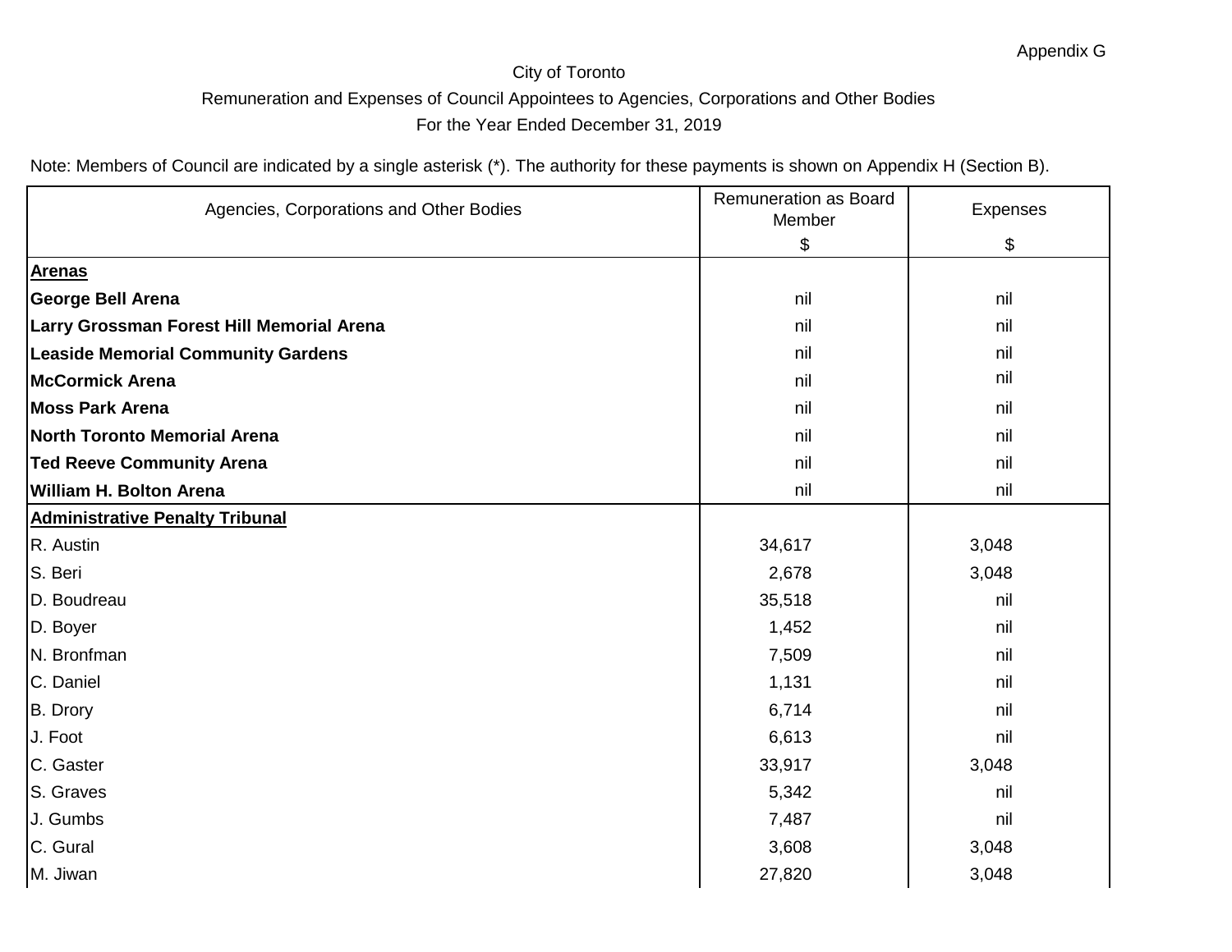Appendix G

City of Toronto

Remuneration and Expenses of Council Appointees to Agencies, Corporations and Other Bodies

For the Year Ended December 31, 2019

Note: Members of Council are indicated by a single asterisk (*). The authority for these payments is shown on Appendix H (Section B).

| Agencies, Corporations and Other Bodies | Remuneration as Board Member<br>$ | Expenses<br>$ |
|---|---|---|
| **Arenas** | | |
| **George Bell Arena** | nil | nil |
| **Larry Grossman Forest Hill Memorial Arena** | nil | nil |
| **Leaside Memorial Community Gardens** | nil | nil |
| **McCormick Arena** | nil | nil |
| **Moss Park Arena** | nil | nil |
| **North Toronto Memorial Arena** | nil | nil |
| **Ted Reeve Community Arena** | nil | nil |
| **William H. Bolton Arena** | nil | nil |
| **Administrative Penalty Tribunal** | | |
| R. Austin | 34,617 | 3,048 |
| S. Beri | 2,678 | 3,048 |
| D. Boudreau | 35,518 | nil |
| D. Boyer | 1,452 | nil |
| N. Bronfman | 7,509 | nil |
| C. Daniel | 1,131 | nil |
| B. Drory | 6,714 | nil |
| J. Foot | 6,613 | nil |
| C. Gaster | 33,917 | 3,048 |
| S. Graves | 5,342 | nil |
| J. Gumbs | 7,487 | nil |
| C. Gural | 3,608 | 3,048 |
| M. Jiwan | 27,820 | 3,048 |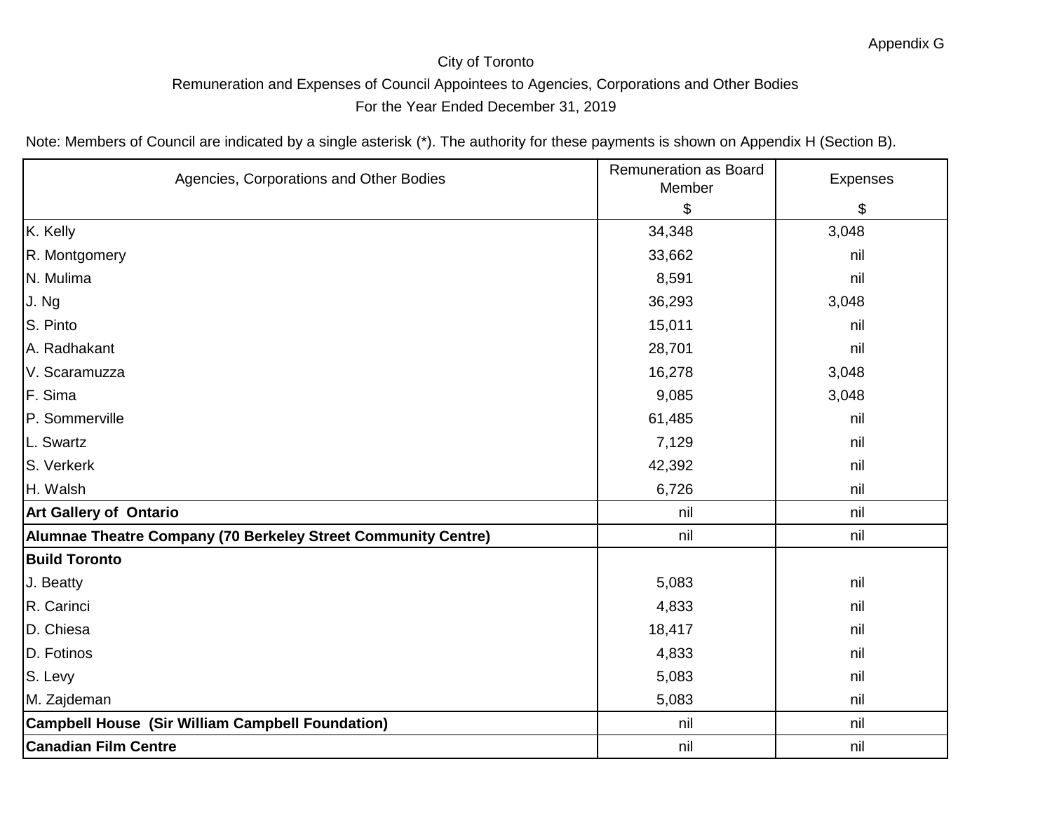Appendix G

City of Toronto

Remuneration and Expenses of Council Appointees to Agencies, Corporations and Other Bodies

For the Year Ended December 31, 2019

Note: Members of Council are indicated by a single asterisk (*). The authority for these payments is shown on Appendix H (Section B).

| Agencies, Corporations and Other Bodies | Remuneration as Board Member $ | Expenses $ |
|---|---|---|
| K. Kelly | 34,348 | 3,048 |
| R. Montgomery | 33,662 | nil |
| N. Mulima | 8,591 | nil |
| J. Ng | 36,293 | 3,048 |
| S. Pinto | 15,011 | nil |
| A. Radhakant | 28,701 | nil |
| V. Scaramuzza | 16,278 | 3,048 |
| F. Sima | 9,085 | 3,048 |
| P. Sommerville | 61,485 | nil |
| L. Swartz | 7,129 | nil |
| S. Verkerk | 42,392 | nil |
| H. Walsh | 6,726 | nil |
| **Art Gallery of Ontario** | nil | nil |
| **Alumnae Theatre Company (70 Berkeley Street Community Centre)** | nil | nil |
| **Build Toronto** | | |
| J. Beatty | 5,083 | nil |
| R. Carinci | 4,833 | nil |
| D. Chiesa | 18,417 | nil |
| D. Fotinos | 4,833 | nil |
| S. Levy | 5,083 | nil |
| M. Zajdeman | 5,083 | nil |
| **Campbell House (Sir William Campbell Foundation)** | nil | nil |
| **Canadian Film Centre** | nil | nil |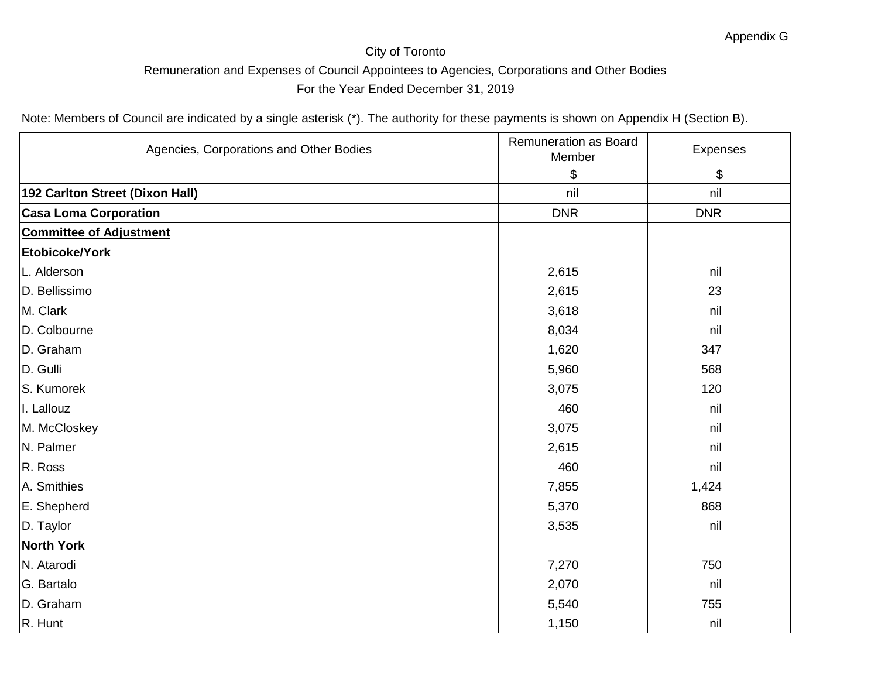Appendix G

City of Toronto

Remuneration and Expenses of Council Appointees to Agencies, Corporations and Other Bodies

For the Year Ended December 31, 2019

Note: Members of Council are indicated by a single asterisk (*). The authority for these payments is shown on Appendix H (Section B).

| Agencies, Corporations and Other Bodies | Remuneration as Board Member $ | Expenses $ |
|---|---|---|
| **192 Carlton Street (Dixon Hall)** | nil | nil |
| **Casa Loma Corporation** | DNR | DNR |
| **Committee of Adjustment** | | |
| **Etobicoke/York** | | |
| L. Alderson | 2,615 | nil |
| D. Bellissimo | 2,615 | 23 |
| M. Clark | 3,618 | nil |
| D. Colbourne | 8,034 | nil |
| D. Graham | 1,620 | 347 |
| D. Gulli | 5,960 | 568 |
| S. Kumorek | 3,075 | 120 |
| I. Lallouz | 460 | nil |
| M. McCloskey | 3,075 | nil |
| N. Palmer | 2,615 | nil |
| R. Ross | 460 | nil |
| A. Smithies | 7,855 | 1,424 |
| E. Shepherd | 5,370 | 868 |
| D. Taylor | 3,535 | nil |
| **North York** | | |
| N. Atarodi | 7,270 | 750 |
| G. Bartalo | 2,070 | nil |
| D. Graham | 5,540 | 755 |
| R. Hunt | 1,150 | nil |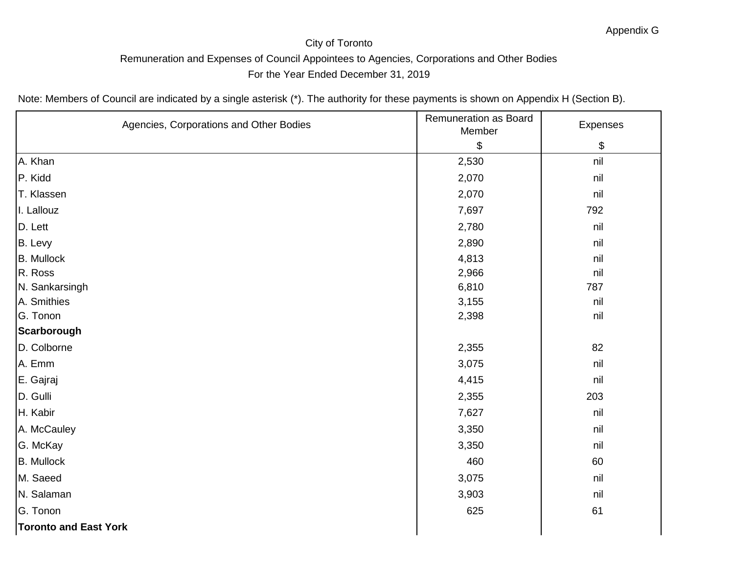Appendix G

City of Toronto

Remuneration and Expenses of Council Appointees to Agencies, Corporations and Other Bodies

For the Year Ended December 31, 2019

Note: Members of Council are indicated by a single asterisk (*). The authority for these payments is shown on Appendix H (Section B).

| Agencies, Corporations and Other Bodies | Remuneration as Board Member $ | Expenses $ |
|---|---|---|
| A. Khan | 2,530 | nil |
| P. Kidd | 2,070 | nil |
| T. Klassen | 2,070 | nil |
| I. Lallouz | 7,697 | 792 |
| D. Lett | 2,780 | nil |
| B. Levy | 2,890 | nil |
| B. Mullock | 4,813 | nil |
| R. Ross | 2,966 | nil |
| N. Sankarsingh | 6,810 | 787 |
| A. Smithies | 3,155 | nil |
| G. Tonon | 2,398 | nil |
| **Scarborough** | | |
| D. Colborne | 2,355 | 82 |
| A. Emm | 3,075 | nil |
| E. Gajraj | 4,415 | nil |
| D. Gulli | 2,355 | 203 |
| H. Kabir | 7,627 | nil |
| A. McCauley | 3,350 | nil |
| G. McKay | 3,350 | nil |
| B. Mullock | 460 | 60 |
| M. Saeed | 3,075 | nil |
| N. Salaman | 3,903 | nil |
| G. Tonon | 625 | 61 |
| **Toronto and East York** | | |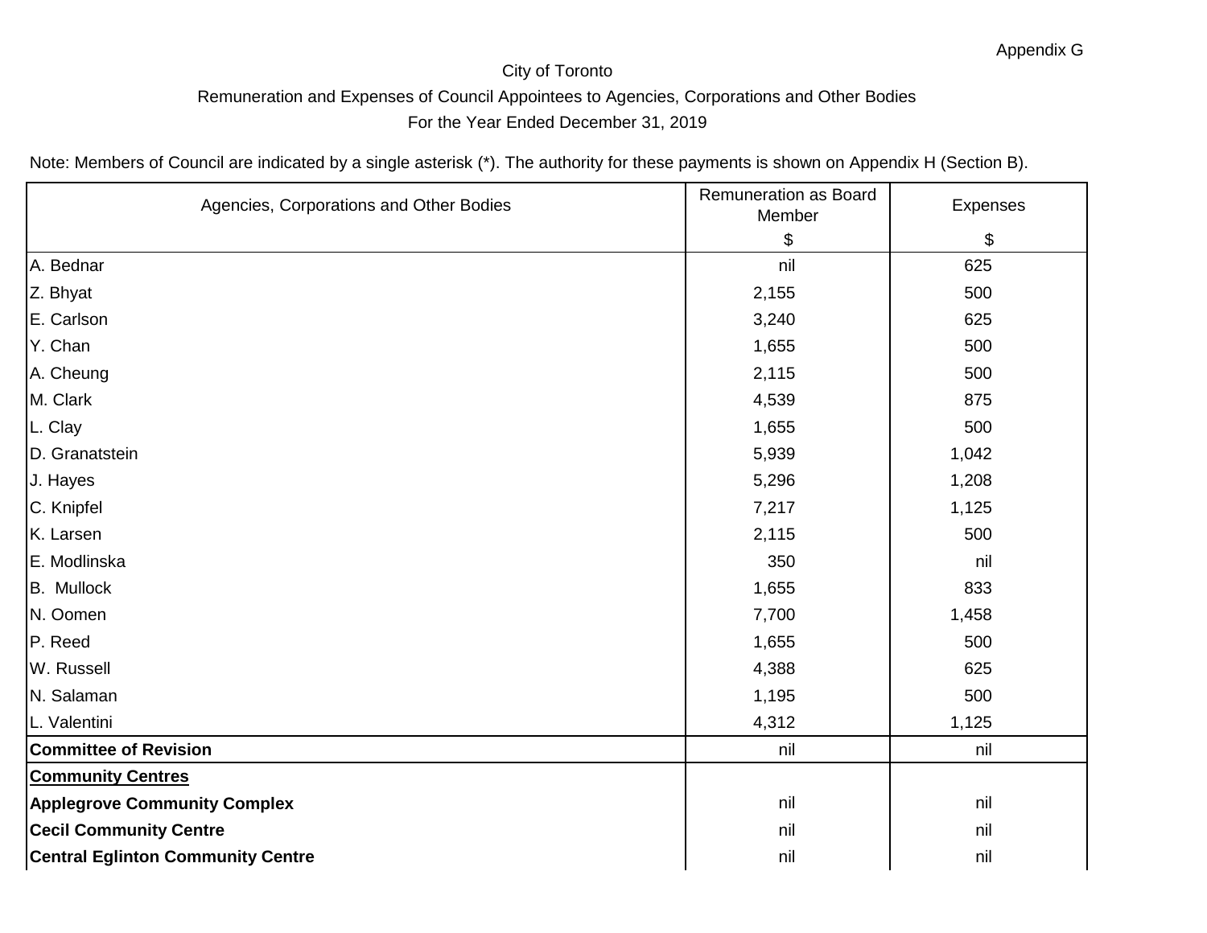Appendix G

City of Toronto

Remuneration and Expenses of Council Appointees to Agencies, Corporations and Other Bodies

For the Year Ended December 31, 2019

Note: Members of Council are indicated by a single asterisk (*). The authority for these payments is shown on Appendix H (Section B).

| Agencies, Corporations and Other Bodies | Remuneration as Board Member $ | Expenses $ |
|---|---|---|
| A. Bednar | nil | 625 |
| Z. Bhyat | 2,155 | 500 |
| E. Carlson | 3,240 | 625 |
| Y. Chan | 1,655 | 500 |
| A. Cheung | 2,115 | 500 |
| M. Clark | 4,539 | 875 |
| L. Clay | 1,655 | 500 |
| D. Granatstein | 5,939 | 1,042 |
| J. Hayes | 5,296 | 1,208 |
| C. Knipfel | 7,217 | 1,125 |
| K. Larsen | 2,115 | 500 |
| E. Modlinska | 350 | nil |
| B. Mullock | 1,655 | 833 |
| N. Oomen | 7,700 | 1,458 |
| P. Reed | 1,655 | 500 |
| W. Russell | 4,388 | 625 |
| N. Salaman | 1,195 | 500 |
| L. Valentini | 4,312 | 1,125 |
| **Committee of Revision** | nil | nil |
| **Community Centres** | | |
| **Applegrove Community Complex** | nil | nil |
| **Cecil Community Centre** | nil | nil |
| **Central Eglinton Community Centre** | nil | nil |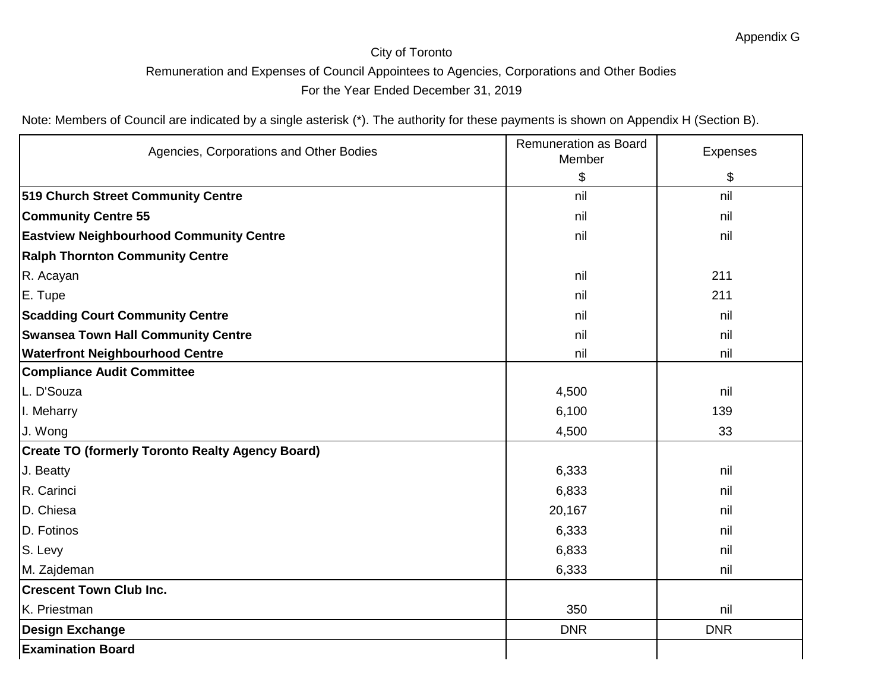Appendix G

City of Toronto

Remuneration and Expenses of Council Appointees to Agencies, Corporations and Other Bodies

For the Year Ended December 31, 2019

Note: Members of Council are indicated by a single asterisk (*). The authority for these payments is shown on Appendix H (Section B).

| Agencies, Corporations and Other Bodies | Remuneration as Board Member $ | Expenses $ |
|---|---|---|
| **519 Church Street Community Centre** | nil | nil |
| **Community Centre 55** | nil | nil |
| **Eastview Neighbourhood Community Centre** | nil | nil |
| **Ralph Thornton Community Centre** | | |
| R. Acayan | nil | 211 |
| E. Tupe | nil | 211 |
| **Scadding Court Community Centre** | nil | nil |
| **Swansea Town Hall Community Centre** | nil | nil |
| **Waterfront Neighbourhood Centre** | nil | nil |
| **Compliance Audit Committee** | | |
| L. D'Souza | 4,500 | nil |
| I. Meharry | 6,100 | 139 |
| J. Wong | 4,500 | 33 |
| **Create TO (formerly Toronto Realty Agency Board)** | | |
| J. Beatty | 6,333 | nil |
| R. Carinci | 6,833 | nil |
| D. Chiesa | 20,167 | nil |
| D. Fotinos | 6,333 | nil |
| S. Levy | 6,833 | nil |
| M. Zajdeman | 6,333 | nil |
| **Crescent Town Club Inc.** | | |
| K. Priestman | 350 | nil |
| **Design Exchange** | DNR | DNR |
| **Examination Board** | | |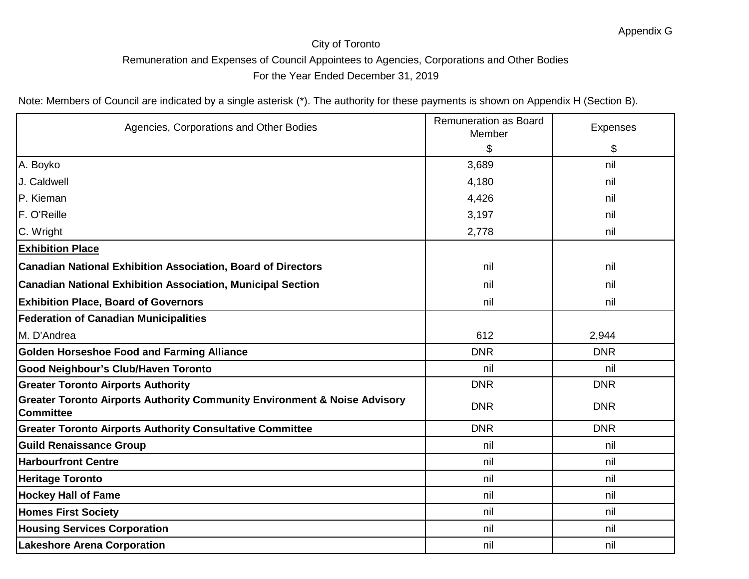Appendix G

City of Toronto

Remuneration and Expenses of Council Appointees to Agencies, Corporations and Other Bodies

For the Year Ended December 31, 2019

Note: Members of Council are indicated by a single asterisk (*). The authority for these payments is shown on Appendix H (Section B).

| Agencies, Corporations and Other Bodies | Remuneration as Board Member<br>$ | Expenses<br>$ |
|---|---|---|
| A. Boyko | 3,689 | nil |
| J. Caldwell | 4,180 | nil |
| P. Kieman | 4,426 | nil |
| F. O'Reille | 3,197 | nil |
| C. Wright | 2,778 | nil |
| **Exhibition Place** | | |
| **Canadian National Exhibition Association, Board of Directors** | nil | nil |
| **Canadian National Exhibition Association, Municipal Section** | nil | nil |
| **Exhibition Place, Board of Governors** | nil | nil |
| **Federation of Canadian Municipalities** | | |
| M. D'Andrea | 612 | 2,944 |
| **Golden Horseshoe Food and Farming Alliance** | DNR | DNR |
| **Good Neighbour's Club/Haven Toronto** | nil | nil |
| **Greater Toronto Airports Authority** | DNR | DNR |
| **Greater Toronto Airports Authority Community Environment & Noise Advisory Committee** | DNR | DNR |
| **Greater Toronto Airports Authority Consultative Committee** | DNR | DNR |
| **Guild Renaissance Group** | nil | nil |
| **Harbourfront Centre** | nil | nil |
| **Heritage Toronto** | nil | nil |
| **Hockey Hall of Fame** | nil | nil |
| **Homes First Society** | nil | nil |
| **Housing Services Corporation** | nil | nil |
| **Lakeshore Arena Corporation** | nil | nil |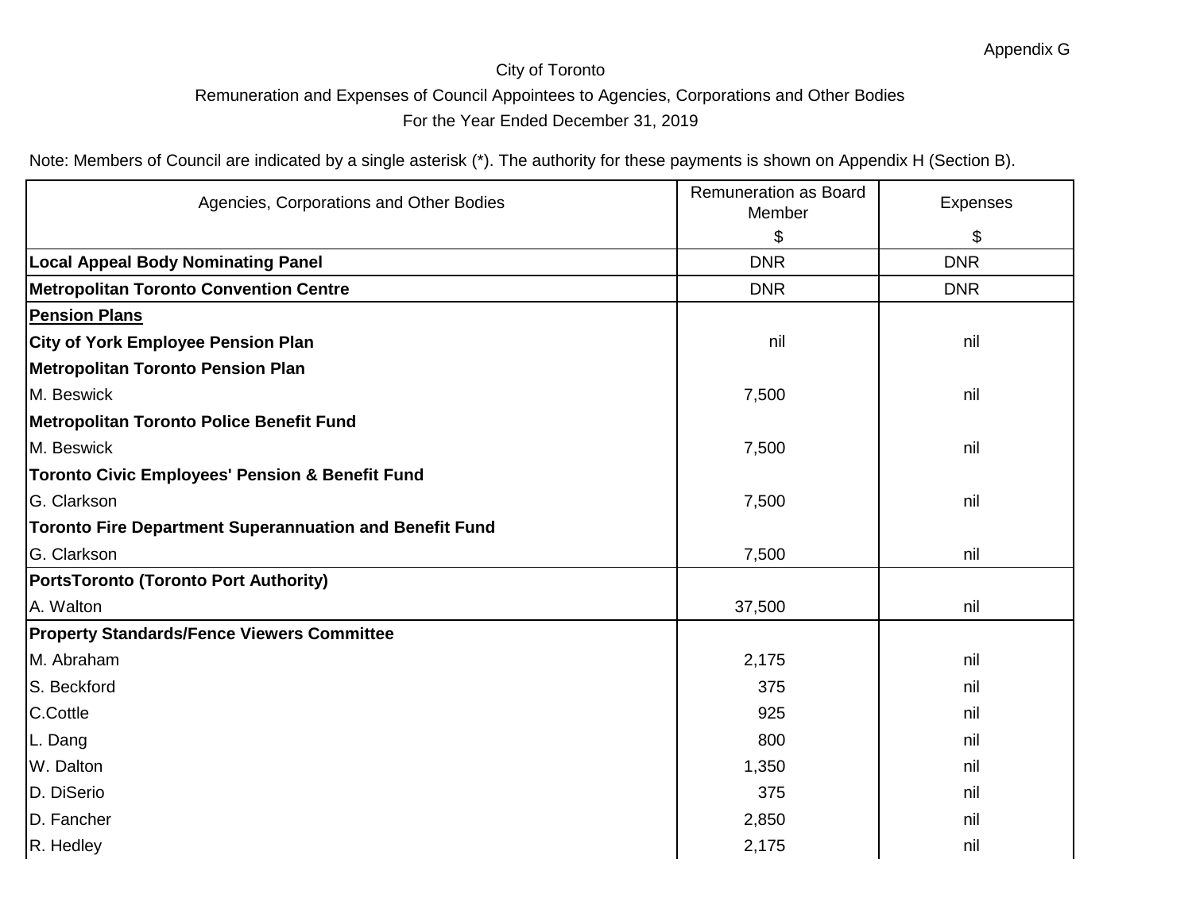Appendix G

City of Toronto

Remuneration and Expenses of Council Appointees to Agencies, Corporations and Other Bodies

For the Year Ended December 31, 2019

Note: Members of Council are indicated by a single asterisk (*). The authority for these payments is shown on Appendix H (Section B).

| Agencies, Corporations and Other Bodies | Remuneration as Board Member<br>$ | Expenses<br>$ |
|---|---|---|
| **Local Appeal Body Nominating Panel** | DNR | DNR |
| **Metropolitan Toronto Convention Centre** | DNR | DNR |
| **Pension Plans** | | |
| **City of York Employee Pension Plan** | nil | nil |
| **Metropolitan Toronto Pension Plan** | | |
| M. Beswick | 7,500 | nil |
| **Metropolitan Toronto Police Benefit Fund** | | |
| M. Beswick | 7,500 | nil |
| **Toronto Civic Employees' Pension & Benefit Fund** | | |
| G. Clarkson | 7,500 | nil |
| **Toronto Fire Department Superannuation and Benefit Fund** | | |
| G. Clarkson | 7,500 | nil |
| **PortsToronto (Toronto Port Authority)** | | |
| A. Walton | 37,500 | nil |
| **Property Standards/Fence Viewers Committee** | | |
| M. Abraham | 2,175 | nil |
| S. Beckford | 375 | nil |
| C.Cottle | 925 | nil |
| L. Dang | 800 | nil |
| W. Dalton | 1,350 | nil |
| D. DiSerio | 375 | nil |
| D. Fancher | 2,850 | nil |
| R. Hedley | 2,175 | nil |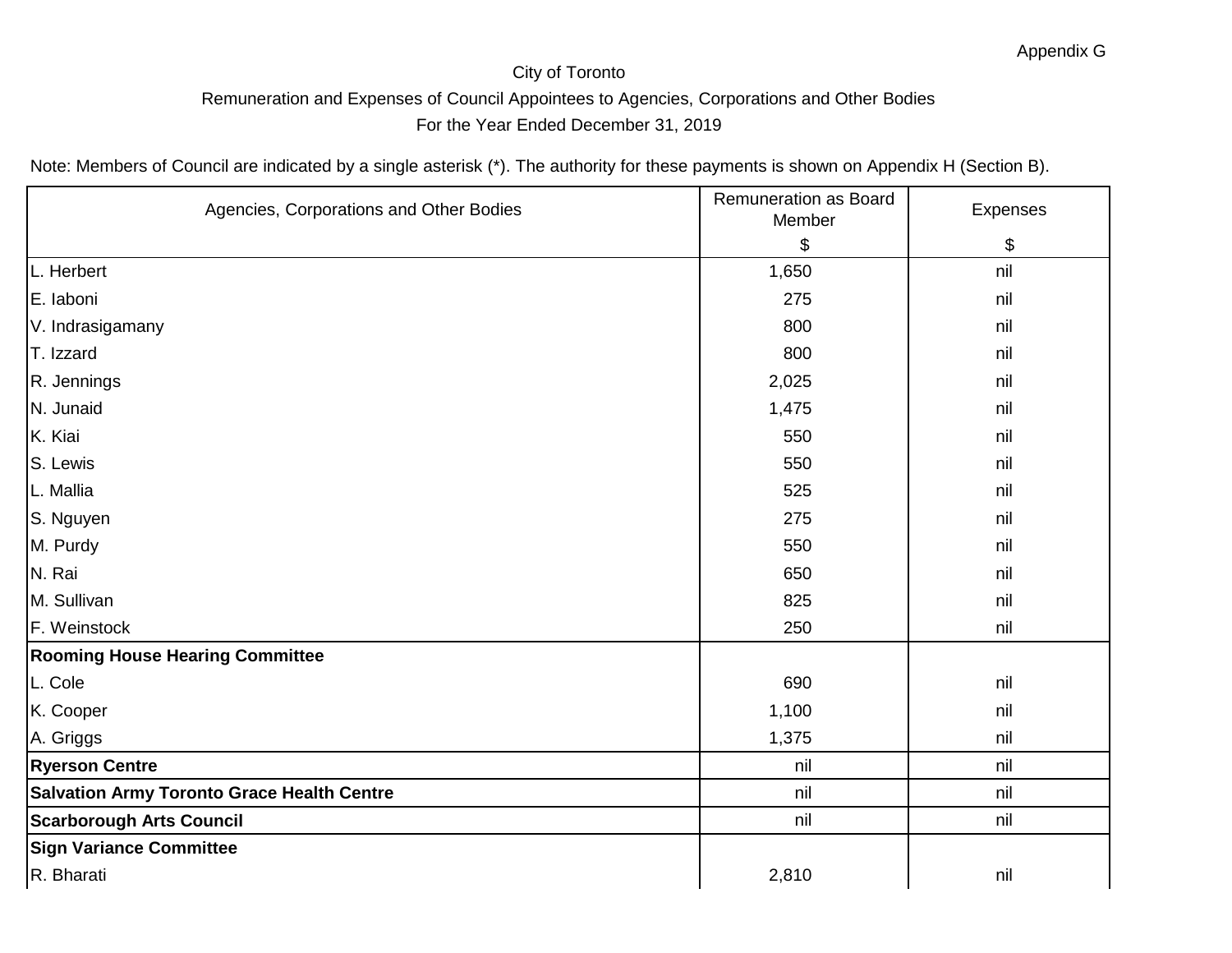Appendix G

City of Toronto

Remuneration and Expenses of Council Appointees to Agencies, Corporations and Other Bodies

For the Year Ended December 31, 2019

Note: Members of Council are indicated by a single asterisk (*). The authority for these payments is shown on Appendix H (Section B).

| Agencies, Corporations and Other Bodies | Remuneration as Board Member $ | Expenses $ |
| --- | --- | --- |
| L. Herbert | 1,650 | nil |
| E. Iaboni | 275 | nil |
| V. Indrasigamany | 800 | nil |
| T. Izzard | 800 | nil |
| R. Jennings | 2,025 | nil |
| N. Junaid | 1,475 | nil |
| K. Kiai | 550 | nil |
| S. Lewis | 550 | nil |
| L. Mallia | 525 | nil |
| S. Nguyen | 275 | nil |
| M. Purdy | 550 | nil |
| N. Rai | 650 | nil |
| M. Sullivan | 825 | nil |
| F. Weinstock | 250 | nil |
| **Rooming House Hearing Committee** | | |
| L. Cole | 690 | nil |
| K. Cooper | 1,100 | nil |
| A. Griggs | 1,375 | nil |
| **Ryerson Centre** | nil | nil |
| **Salvation Army Toronto Grace Health Centre** | nil | nil |
| **Scarborough Arts Council** | nil | nil |
| **Sign Variance Committee** | | |
| R. Bharati | 2,810 | nil |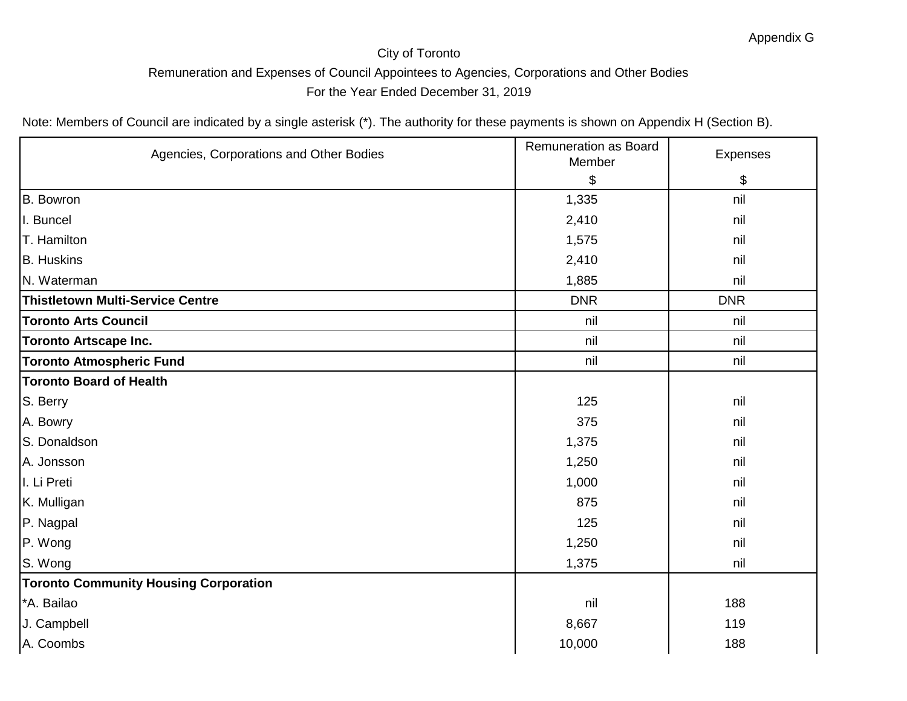Appendix G

City of Toronto

Remuneration and Expenses of Council Appointees to Agencies, Corporations and Other Bodies

For the Year Ended December 31, 2019

Note: Members of Council are indicated by a single asterisk (*). The authority for these payments is shown on Appendix H (Section B).

| Agencies, Corporations and Other Bodies | Remuneration as Board Member $ | Expenses $ |
|---|---|---|
| B. Bowron | 1,335 | nil |
| I. Buncel | 2,410 | nil |
| T. Hamilton | 1,575 | nil |
| B. Huskins | 2,410 | nil |
| N. Waterman | 1,885 | nil |
| **Thistletown Multi-Service Centre** | DNR | DNR |
| **Toronto Arts Council** | nil | nil |
| **Toronto Artscape Inc.** | nil | nil |
| **Toronto Atmospheric Fund** | nil | nil |
| **Toronto Board of Health** | | |
| S. Berry | 125 | nil |
| A. Bowry | 375 | nil |
| S. Donaldson | 1,375 | nil |
| A. Jonsson | 1,250 | nil |
| I. Li Preti | 1,000 | nil |
| K. Mulligan | 875 | nil |
| P. Nagpal | 125 | nil |
| P. Wong | 1,250 | nil |
| S. Wong | 1,375 | nil |
| **Toronto Community Housing Corporation** | | |
| *A. Bailao | nil | 188 |
| J. Campbell | 8,667 | 119 |
| A. Coombs | 10,000 | 188 |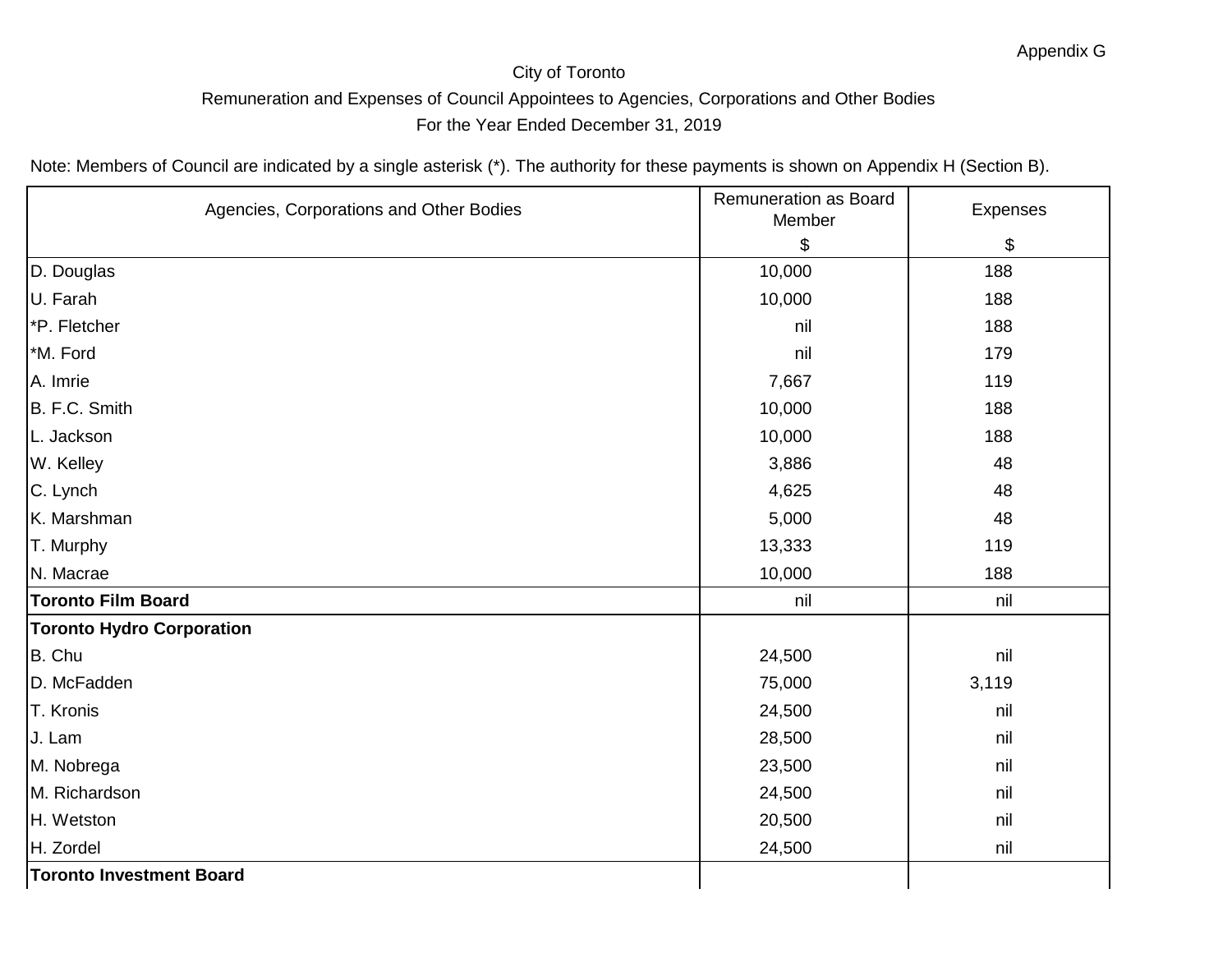Appendix G

City of Toronto

Remuneration and Expenses of Council Appointees to Agencies, Corporations and Other Bodies

For the Year Ended December 31, 2019

Note: Members of Council are indicated by a single asterisk (*). The authority for these payments is shown on Appendix H (Section B).

| Agencies, Corporations and Other Bodies | Remuneration as Board Member<br>$ | Expenses<br>$ |
|---|---|---|
| D. Douglas | 10,000 | 188 |
| U. Farah | 10,000 | 188 |
| *P. Fletcher | nil | 188 |
| *M. Ford | nil | 179 |
| A. Imrie | 7,667 | 119 |
| B. F.C. Smith | 10,000 | 188 |
| L. Jackson | 10,000 | 188 |
| W. Kelley | 3,886 | 48 |
| C. Lynch | 4,625 | 48 |
| K. Marshman | 5,000 | 48 |
| T. Murphy | 13,333 | 119 |
| N. Macrae | 10,000 | 188 |
| **Toronto Film Board** | nil | nil |
| **Toronto Hydro Corporation** | | |
| B. Chu | 24,500 | nil |
| D. McFadden | 75,000 | 3,119 |
| T. Kronis | 24,500 | nil |
| J. Lam | 28,500 | nil |
| M. Nobrega | 23,500 | nil |
| M. Richardson | 24,500 | nil |
| H. Wetston | 20,500 | nil |
| H. Zordel | 24,500 | nil |
| **Toronto Investment Board** | | |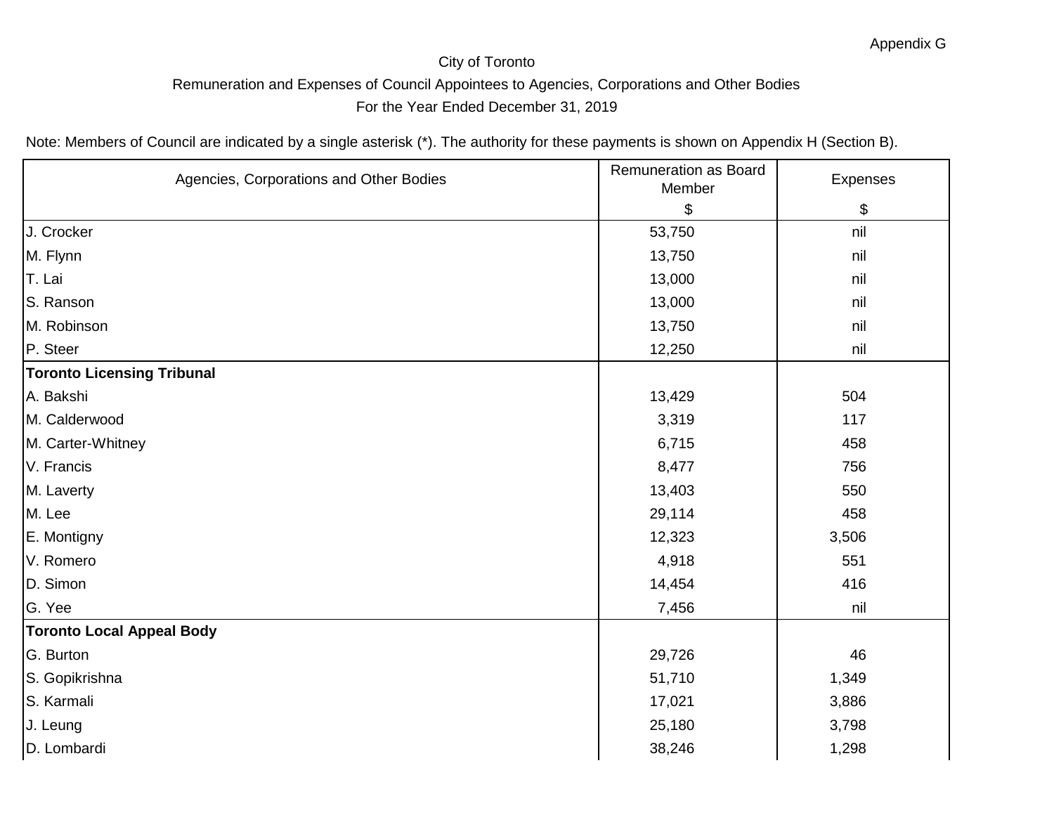Appendix G

City of Toronto

Remuneration and Expenses of Council Appointees to Agencies, Corporations and Other Bodies

For the Year Ended December 31, 2019

Note: Members of Council are indicated by a single asterisk (*). The authority for these payments is shown on Appendix H (Section B).

| Agencies, Corporations and Other Bodies | Remuneration as Board Member $ | Expenses $ |
|---|---|---|
| J. Crocker | 53,750 | nil |
| M. Flynn | 13,750 | nil |
| T. Lai | 13,000 | nil |
| S. Ranson | 13,000 | nil |
| M. Robinson | 13,750 | nil |
| P. Steer | 12,250 | nil |
| **Toronto Licensing Tribunal** | | |
| A. Bakshi | 13,429 | 504 |
| M. Calderwood | 3,319 | 117 |
| M. Carter-Whitney | 6,715 | 458 |
| V. Francis | 8,477 | 756 |
| M. Laverty | 13,403 | 550 |
| M. Lee | 29,114 | 458 |
| E. Montigny | 12,323 | 3,506 |
| V. Romero | 4,918 | 551 |
| D. Simon | 14,454 | 416 |
| G. Yee | 7,456 | nil |
| **Toronto Local Appeal Body** | | |
| G. Burton | 29,726 | 46 |
| S. Gopikrishna | 51,710 | 1,349 |
| S. Karmali | 17,021 | 3,886 |
| J. Leung | 25,180 | 3,798 |
| D. Lombardi | 38,246 | 1,298 |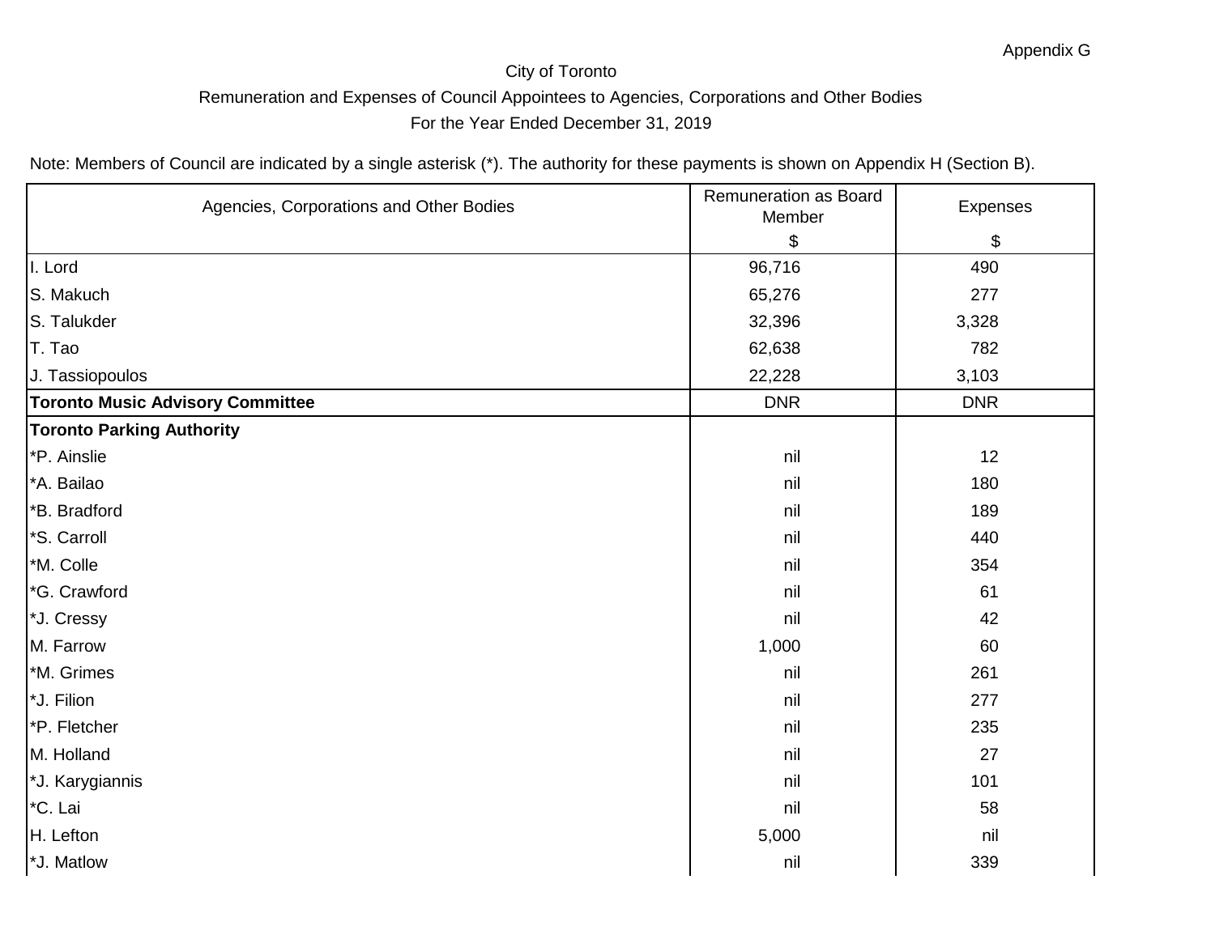Appendix G

City of Toronto

Remuneration and Expenses of Council Appointees to Agencies, Corporations and Other Bodies

For the Year Ended December 31, 2019

Note: Members of Council are indicated by a single asterisk (*). The authority for these payments is shown on Appendix H (Section B).

| Agencies, Corporations and Other Bodies | Remuneration as Board Member $ | Expenses $ |
|---|---|---|
| I. Lord | 96,716 | 490 |
| S. Makuch | 65,276 | 277 |
| S. Talukder | 32,396 | 3,328 |
| T. Tao | 62,638 | 782 |
| J. Tassiopoulos | 22,228 | 3,103 |
| **Toronto Music Advisory Committee** | DNR | DNR |
| **Toronto Parking Authority** | | |
| *P. Ainslie | nil | 12 |
| *A. Bailao | nil | 180 |
| *B. Bradford | nil | 189 |
| *S. Carroll | nil | 440 |
| *M. Colle | nil | 354 |
| *G. Crawford | nil | 61 |
| *J. Cressy | nil | 42 |
| M. Farrow | 1,000 | 60 |
| *M. Grimes | nil | 261 |
| *J. Filion | nil | 277 |
| *P. Fletcher | nil | 235 |
| M. Holland | nil | 27 |
| *J. Karygiannis | nil | 101 |
| *C. Lai | nil | 58 |
| H. Lefton | 5,000 | nil |
| *J. Matlow | nil | 339 |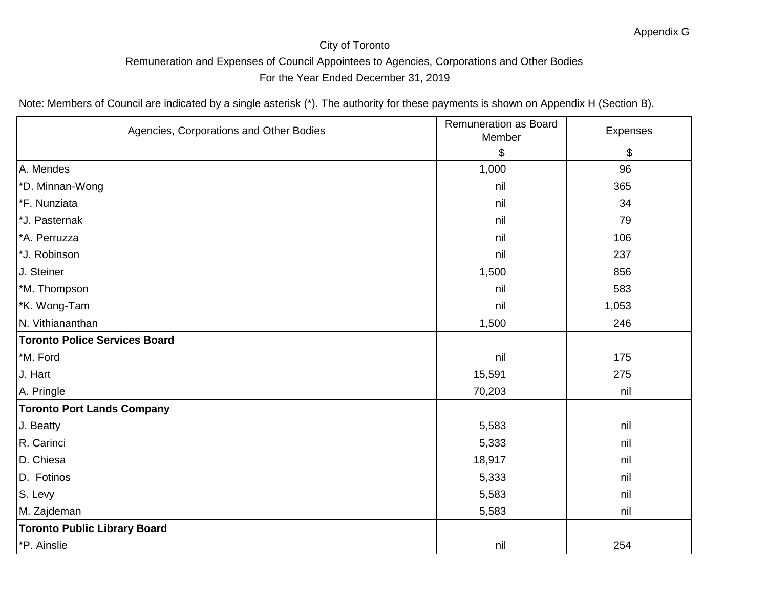Appendix G

City of Toronto

Remuneration and Expenses of Council Appointees to Agencies, Corporations and Other Bodies

For the Year Ended December 31, 2019

Note: Members of Council are indicated by a single asterisk (*). The authority for these payments is shown on Appendix H (Section B).

| Agencies, Corporations and Other Bodies | Remuneration as Board Member<br>$ | Expenses<br>$ |
|---|---|---|
| A. Mendes | 1,000 | 96 |
| *D. Minnan-Wong | nil | 365 |
| *F. Nunziata | nil | 34 |
| *J. Pasternak | nil | 79 |
| *A. Perruzza | nil | 106 |
| *J. Robinson | nil | 237 |
| J. Steiner | 1,500 | 856 |
| *M. Thompson | nil | 583 |
| *K. Wong-Tam | nil | 1,053 |
| N. Vithiananthan | 1,500 | 246 |
| **Toronto Police Services Board** | | |
| *M. Ford | nil | 175 |
| J. Hart | 15,591 | 275 |
| A. Pringle | 70,203 | nil |
| **Toronto Port Lands Company** | | |
| J. Beatty | 5,583 | nil |
| R. Carinci | 5,333 | nil |
| D. Chiesa | 18,917 | nil |
| D. Fotinos | 5,333 | nil |
| S. Levy | 5,583 | nil |
| M. Zajdeman | 5,583 | nil |
| **Toronto Public Library Board** | | |
| *P. Ainslie | nil | 254 |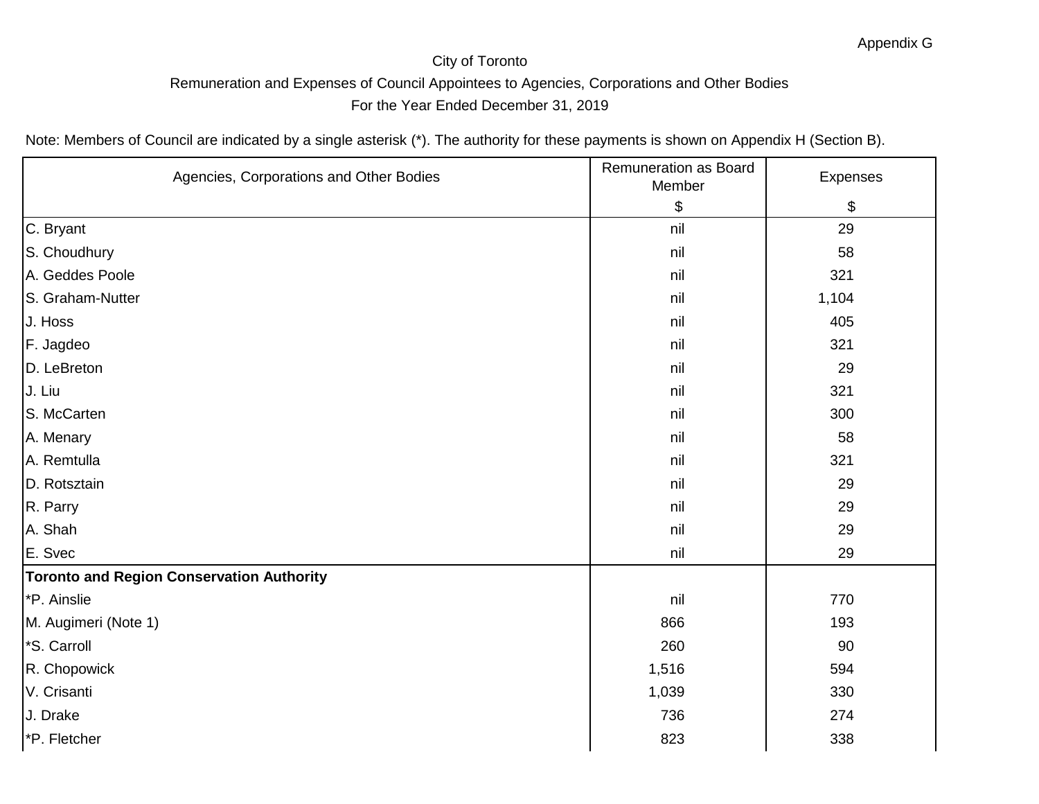Appendix G

City of Toronto

Remuneration and Expenses of Council Appointees to Agencies, Corporations and Other Bodies

For the Year Ended December 31, 2019

Note: Members of Council are indicated by a single asterisk (*). The authority for these payments is shown on Appendix H (Section B).

| Agencies, Corporations and Other Bodies | Remuneration as Board Member<br>$ | Expenses<br>$ |
|---|---|---|
| C. Bryant | nil | 29 |
| S. Choudhury | nil | 58 |
| A. Geddes Poole | nil | 321 |
| S. Graham-Nutter | nil | 1,104 |
| J. Hoss | nil | 405 |
| F. Jagdeo | nil | 321 |
| D. LeBreton | nil | 29 |
| J. Liu | nil | 321 |
| S. McCarten | nil | 300 |
| A. Menary | nil | 58 |
| A. Remtulla | nil | 321 |
| D. Rotsztain | nil | 29 |
| R. Parry | nil | 29 |
| A. Shah | nil | 29 |
| E. Svec | nil | 29 |
| **Toronto and Region Conservation Authority** | | |
| *P. Ainslie | nil | 770 |
| M. Augimeri (Note 1) | 866 | 193 |
| *S. Carroll | 260 | 90 |
| R. Chopowick | 1,516 | 594 |
| V. Crisanti | 1,039 | 330 |
| J. Drake | 736 | 274 |
| *P. Fletcher | 823 | 338 |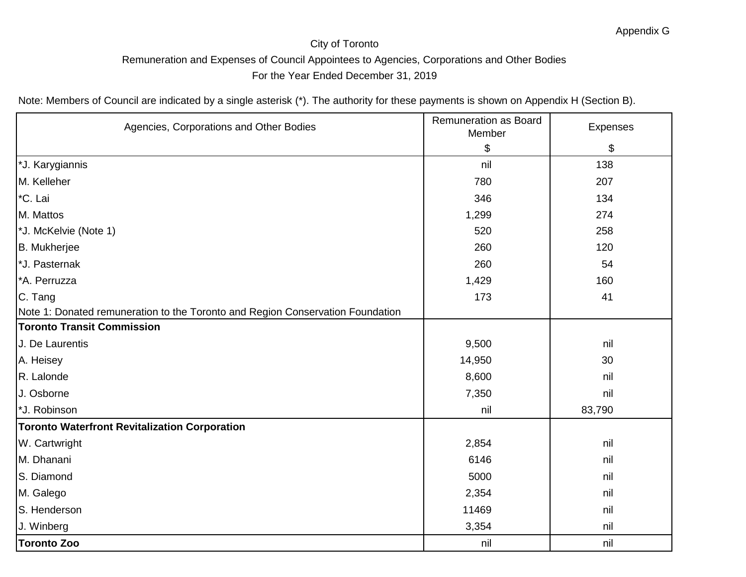Appendix G

City of Toronto

Remuneration and Expenses of Council Appointees to Agencies, Corporations and Other Bodies

For the Year Ended December 31, 2019

Note: Members of Council are indicated by a single asterisk (*). The authority for these payments is shown on Appendix H (Section B).

| Agencies, Corporations and Other Bodies | Remuneration as Board Member $ | Expenses $ |
|---|---|---|
| *J. Karygiannis | nil | 138 |
| M. Kelleher | 780 | 207 |
| *C. Lai | 346 | 134 |
| M. Mattos | 1,299 | 274 |
| *J. McKelvie (Note 1) | 520 | 258 |
| B. Mukherjee | 260 | 120 |
| *J. Pasternak | 260 | 54 |
| *A. Perruzza | 1,429 | 160 |
| C. Tang | 173 | 41 |
| Note 1: Donated remuneration to the Toronto and Region Conservation Foundation | | |
| **Toronto Transit Commission** | | |
| J. De Laurentis | 9,500 | nil |
| A. Heisey | 14,950 | 30 |
| R. Lalonde | 8,600 | nil |
| J. Osborne | 7,350 | nil |
| *J. Robinson | nil | 83,790 |
| **Toronto Waterfront Revitalization Corporation** | | |
| W. Cartwright | 2,854 | nil |
| M. Dhanani | 6146 | nil |
| S. Diamond | 5000 | nil |
| M. Galego | 2,354 | nil |
| S. Henderson | 11469 | nil |
| J. Winberg | 3,354 | nil |
| **Toronto Zoo** | nil | nil |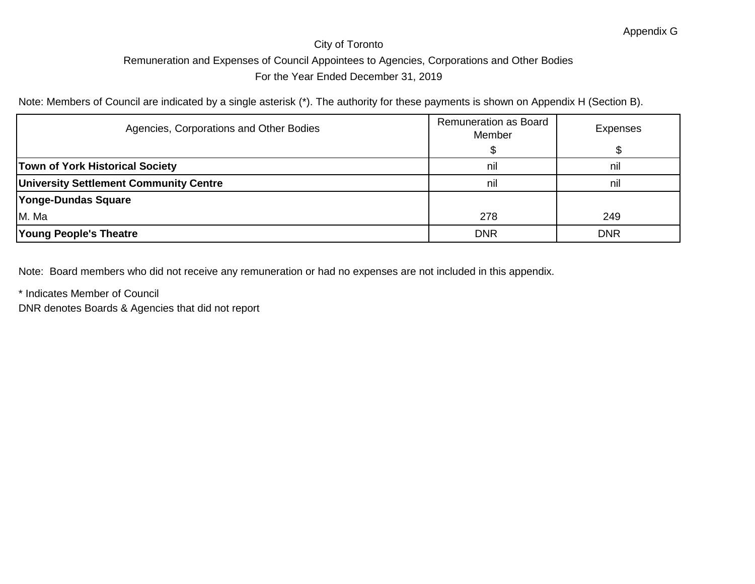Appendix G

City of Toronto

Remuneration and Expenses of Council Appointees to Agencies, Corporations and Other Bodies

For the Year Ended December 31, 2019

Note: Members of Council are indicated by a single asterisk (*). The authority for these payments is shown on Appendix H (Section B).

| Agencies, Corporations and Other Bodies | Remuneration as Board Member<br>$ | Expenses<br>$ |
|---|---|---|
| **Town of York Historical Society** | nil | nil |
| **University Settlement Community Centre** | nil | nil |
| **Yonge-Dundas Square** | | |
| M. Ma | 278 | 249 |
| **Young People's Theatre** | DNR | DNR |

Note: Board members who did not receive any remuneration or had no expenses are not included in this appendix.

* Indicates Member of Council

DNR denotes Boards & Agencies that did not report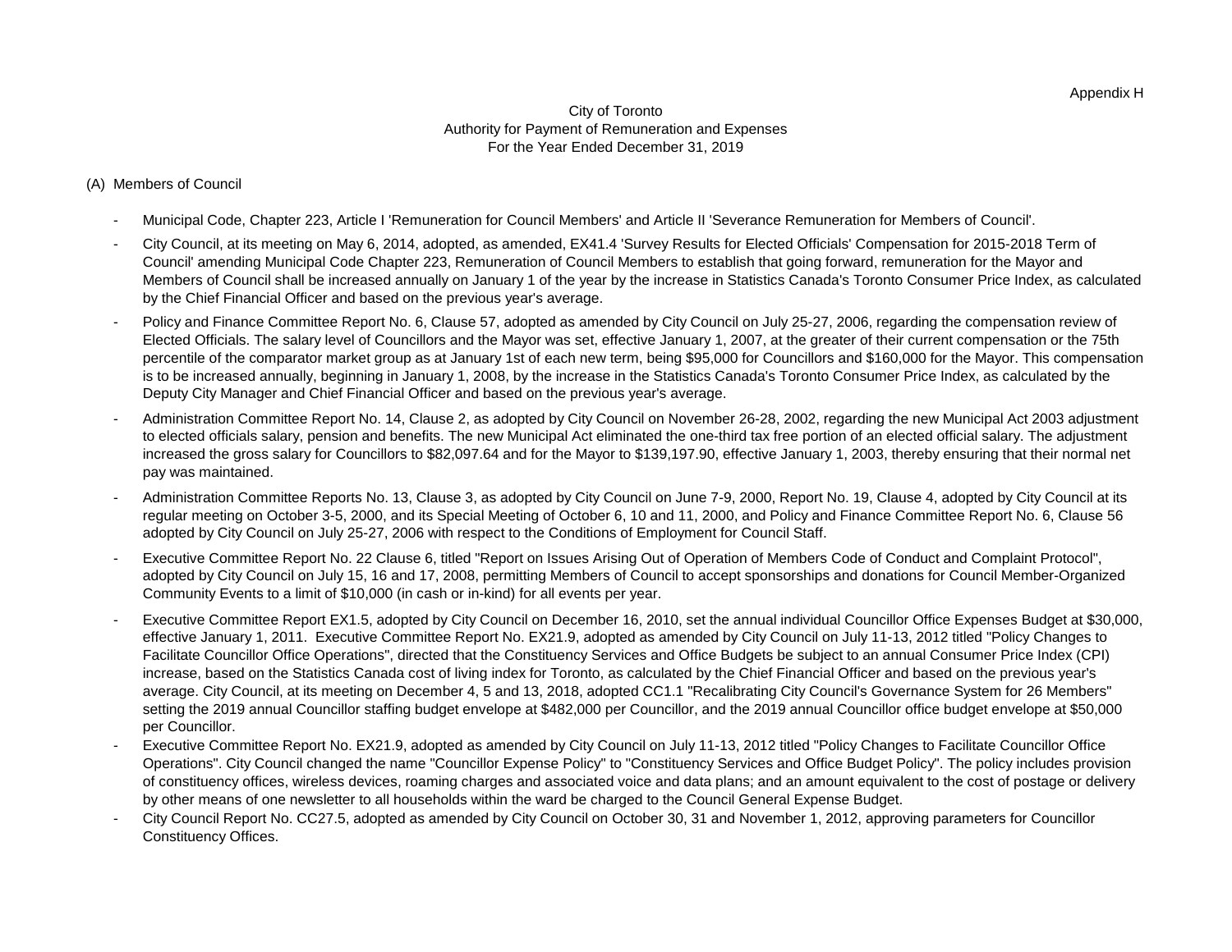Appendix H

City of Toronto
Authority for Payment of Remuneration and Expenses
For the Year Ended December 31, 2019

(A) Members of Council

- Municipal Code, Chapter 223, Article I 'Remuneration for Council Members' and Article II 'Severance Remuneration for Members of Council'.
- City Council, at its meeting on May 6, 2014, adopted, as amended, EX41.4 'Survey Results for Elected Officials' Compensation for 2015-2018 Term of Council' amending Municipal Code Chapter 223, Remuneration of Council Members to establish that going forward, remuneration for the Mayor and Members of Council shall be increased annually on January 1 of the year by the increase in Statistics Canada's Toronto Consumer Price Index, as calculated by the Chief Financial Officer and based on the previous year's average.
- Policy and Finance Committee Report No. 6, Clause 57, adopted as amended by City Council on July 25-27, 2006, regarding the compensation review of Elected Officials. The salary level of Councillors and the Mayor was set, effective January 1, 2007, at the greater of their current compensation or the 75th percentile of the comparator market group as at January 1st of each new term, being $95,000 for Councillors and $160,000 for the Mayor. This compensation is to be increased annually, beginning in January 1, 2008, by the increase in the Statistics Canada's Toronto Consumer Price Index, as calculated by the Deputy City Manager and Chief Financial Officer and based on the previous year's average.
- Administration Committee Report No. 14, Clause 2, as adopted by City Council on November 26-28, 2002, regarding the new Municipal Act 2003 adjustment to elected officials salary, pension and benefits. The new Municipal Act eliminated the one-third tax free portion of an elected official salary. The adjustment increased the gross salary for Councillors to $82,097.64 and for the Mayor to $139,197.90, effective January 1, 2003, thereby ensuring that their normal net pay was maintained.
- Administration Committee Reports No. 13, Clause 3, as adopted by City Council on June 7-9, 2000, Report No. 19, Clause 4, adopted by City Council at its regular meeting on October 3-5, 2000, and its Special Meeting of October 6, 10 and 11, 2000, and Policy and Finance Committee Report No. 6, Clause 56 adopted by City Council on July 25-27, 2006 with respect to the Conditions of Employment for Council Staff.
- Executive Committee Report No. 22 Clause 6, titled "Report on Issues Arising Out of Operation of Members Code of Conduct and Complaint Protocol", adopted by City Council on July 15, 16 and 17, 2008, permitting Members of Council to accept sponsorships and donations for Council Member-Organized Community Events to a limit of $10,000 (in cash or in-kind) for all events per year.
- Executive Committee Report EX1.5, adopted by City Council on December 16, 2010, set the annual individual Councillor Office Expenses Budget at $30,000, effective January 1, 2011. Executive Committee Report No. EX21.9, adopted as amended by City Council on July 11-13, 2012 titled "Policy Changes to Facilitate Councillor Office Operations", directed that the Constituency Services and Office Budgets be subject to an annual Consumer Price Index (CPI) increase, based on the Statistics Canada cost of living index for Toronto, as calculated by the Chief Financial Officer and based on the previous year's average. City Council, at its meeting on December 4, 5 and 13, 2018, adopted CC1.1 "Recalibrating City Council's Governance System for 26 Members" setting the 2019 annual Councillor staffing budget envelope at $482,000 per Councillor, and the 2019 annual Councillor office budget envelope at $50,000 per Councillor.
- Executive Committee Report No. EX21.9, adopted as amended by City Council on July 11-13, 2012 titled "Policy Changes to Facilitate Councillor Office Operations". City Council changed the name "Councillor Expense Policy" to "Constituency Services and Office Budget Policy". The policy includes provision of constituency offices, wireless devices, roaming charges and associated voice and data plans; and an amount equivalent to the cost of postage or delivery by other means of one newsletter to all households within the ward be charged to the Council General Expense Budget.
- City Council Report No. CC27.5, adopted as amended by City Council on October 30, 31 and November 1, 2012, approving parameters for Councillor Constituency Offices.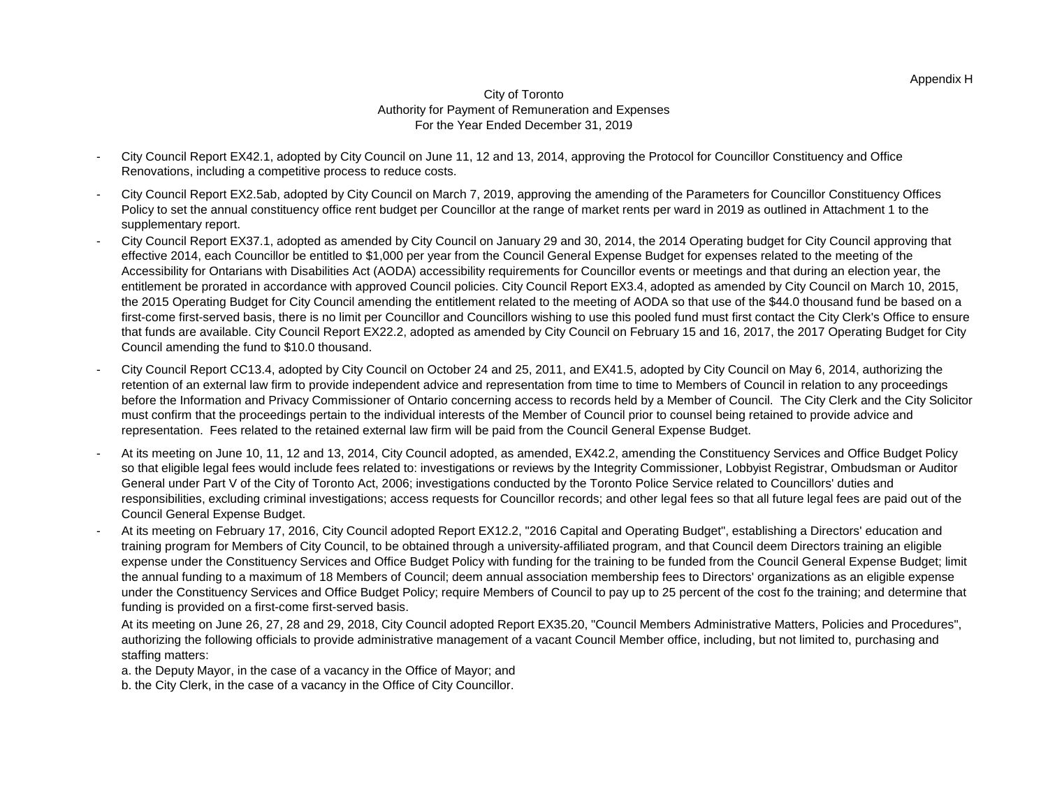Appendix H

City of Toronto
Authority for Payment of Remuneration and Expenses
For the Year Ended December 31, 2019

- City Council Report EX42.1, adopted by City Council on June 11, 12 and 13, 2014, approving the Protocol for Councillor Constituency and Office Renovations, including a competitive process to reduce costs.

- City Council Report EX2.5ab, adopted by City Council on March 7, 2019, approving the amending of the Parameters for Councillor Constituency Offices Policy to set the annual constituency office rent budget per Councillor at the range of market rents per ward in 2019 as outlined in Attachment 1 to the supplementary report.

- City Council Report EX37.1, adopted as amended by City Council on January 29 and 30, 2014, the 2014 Operating budget for City Council approving that effective 2014, each Councillor be entitled to $1,000 per year from the Council General Expense Budget for expenses related to the meeting of the Accessibility for Ontarians with Disabilities Act (AODA) accessibility requirements for Councillor events or meetings and that during an election year, the entitlement be prorated in accordance with approved Council policies. City Council Report EX3.4, adopted as amended by City Council on March 10, 2015, the 2015 Operating Budget for City Council amending the entitlement related to the meeting of AODA so that use of the $44.0 thousand fund be based on a first-come first-served basis, there is no limit per Councillor and Councillors wishing to use this pooled fund must first contact the City Clerk's Office to ensure that funds are available. City Council Report EX22.2, adopted as amended by City Council on February 15 and 16, 2017, the 2017 Operating Budget for City Council amending the fund to $10.0 thousand.

- City Council Report CC13.4, adopted by City Council on October 24 and 25, 2011, and EX41.5, adopted by City Council on May 6, 2014, authorizing the retention of an external law firm to provide independent advice and representation from time to time to Members of Council in relation to any proceedings before the Information and Privacy Commissioner of Ontario concerning access to records held by a Member of Council. The City Clerk and the City Solicitor must confirm that the proceedings pertain to the individual interests of the Member of Council prior to counsel being retained to provide advice and representation. Fees related to the retained external law firm will be paid from the Council General Expense Budget.

- At its meeting on June 10, 11, 12 and 13, 2014, City Council adopted, as amended, EX42.2, amending the Constituency Services and Office Budget Policy so that eligible legal fees would include fees related to: investigations or reviews by the Integrity Commissioner, Lobbyist Registrar, Ombudsman or Auditor General under Part V of the City of Toronto Act, 2006; investigations conducted by the Toronto Police Service related to Councillors' duties and responsibilities, excluding criminal investigations; access requests for Councillor records; and other legal fees so that all future legal fees are paid out of the Council General Expense Budget.

- At its meeting on February 17, 2016, City Council adopted Report EX12.2, "2016 Capital and Operating Budget", establishing a Directors' education and training program for Members of City Council, to be obtained through a university-affiliated program, and that Council deem Directors training an eligible expense under the Constituency Services and Office Budget Policy with funding for the training to be funded from the Council General Expense Budget; limit the annual funding to a maximum of 18 Members of Council; deem annual association membership fees to Directors' organizations as an eligible expense under the Constituency Services and Office Budget Policy; require Members of Council to pay up to 25 percent of the cost fo the training; and determine that funding is provided on a first-come first-served basis.

  At its meeting on June 26, 27, 28 and 29, 2018, City Council adopted Report EX35.20, "Council Members Administrative Matters, Policies and Procedures", authorizing the following officials to provide administrative management of a vacant Council Member office, including, but not limited to, purchasing and staffing matters:

  a. the Deputy Mayor, in the case of a vacancy in the Office of Mayor; and

  b. the City Clerk, in the case of a vacancy in the Office of City Councillor.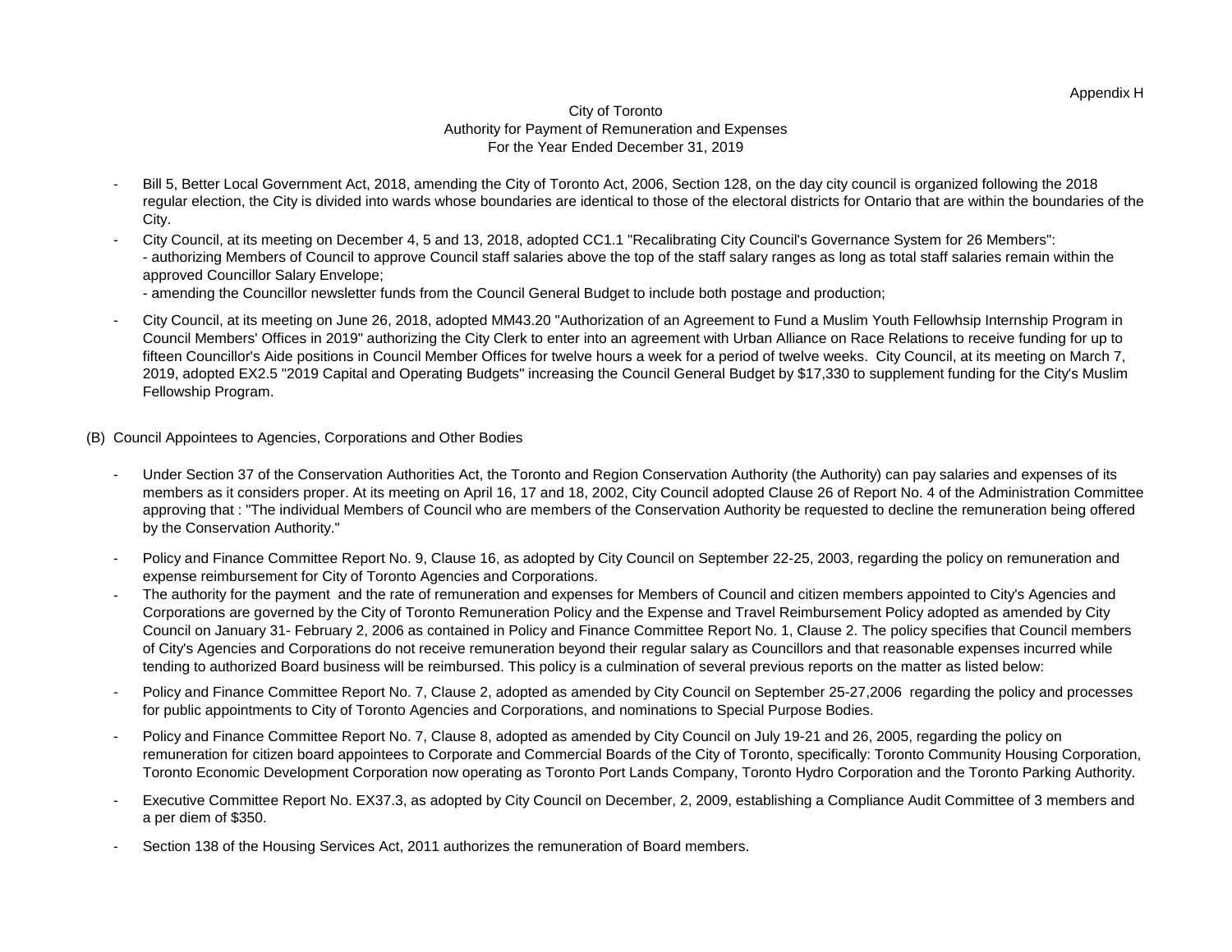Appendix H

City of Toronto
Authority for Payment of Remuneration and Expenses
For the Year Ended December 31, 2019

- Bill 5, Better Local Government Act, 2018, amending the City of Toronto Act, 2006, Section 128, on the day city council is organized following the 2018 regular election, the City is divided into wards whose boundaries are identical to those of the electoral districts for Ontario that are within the boundaries of the City.
- City Council, at its meeting on December 4, 5 and 13, 2018, adopted CC1.1 "Recalibrating City Council's Governance System for 26 Members":
  - authorizing Members of Council to approve Council staff salaries above the top of the staff salary ranges as long as total staff salaries remain within the approved Councillor Salary Envelope;
  - amending the Councillor newsletter funds from the Council General Budget to include both postage and production;
- City Council, at its meeting on June 26, 2018, adopted MM43.20 "Authorization of an Agreement to Fund a Muslim Youth Fellowhsip Internship Program in Council Members' Offices in 2019" authorizing the City Clerk to enter into an agreement with Urban Alliance on Race Relations to receive funding for up to fifteen Councillor's Aide positions in Council Member Offices for twelve hours a week for a period of twelve weeks. City Council, at its meeting on March 7, 2019, adopted EX2.5 "2019 Capital and Operating Budgets" increasing the Council General Budget by $17,330 to supplement funding for the City's Muslim Fellowship Program.

(B) Council Appointees to Agencies, Corporations and Other Bodies

- Under Section 37 of the Conservation Authorities Act, the Toronto and Region Conservation Authority (the Authority) can pay salaries and expenses of its members as it considers proper. At its meeting on April 16, 17 and 18, 2002, City Council adopted Clause 26 of Report No. 4 of the Administration Committee approving that : "The individual Members of Council who are members of the Conservation Authority be requested to decline the remuneration being offered by the Conservation Authority."
- Policy and Finance Committee Report No. 9, Clause 16, as adopted by City Council on September 22-25, 2003, regarding the policy on remuneration and expense reimbursement for City of Toronto Agencies and Corporations.
- The authority for the payment and the rate of remuneration and expenses for Members of Council and citizen members appointed to City's Agencies and Corporations are governed by the City of Toronto Remuneration Policy and the Expense and Travel Reimbursement Policy adopted as amended by City Council on January 31- February 2, 2006 as contained in Policy and Finance Committee Report No. 1, Clause 2. The policy specifies that Council members of City's Agencies and Corporations do not receive remuneration beyond their regular salary as Councillors and that reasonable expenses incurred while tending to authorized Board business will be reimbursed. This policy is a culmination of several previous reports on the matter as listed below:
- Policy and Finance Committee Report No. 7, Clause 2, adopted as amended by City Council on September 25-27,2006 regarding the policy and processes for public appointments to City of Toronto Agencies and Corporations, and nominations to Special Purpose Bodies.
- Policy and Finance Committee Report No. 7, Clause 8, adopted as amended by City Council on July 19-21 and 26, 2005, regarding the policy on remuneration for citizen board appointees to Corporate and Commercial Boards of the City of Toronto, specifically: Toronto Community Housing Corporation, Toronto Economic Development Corporation now operating as Toronto Port Lands Company, Toronto Hydro Corporation and the Toronto Parking Authority.
- Executive Committee Report No. EX37.3, as adopted by City Council on December, 2, 2009, establishing a Compliance Audit Committee of 3 members and a per diem of $350.
- Section 138 of the Housing Services Act, 2011 authorizes the remuneration of Board members.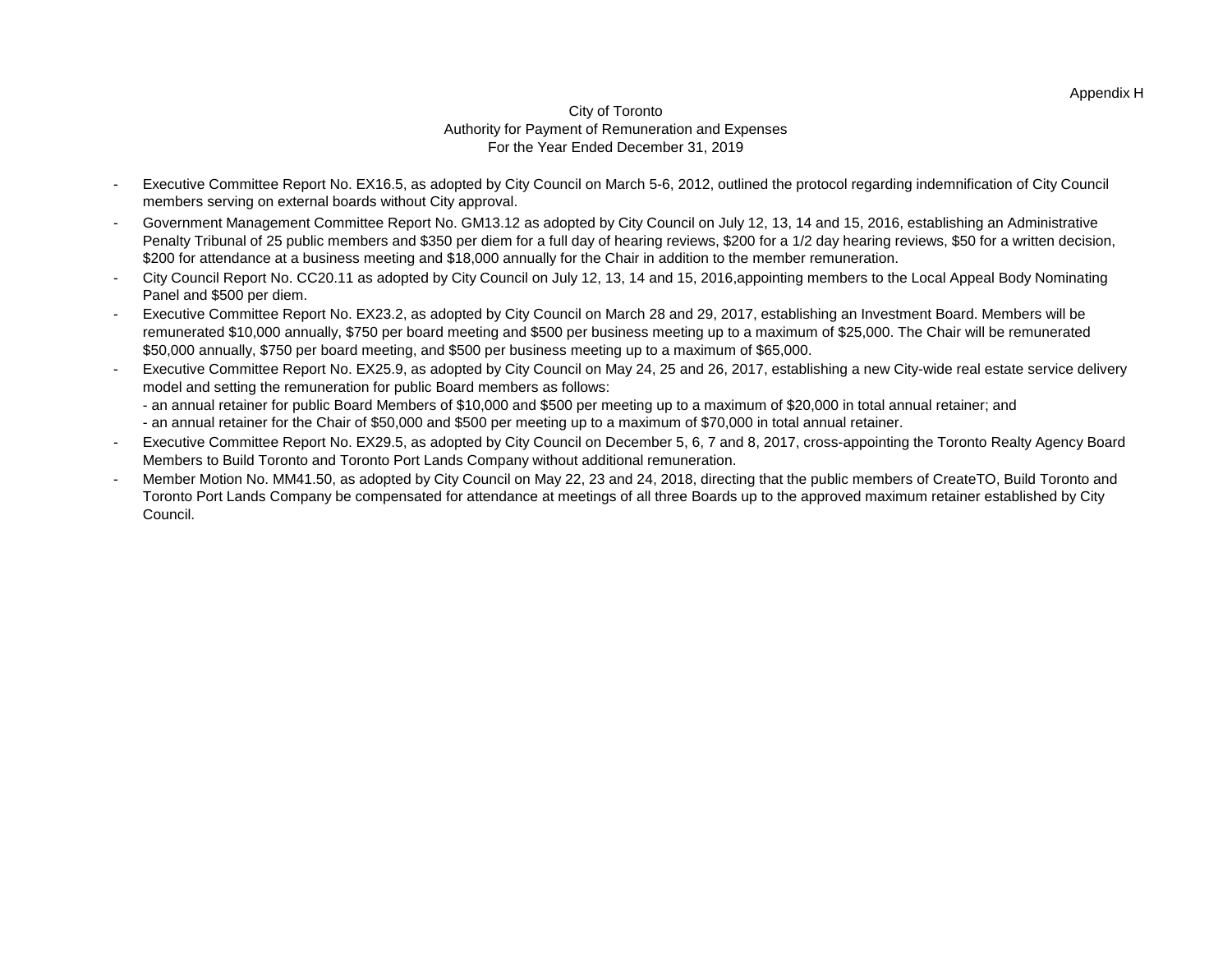Appendix H

City of Toronto
Authority for Payment of Remuneration and Expenses
For the Year Ended December 31, 2019

- Executive Committee Report No. EX16.5, as adopted by City Council on March 5-6, 2012, outlined the protocol regarding indemnification of City Council members serving on external boards without City approval.
- Government Management Committee Report No. GM13.12 as adopted by City Council on July 12, 13, 14 and 15, 2016, establishing an Administrative Penalty Tribunal of 25 public members and $350 per diem for a full day of hearing reviews, $200 for a 1/2 day hearing reviews, $50 for a written decision, $200 for attendance at a business meeting and $18,000 annually for the Chair in addition to the member remuneration.
- City Council Report No. CC20.11 as adopted by City Council on July 12, 13, 14 and 15, 2016,appointing members to the Local Appeal Body Nominating Panel and $500 per diem.
- Executive Committee Report No. EX23.2, as adopted by City Council on March 28 and 29, 2017, establishing an Investment Board. Members will be remunerated $10,000 annually, $750 per board meeting and $500 per business meeting up to a maximum of $25,000. The Chair will be remunerated $50,000 annually, $750 per board meeting, and $500 per business meeting up to a maximum of $65,000.
- Executive Committee Report No. EX25.9, as adopted by City Council on May 24, 25 and 26, 2017, establishing a new City-wide real estate service delivery model and setting the remuneration for public Board members as follows:
  - an annual retainer for public Board Members of $10,000 and $500 per meeting up to a maximum of $20,000 in total annual retainer; and
  - an annual retainer for the Chair of $50,000 and $500 per meeting up to a maximum of $70,000 in total annual retainer.
- Executive Committee Report No. EX29.5, as adopted by City Council on December 5, 6, 7 and 8, 2017, cross-appointing the Toronto Realty Agency Board Members to Build Toronto and Toronto Port Lands Company without additional remuneration.
- Member Motion No. MM41.50, as adopted by City Council on May 22, 23 and 24, 2018, directing that the public members of CreateTO, Build Toronto and Toronto Port Lands Company be compensated for attendance at meetings of all three Boards up to the approved maximum retainer established by City Council.